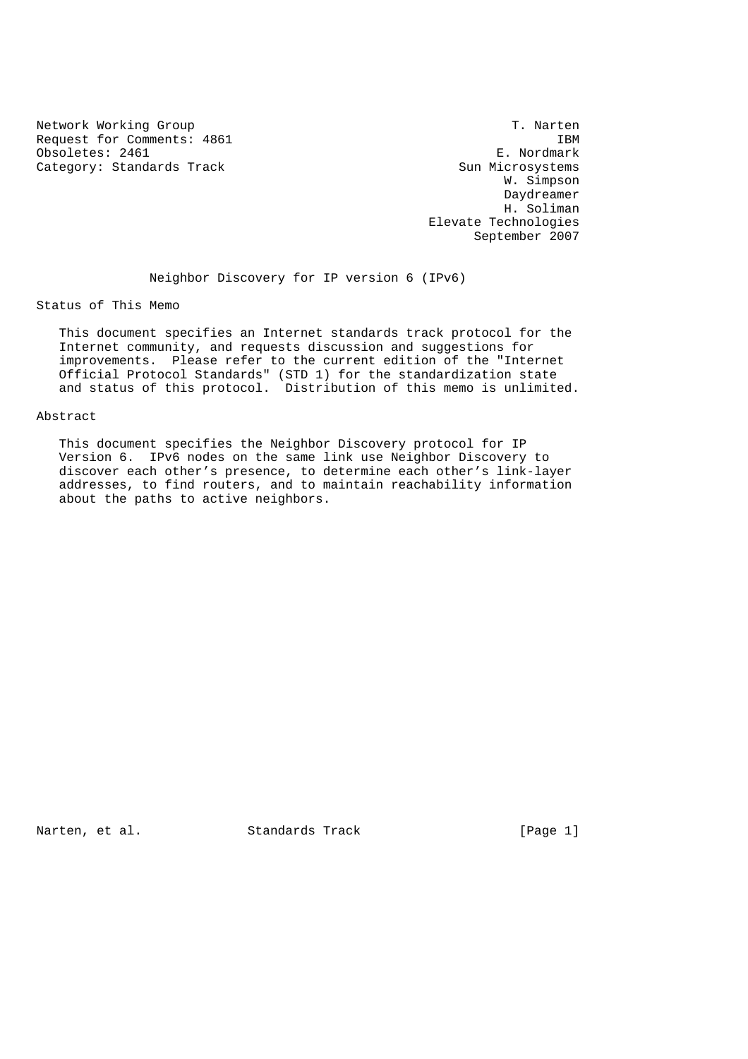Network Working Group T. Narten
Request for Comments: 4861 IBM
Obsoletes: 2461 E. Nordmark
Category: Standards Track Sun Microsystems
W. Simpson
Daydreamer
H. Soliman
Elevate Technologies
September 2007

# Neighbor Discovery for IP version 6 (IPv6)

## Status of This Memo

This document specifies an Internet standards track protocol for the Internet community, and requests discussion and suggestions for improvements. Please refer to the current edition of the "Internet Official Protocol Standards" (STD 1) for the standardization state and status of this protocol. Distribution of this memo is unlimited.

## Abstract

This document specifies the Neighbor Discovery protocol for IP Version 6. IPv6 nodes on the same link use Neighbor Discovery to discover each other's presence, to determine each other's link-layer addresses, to find routers, and to maintain reachability information about the paths to active neighbors.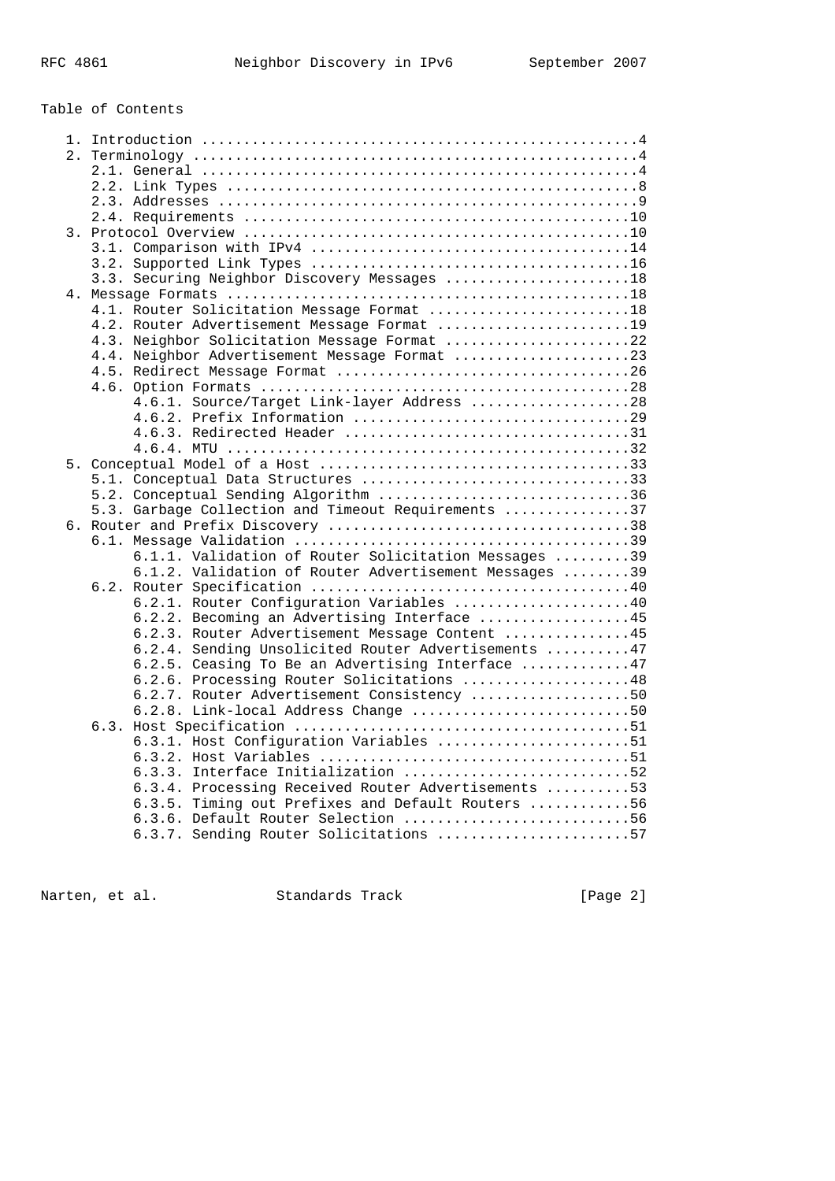Table of Contents

```
   1. Introduction ....................................................4
   2. Terminology .....................................................4
      2.1. General ....................................................4
      2.2. Link Types .................................................8
      2.3. Addresses ..................................................9
      2.4. Requirements ..............................................10
   3. Protocol Overview ..............................................10
      3.1. Comparison with IPv4 ......................................14
      3.2. Supported Link Types ......................................16
      3.3. Securing Neighbor Discovery Messages ......................18
   4. Message Formats ................................................18
      4.1. Router Solicitation Message Format ........................18
      4.2. Router Advertisement Message Format .......................19
      4.3. Neighbor Solicitation Message Format ......................22
      4.4. Neighbor Advertisement Message Format .....................23
      4.5. Redirect Message Format ...................................26
      4.6. Option Formats ............................................28
           4.6.1. Source/Target Link-layer Address ...................28
           4.6.2. Prefix Information .................................29
           4.6.3. Redirected Header ..................................31
           4.6.4. MTU ................................................32
   5. Conceptual Model of a Host .....................................33
      5.1. Conceptual Data Structures ................................33
      5.2. Conceptual Sending Algorithm ..............................36
      5.3. Garbage Collection and Timeout Requirements ...............37
   6. Router and Prefix Discovery ....................................38
      6.1. Message Validation ........................................39
           6.1.1. Validation of Router Solicitation Messages .........39
           6.1.2. Validation of Router Advertisement Messages ........39
      6.2. Router Specification ......................................40
           6.2.1. Router Configuration Variables .....................40
           6.2.2. Becoming an Advertising Interface ..................45
           6.2.3. Router Advertisement Message Content ...............45
           6.2.4. Sending Unsolicited Router Advertisements ..........47
           6.2.5. Ceasing To Be an Advertising Interface .............47
           6.2.6. Processing Router Solicitations ....................48
           6.2.7. Router Advertisement Consistency ...................50
           6.2.8. Link-local Address Change ..........................50
      6.3. Host Specification ........................................51
           6.3.1. Host Configuration Variables .......................51
           6.3.2. Host Variables .....................................51
           6.3.3. Interface Initialization ...........................52
           6.3.4. Processing Received Router Advertisements ..........53
           6.3.5. Timing out Prefixes and Default Routers ............56
           6.3.6. Default Router Selection ...........................56
           6.3.7. Sending Router Solicitations .......................57
```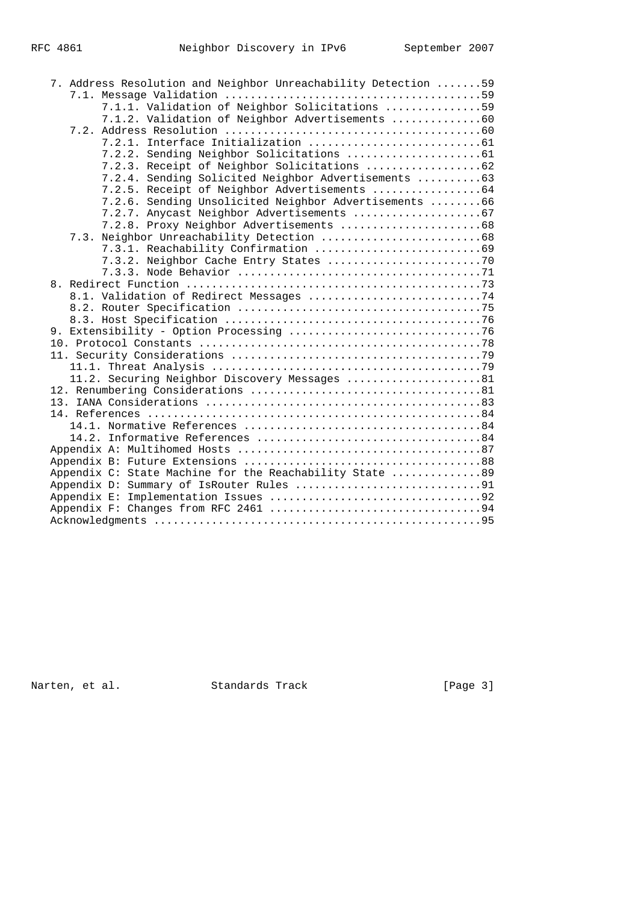```
   7. Address Resolution and Neighbor Unreachability Detection .......59
      7.1. Message Validation ........................................59
           7.1.1. Validation of Neighbor Solicitations ...............59
           7.1.2. Validation of Neighbor Advertisements ..............60
      7.2. Address Resolution ........................................60
           7.2.1. Interface Initialization ...........................61
           7.2.2. Sending Neighbor Solicitations .....................61
           7.2.3. Receipt of Neighbor Solicitations ..................62
           7.2.4. Sending Solicited Neighbor Advertisements ..........63
           7.2.5. Receipt of Neighbor Advertisements .................64
           7.2.6. Sending Unsolicited Neighbor Advertisements ........66
           7.2.7. Anycast Neighbor Advertisements ....................67
           7.2.8. Proxy Neighbor Advertisements ......................68
      7.3. Neighbor Unreachability Detection .........................68
           7.3.1. Reachability Confirmation ..........................69
           7.3.2. Neighbor Cache Entry States ........................70
           7.3.3. Node Behavior ......................................71
   8. Redirect Function ..............................................73
      8.1. Validation of Redirect Messages ...........................74
      8.2. Router Specification ......................................75
      8.3. Host Specification ........................................76
   9. Extensibility - Option Processing ..............................76
   10. Protocol Constants ............................................78
   11. Security Considerations .......................................79
      11.1. Threat Analysis ..........................................79
      11.2. Securing Neighbor Discovery Messages .....................81
   12. Renumbering Considerations ....................................81
   13. IANA Considerations ...........................................83
   14. References ....................................................84
      14.1. Normative References .....................................84
      14.2. Informative References ...................................84
   Appendix A: Multihomed Hosts ......................................87
   Appendix B: Future Extensions .....................................88
   Appendix C: State Machine for the Reachability State ..............89
   Appendix D: Summary of IsRouter Rules .............................91
   Appendix E: Implementation Issues .................................92
   Appendix F: Changes from RFC 2461 .................................94
   Acknowledgments ...................................................95
```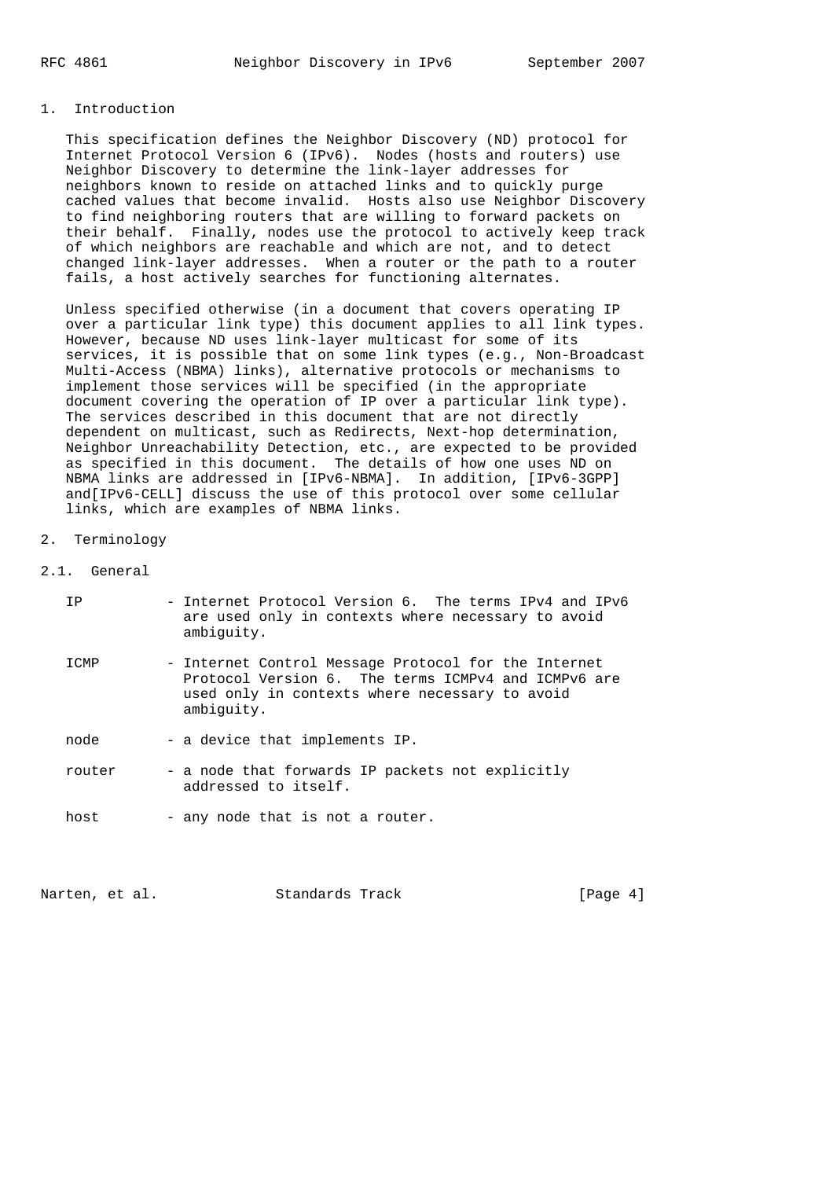## 1. Introduction

This specification defines the Neighbor Discovery (ND) protocol for Internet Protocol Version 6 (IPv6). Nodes (hosts and routers) use Neighbor Discovery to determine the link-layer addresses for neighbors known to reside on attached links and to quickly purge cached values that become invalid. Hosts also use Neighbor Discovery to find neighboring routers that are willing to forward packets on their behalf. Finally, nodes use the protocol to actively keep track of which neighbors are reachable and which are not, and to detect changed link-layer addresses. When a router or the path to a router fails, a host actively searches for functioning alternates.

Unless specified otherwise (in a document that covers operating IP over a particular link type) this document applies to all link types. However, because ND uses link-layer multicast for some of its services, it is possible that on some link types (e.g., Non-Broadcast Multi-Access (NBMA) links), alternative protocols or mechanisms to implement those services will be specified (in the appropriate document covering the operation of IP over a particular link type). The services described in this document that are not directly dependent on multicast, such as Redirects, Next-hop determination, Neighbor Unreachability Detection, etc., are expected to be provided as specified in this document. The details of how one uses ND on NBMA links are addressed in [IPv6-NBMA]. In addition, [IPv6-3GPP] and[IPv6-CELL] discuss the use of this protocol over some cellular links, which are examples of NBMA links.

## 2. Terminology

### 2.1. General

IP - Internet Protocol Version 6. The terms IPv4 and IPv6 are used only in contexts where necessary to avoid ambiguity.

ICMP - Internet Control Message Protocol for the Internet Protocol Version 6. The terms ICMPv4 and ICMPv6 are used only in contexts where necessary to avoid ambiguity.

node - a device that implements IP.

router - a node that forwards IP packets not explicitly addressed to itself.

host - any node that is not a router.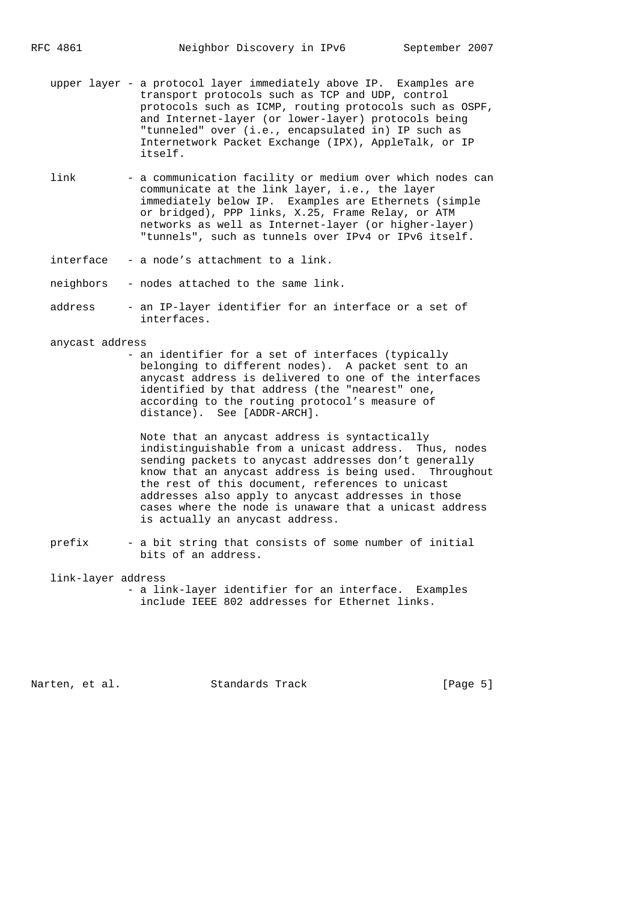upper layer - a protocol layer immediately above IP. Examples are transport protocols such as TCP and UDP, control protocols such as ICMP, routing protocols such as OSPF, and Internet-layer (or lower-layer) protocols being "tunneled" over (i.e., encapsulated in) IP such as Internetwork Packet Exchange (IPX), AppleTalk, or IP itself.

link - a communication facility or medium over which nodes can communicate at the link layer, i.e., the layer immediately below IP. Examples are Ethernets (simple or bridged), PPP links, X.25, Frame Relay, or ATM networks as well as Internet-layer (or higher-layer) "tunnels", such as tunnels over IPv4 or IPv6 itself.

interface - a node's attachment to a link.

neighbors - nodes attached to the same link.

address - an IP-layer identifier for an interface or a set of interfaces.

anycast address
- an identifier for a set of interfaces (typically belonging to different nodes). A packet sent to an anycast address is delivered to one of the interfaces identified by that address (the "nearest" one, according to the routing protocol's measure of distance). See [ADDR-ARCH].

Note that an anycast address is syntactically indistinguishable from a unicast address. Thus, nodes sending packets to anycast addresses don't generally know that an anycast address is being used. Throughout the rest of this document, references to unicast addresses also apply to anycast addresses in those cases where the node is unaware that a unicast address is actually an anycast address.

prefix - a bit string that consists of some number of initial bits of an address.

link-layer address
- a link-layer identifier for an interface. Examples include IEEE 802 addresses for Ethernet links.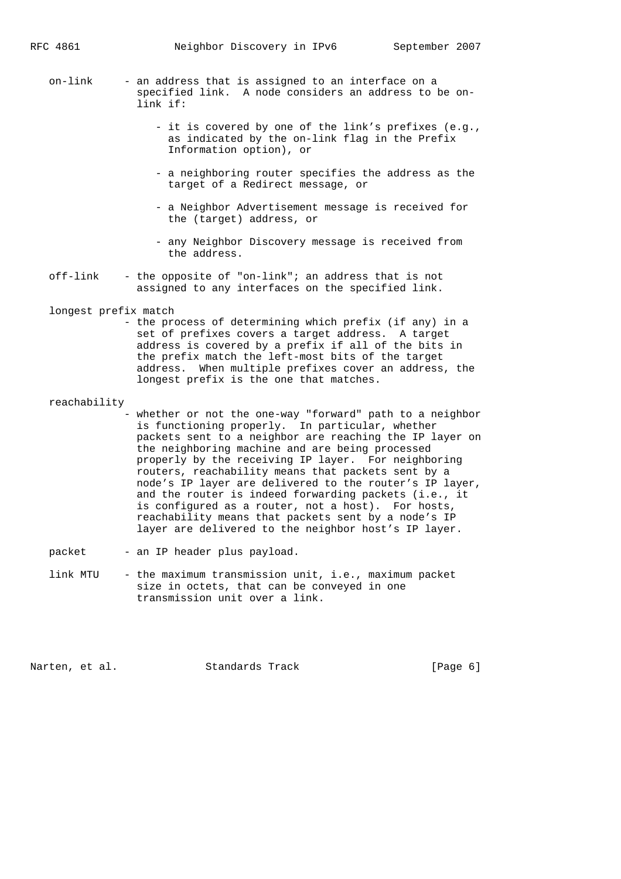on-link - an address that is assigned to an interface on a specified link. A node considers an address to be on-link if:

- it is covered by one of the link's prefixes (e.g., as indicated by the on-link flag in the Prefix Information option), or
- a neighboring router specifies the address as the target of a Redirect message, or
- a Neighbor Advertisement message is received for the (target) address, or
- any Neighbor Discovery message is received from the address.

off-link - the opposite of "on-link"; an address that is not assigned to any interfaces on the specified link.

longest prefix match - the process of determining which prefix (if any) in a set of prefixes covers a target address. A target address is covered by a prefix if all of the bits in the prefix match the left-most bits of the target address. When multiple prefixes cover an address, the longest prefix is the one that matches.

reachability - whether or not the one-way "forward" path to a neighbor is functioning properly. In particular, whether packets sent to a neighbor are reaching the IP layer on the neighboring machine and are being processed properly by the receiving IP layer. For neighboring routers, reachability means that packets sent by a node's IP layer are delivered to the router's IP layer, and the router is indeed forwarding packets (i.e., it is configured as a router, not a host). For hosts, reachability means that packets sent by a node's IP layer are delivered to the neighbor host's IP layer.

packet - an IP header plus payload.

link MTU - the maximum transmission unit, i.e., maximum packet size in octets, that can be conveyed in one transmission unit over a link.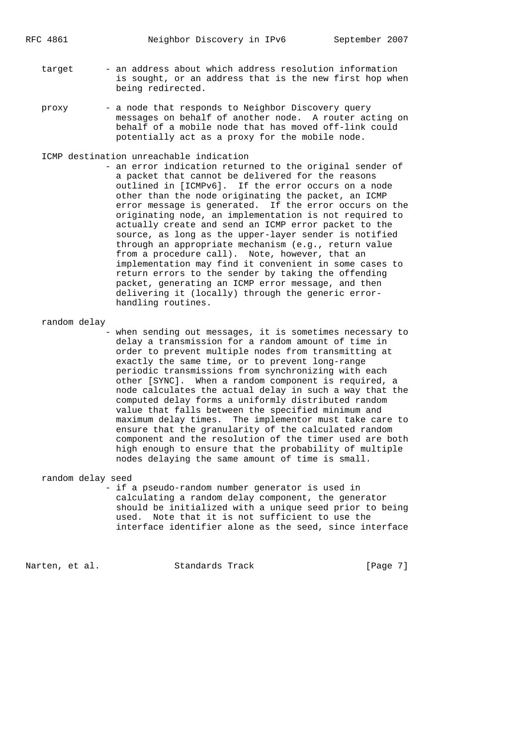target - an address about which address resolution information is sought, or an address that is the new first hop when being redirected.

proxy - a node that responds to Neighbor Discovery query messages on behalf of another node. A router acting on behalf of a mobile node that has moved off-link could potentially act as a proxy for the mobile node.

ICMP destination unreachable indication
- an error indication returned to the original sender of a packet that cannot be delivered for the reasons outlined in [ICMPv6]. If the error occurs on a node other than the node originating the packet, an ICMP error message is generated. If the error occurs on the originating node, an implementation is not required to actually create and send an ICMP error packet to the source, as long as the upper-layer sender is notified through an appropriate mechanism (e.g., return value from a procedure call). Note, however, that an implementation may find it convenient in some cases to return errors to the sender by taking the offending packet, generating an ICMP error message, and then delivering it (locally) through the generic error-handling routines.

random delay
- when sending out messages, it is sometimes necessary to delay a transmission for a random amount of time in order to prevent multiple nodes from transmitting at exactly the same time, or to prevent long-range periodic transmissions from synchronizing with each other [SYNC]. When a random component is required, a node calculates the actual delay in such a way that the computed delay forms a uniformly distributed random value that falls between the specified minimum and maximum delay times. The implementor must take care to ensure that the granularity of the calculated random component and the resolution of the timer used are both high enough to ensure that the probability of multiple nodes delaying the same amount of time is small.

random delay seed
- if a pseudo-random number generator is used in calculating a random delay component, the generator should be initialized with a unique seed prior to being used. Note that it is not sufficient to use the interface identifier alone as the seed, since interface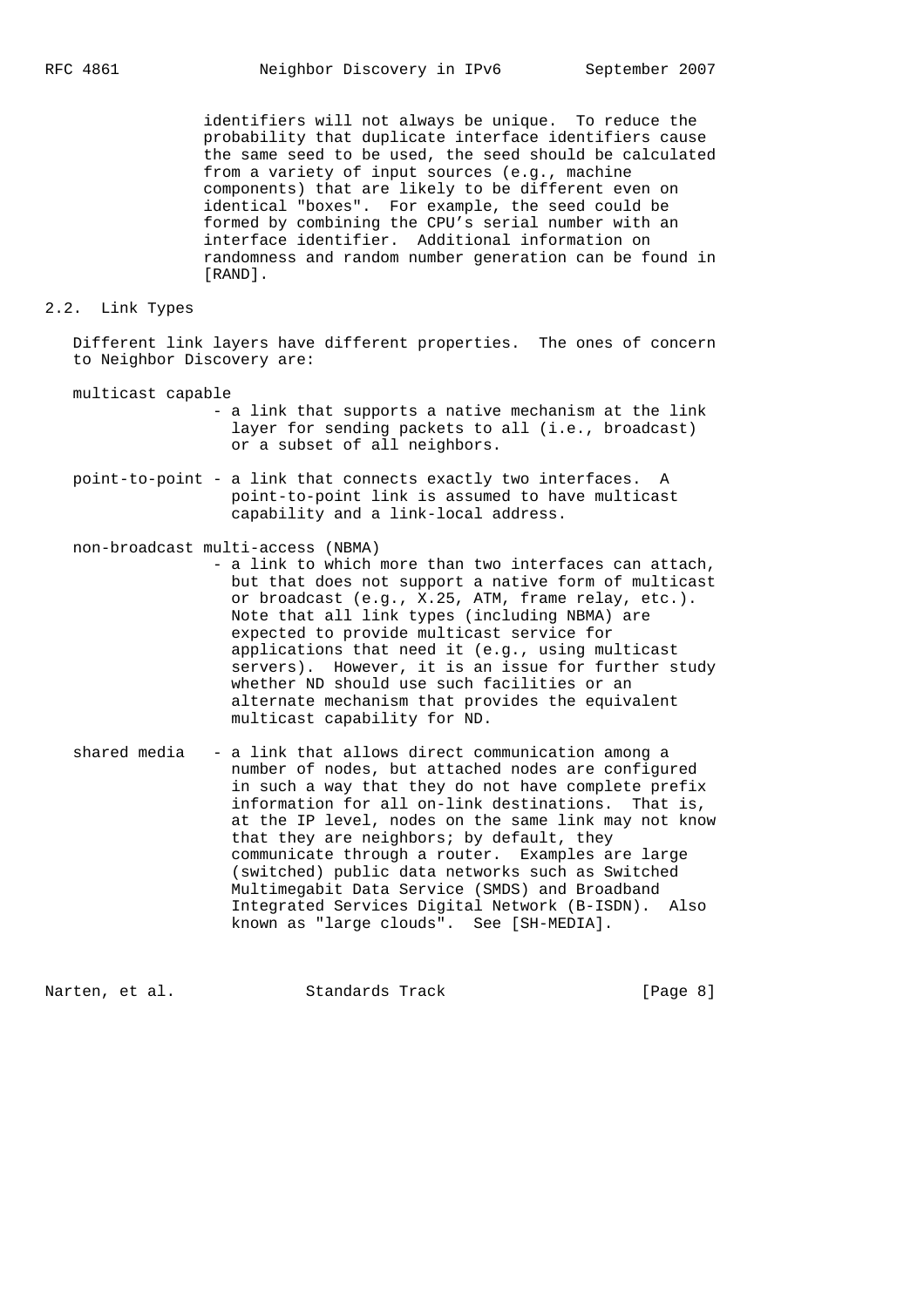identifiers will not always be unique. To reduce the probability that duplicate interface identifiers cause the same seed to be used, the seed should be calculated from a variety of input sources (e.g., machine components) that are likely to be different even on identical "boxes". For example, the seed could be formed by combining the CPU's serial number with an interface identifier. Additional information on randomness and random number generation can be found in [RAND].

## 2.2. Link Types

Different link layers have different properties. The ones of concern to Neighbor Discovery are:

multicast capable
- a link that supports a native mechanism at the link layer for sending packets to all (i.e., broadcast) or a subset of all neighbors.

point-to-point - a link that connects exactly two interfaces. A point-to-point link is assumed to have multicast capability and a link-local address.

non-broadcast multi-access (NBMA)
- a link to which more than two interfaces can attach, but that does not support a native form of multicast or broadcast (e.g., X.25, ATM, frame relay, etc.). Note that all link types (including NBMA) are expected to provide multicast service for applications that need it (e.g., using multicast servers). However, it is an issue for further study whether ND should use such facilities or an alternate mechanism that provides the equivalent multicast capability for ND.

shared media - a link that allows direct communication among a number of nodes, but attached nodes are configured in such a way that they do not have complete prefix information for all on-link destinations. That is, at the IP level, nodes on the same link may not know that they are neighbors; by default, they communicate through a router. Examples are large (switched) public data networks such as Switched Multimegabit Data Service (SMDS) and Broadband Integrated Services Digital Network (B-ISDN). Also known as "large clouds". See [SH-MEDIA].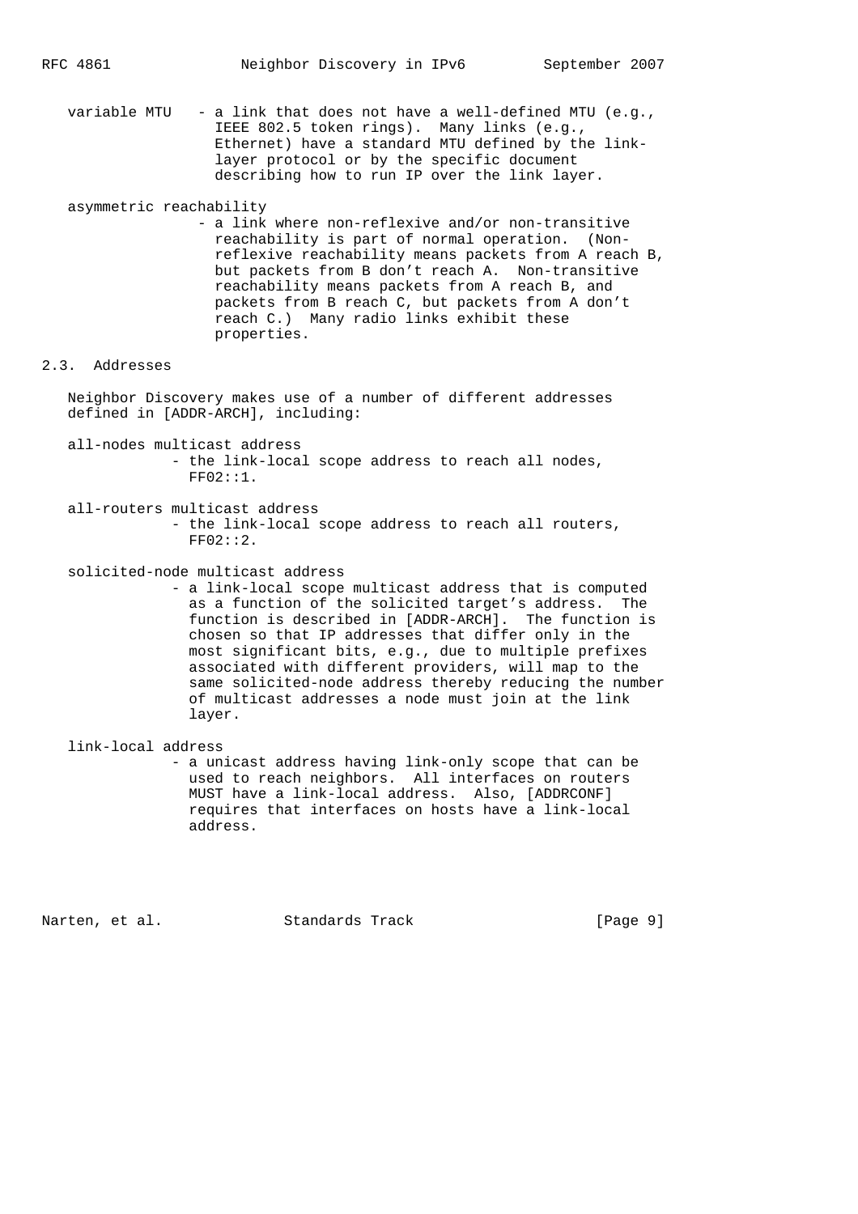variable MTU - a link that does not have a well-defined MTU (e.g., IEEE 802.5 token rings). Many links (e.g., Ethernet) have a standard MTU defined by the link-layer protocol or by the specific document describing how to run IP over the link layer.

asymmetric reachability
- a link where non-reflexive and/or non-transitive reachability is part of normal operation. (Non-reflexive reachability means packets from A reach B, but packets from B don't reach A. Non-transitive reachability means packets from A reach B, and packets from B reach C, but packets from A don't reach C.) Many radio links exhibit these properties.

## 2.3. Addresses

Neighbor Discovery makes use of a number of different addresses defined in [ADDR-ARCH], including:

all-nodes multicast address
- the link-local scope address to reach all nodes, FF02::1.

all-routers multicast address
- the link-local scope address to reach all routers, FF02::2.

solicited-node multicast address
- a link-local scope multicast address that is computed as a function of the solicited target's address. The function is described in [ADDR-ARCH]. The function is chosen so that IP addresses that differ only in the most significant bits, e.g., due to multiple prefixes associated with different providers, will map to the same solicited-node address thereby reducing the number of multicast addresses a node must join at the link layer.

link-local address
- a unicast address having link-only scope that can be used to reach neighbors. All interfaces on routers MUST have a link-local address. Also, [ADDRCONF] requires that interfaces on hosts have a link-local address.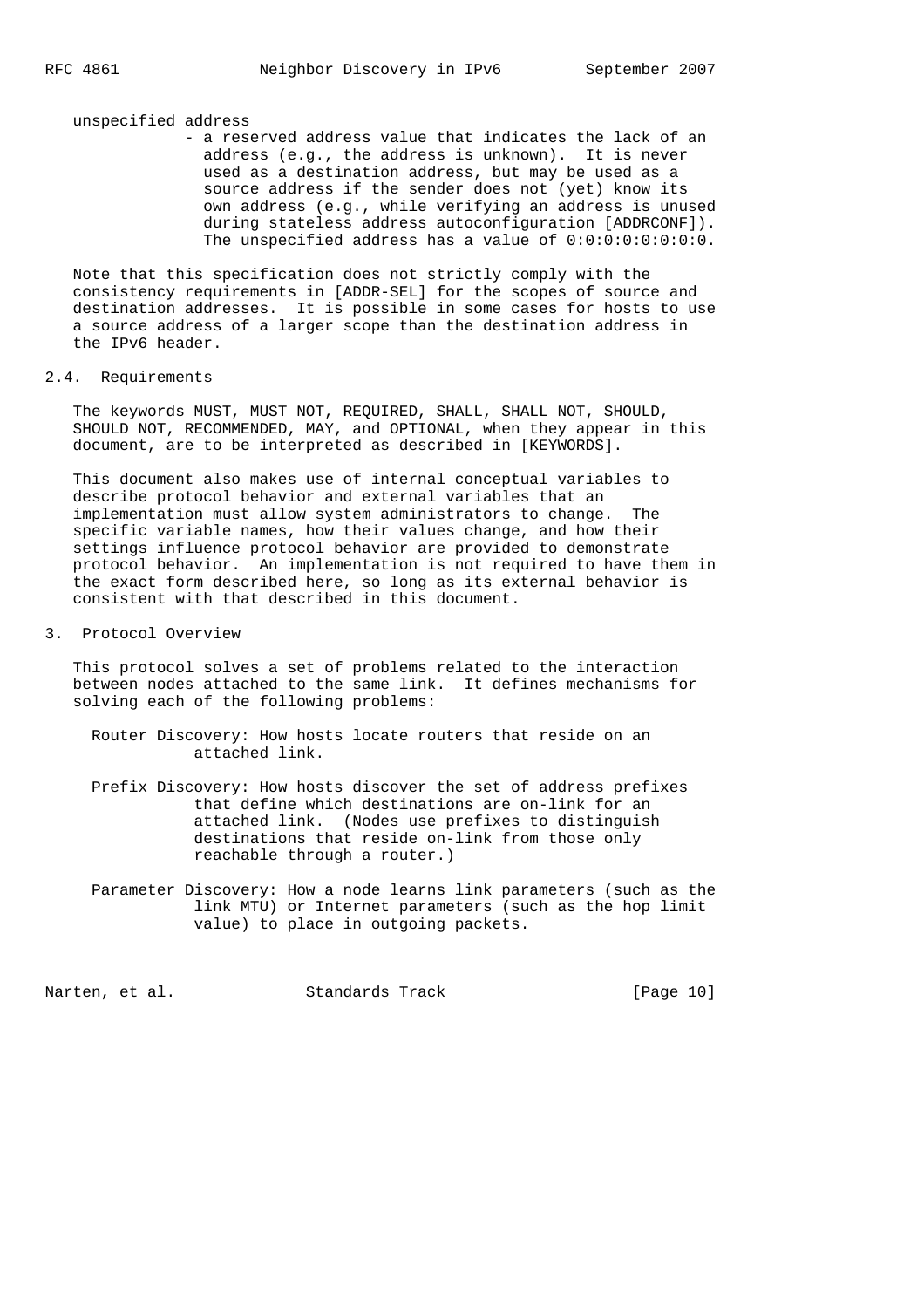unspecified address
- a reserved address value that indicates the lack of an address (e.g., the address is unknown). It is never used as a destination address, but may be used as a source address if the sender does not (yet) know its own address (e.g., while verifying an address is unused during stateless address autoconfiguration [ADDRCONF]). The unspecified address has a value of 0:0:0:0:0:0:0:0.

Note that this specification does not strictly comply with the consistency requirements in [ADDR-SEL] for the scopes of source and destination addresses. It is possible in some cases for hosts to use a source address of a larger scope than the destination address in the IPv6 header.

## 2.4. Requirements

The keywords MUST, MUST NOT, REQUIRED, SHALL, SHALL NOT, SHOULD, SHOULD NOT, RECOMMENDED, MAY, and OPTIONAL, when they appear in this document, are to be interpreted as described in [KEYWORDS].

This document also makes use of internal conceptual variables to describe protocol behavior and external variables that an implementation must allow system administrators to change. The specific variable names, how their values change, and how their settings influence protocol behavior are provided to demonstrate protocol behavior. An implementation is not required to have them in the exact form described here, so long as its external behavior is consistent with that described in this document.

# 3. Protocol Overview

This protocol solves a set of problems related to the interaction between nodes attached to the same link. It defines mechanisms for solving each of the following problems:

Router Discovery: How hosts locate routers that reside on an attached link.

Prefix Discovery: How hosts discover the set of address prefixes that define which destinations are on-link for an attached link. (Nodes use prefixes to distinguish destinations that reside on-link from those only reachable through a router.)

Parameter Discovery: How a node learns link parameters (such as the link MTU) or Internet parameters (such as the hop limit value) to place in outgoing packets.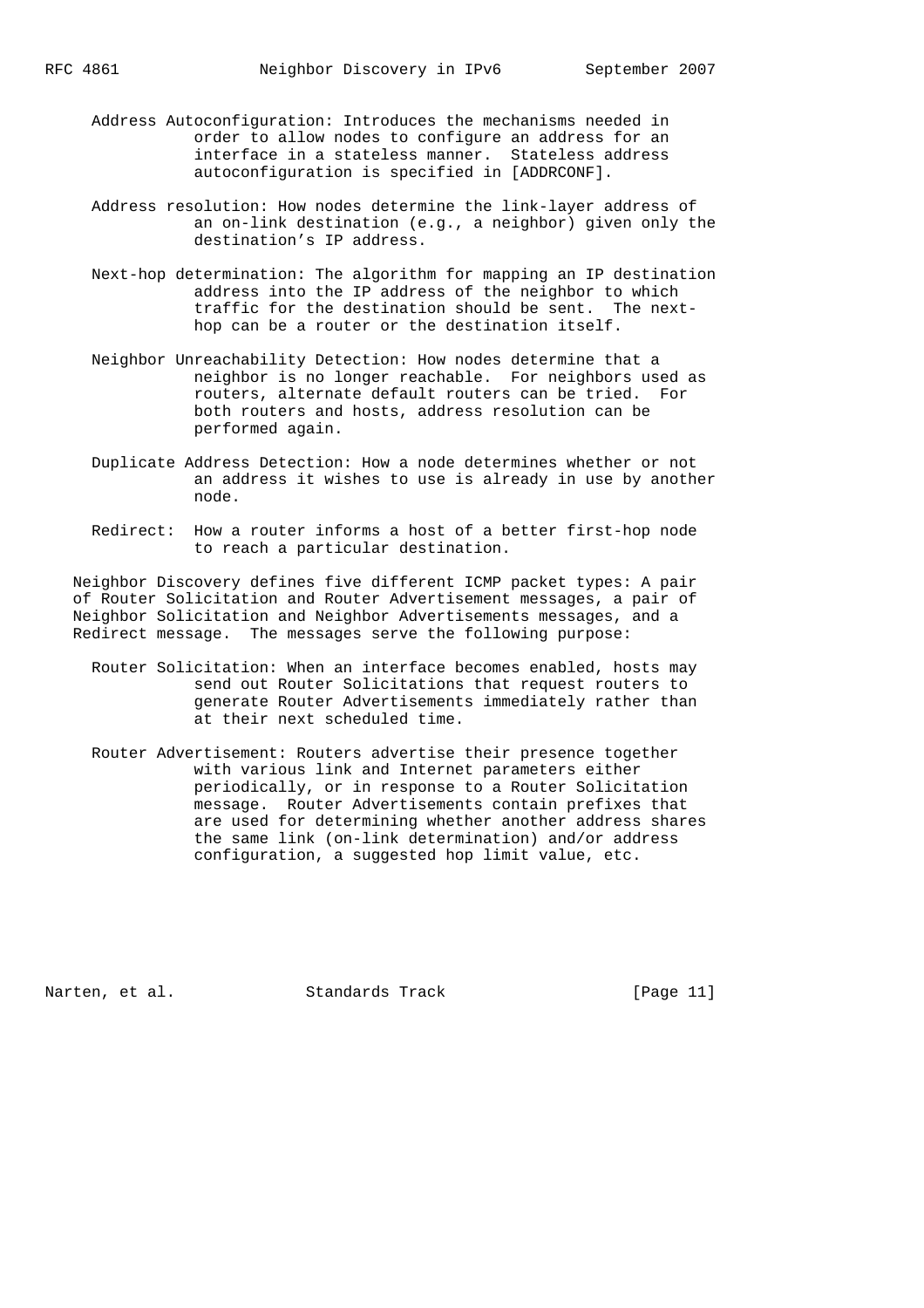Address Autoconfiguration: Introduces the mechanisms needed in order to allow nodes to configure an address for an interface in a stateless manner. Stateless address autoconfiguration is specified in [ADDRCONF].

Address resolution: How nodes determine the link-layer address of an on-link destination (e.g., a neighbor) given only the destination's IP address.

Next-hop determination: The algorithm for mapping an IP destination address into the IP address of the neighbor to which traffic for the destination should be sent. The next-hop can be a router or the destination itself.

Neighbor Unreachability Detection: How nodes determine that a neighbor is no longer reachable. For neighbors used as routers, alternate default routers can be tried. For both routers and hosts, address resolution can be performed again.

Duplicate Address Detection: How a node determines whether or not an address it wishes to use is already in use by another node.

Redirect: How a router informs a host of a better first-hop node to reach a particular destination.

Neighbor Discovery defines five different ICMP packet types: A pair of Router Solicitation and Router Advertisement messages, a pair of Neighbor Solicitation and Neighbor Advertisements messages, and a Redirect message. The messages serve the following purpose:

Router Solicitation: When an interface becomes enabled, hosts may send out Router Solicitations that request routers to generate Router Advertisements immediately rather than at their next scheduled time.

Router Advertisement: Routers advertise their presence together with various link and Internet parameters either periodically, or in response to a Router Solicitation message. Router Advertisements contain prefixes that are used for determining whether another address shares the same link (on-link determination) and/or address configuration, a suggested hop limit value, etc.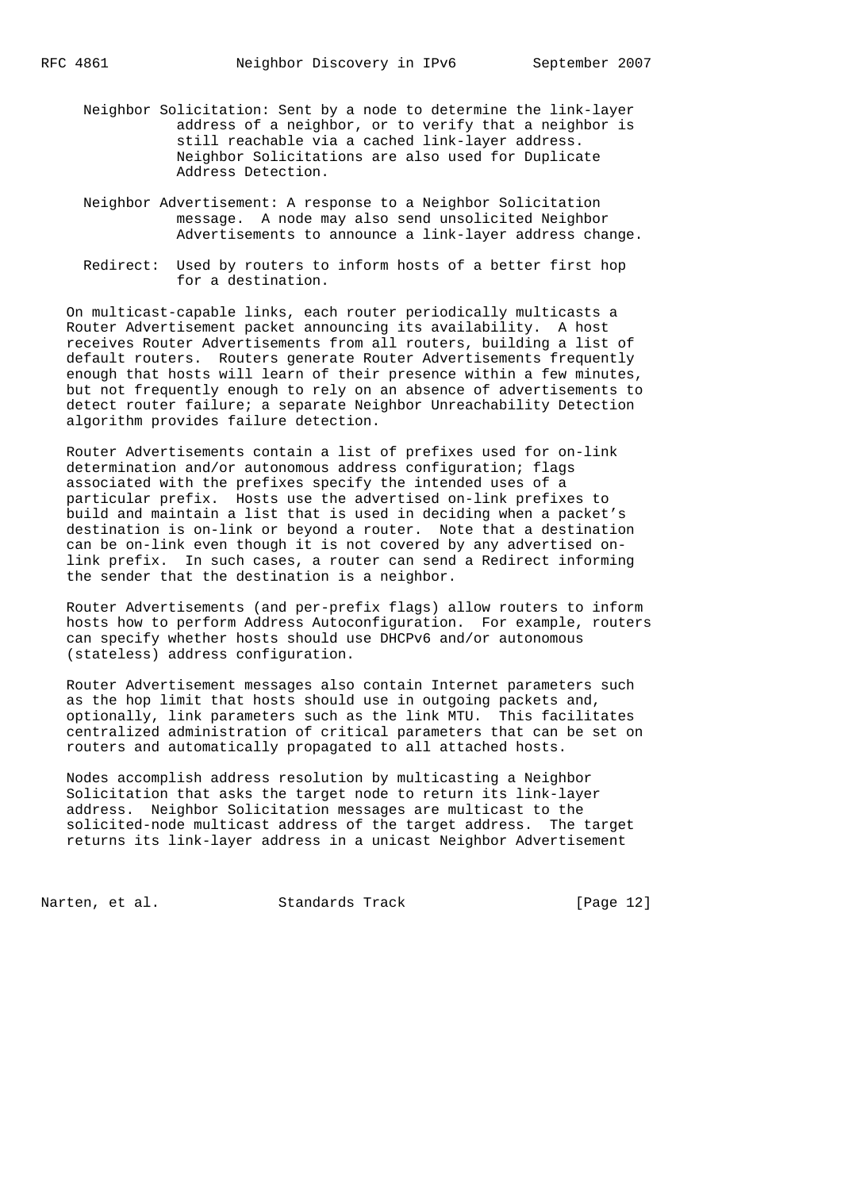Neighbor Solicitation: Sent by a node to determine the link-layer address of a neighbor, or to verify that a neighbor is still reachable via a cached link-layer address. Neighbor Solicitations are also used for Duplicate Address Detection.

Neighbor Advertisement: A response to a Neighbor Solicitation message. A node may also send unsolicited Neighbor Advertisements to announce a link-layer address change.

Redirect: Used by routers to inform hosts of a better first hop for a destination.

On multicast-capable links, each router periodically multicasts a Router Advertisement packet announcing its availability. A host receives Router Advertisements from all routers, building a list of default routers. Routers generate Router Advertisements frequently enough that hosts will learn of their presence within a few minutes, but not frequently enough to rely on an absence of advertisements to detect router failure; a separate Neighbor Unreachability Detection algorithm provides failure detection.

Router Advertisements contain a list of prefixes used for on-link determination and/or autonomous address configuration; flags associated with the prefixes specify the intended uses of a particular prefix. Hosts use the advertised on-link prefixes to build and maintain a list that is used in deciding when a packet's destination is on-link or beyond a router. Note that a destination can be on-link even though it is not covered by any advertised on-link prefix. In such cases, a router can send a Redirect informing the sender that the destination is a neighbor.

Router Advertisements (and per-prefix flags) allow routers to inform hosts how to perform Address Autoconfiguration. For example, routers can specify whether hosts should use DHCPv6 and/or autonomous (stateless) address configuration.

Router Advertisement messages also contain Internet parameters such as the hop limit that hosts should use in outgoing packets and, optionally, link parameters such as the link MTU. This facilitates centralized administration of critical parameters that can be set on routers and automatically propagated to all attached hosts.

Nodes accomplish address resolution by multicasting a Neighbor Solicitation that asks the target node to return its link-layer address. Neighbor Solicitation messages are multicast to the solicited-node multicast address of the target address. The target returns its link-layer address in a unicast Neighbor Advertisement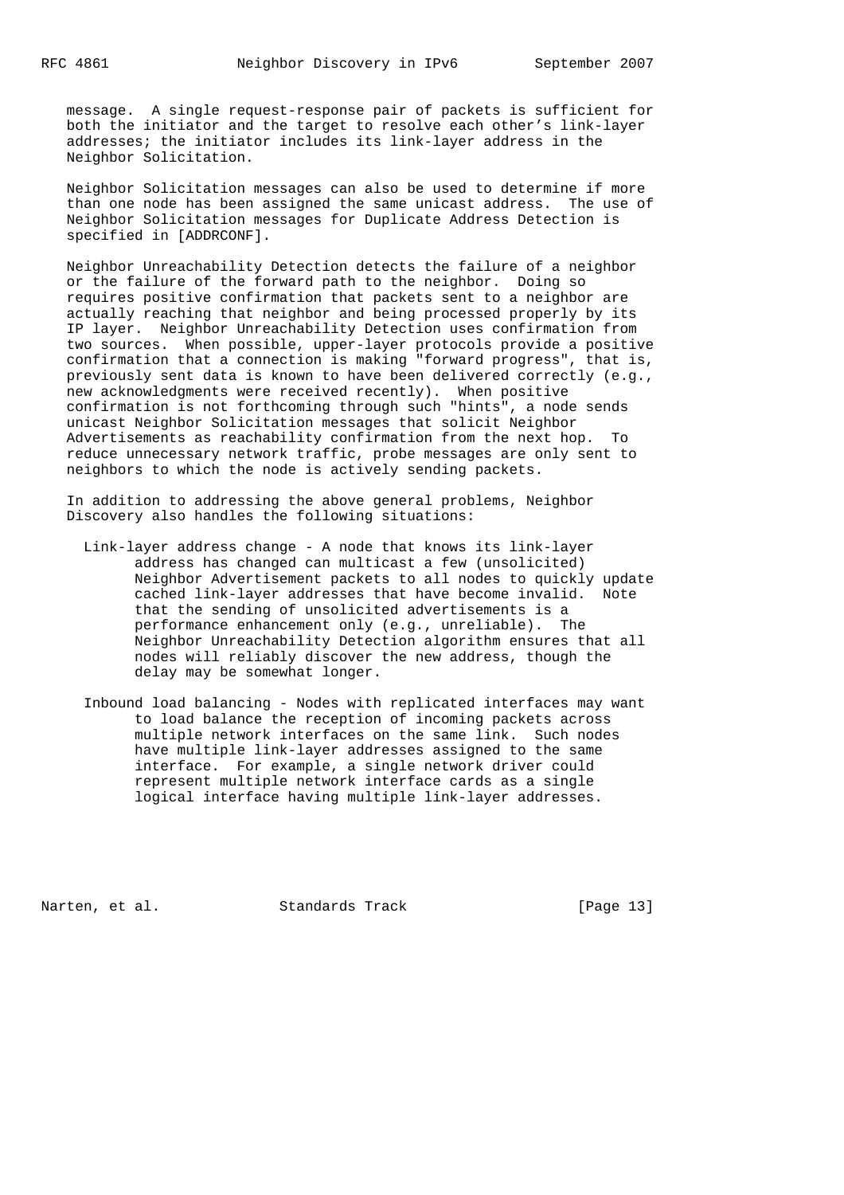message. A single request-response pair of packets is sufficient for both the initiator and the target to resolve each other's link-layer addresses; the initiator includes its link-layer address in the Neighbor Solicitation.

Neighbor Solicitation messages can also be used to determine if more than one node has been assigned the same unicast address. The use of Neighbor Solicitation messages for Duplicate Address Detection is specified in [ADDRCONF].

Neighbor Unreachability Detection detects the failure of a neighbor or the failure of the forward path to the neighbor. Doing so requires positive confirmation that packets sent to a neighbor are actually reaching that neighbor and being processed properly by its IP layer. Neighbor Unreachability Detection uses confirmation from two sources. When possible, upper-layer protocols provide a positive confirmation that a connection is making "forward progress", that is, previously sent data is known to have been delivered correctly (e.g., new acknowledgments were received recently). When positive confirmation is not forthcoming through such "hints", a node sends unicast Neighbor Solicitation messages that solicit Neighbor Advertisements as reachability confirmation from the next hop. To reduce unnecessary network traffic, probe messages are only sent to neighbors to which the node is actively sending packets.

In addition to addressing the above general problems, Neighbor Discovery also handles the following situations:

Link-layer address change - A node that knows its link-layer address has changed can multicast a few (unsolicited) Neighbor Advertisement packets to all nodes to quickly update cached link-layer addresses that have become invalid. Note that the sending of unsolicited advertisements is a performance enhancement only (e.g., unreliable). The Neighbor Unreachability Detection algorithm ensures that all nodes will reliably discover the new address, though the delay may be somewhat longer.

Inbound load balancing - Nodes with replicated interfaces may want to load balance the reception of incoming packets across multiple network interfaces on the same link. Such nodes have multiple link-layer addresses assigned to the same interface. For example, a single network driver could represent multiple network interface cards as a single logical interface having multiple link-layer addresses.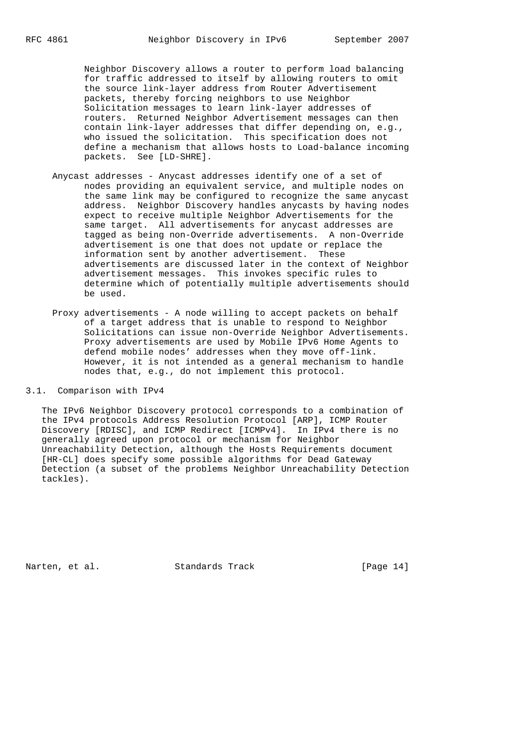Neighbor Discovery allows a router to perform load balancing for traffic addressed to itself by allowing routers to omit the source link-layer address from Router Advertisement packets, thereby forcing neighbors to use Neighbor Solicitation messages to learn link-layer addresses of routers. Returned Neighbor Advertisement messages can then contain link-layer addresses that differ depending on, e.g., who issued the solicitation. This specification does not define a mechanism that allows hosts to Load-balance incoming packets. See [LD-SHRE].

Anycast addresses - Anycast addresses identify one of a set of nodes providing an equivalent service, and multiple nodes on the same link may be configured to recognize the same anycast address. Neighbor Discovery handles anycasts by having nodes expect to receive multiple Neighbor Advertisements for the same target. All advertisements for anycast addresses are tagged as being non-Override advertisements. A non-Override advertisement is one that does not update or replace the information sent by another advertisement. These advertisements are discussed later in the context of Neighbor advertisement messages. This invokes specific rules to determine which of potentially multiple advertisements should be used.

Proxy advertisements - A node willing to accept packets on behalf of a target address that is unable to respond to Neighbor Solicitations can issue non-Override Neighbor Advertisements. Proxy advertisements are used by Mobile IPv6 Home Agents to defend mobile nodes' addresses when they move off-link. However, it is not intended as a general mechanism to handle nodes that, e.g., do not implement this protocol.

## 3.1. Comparison with IPv4

The IPv6 Neighbor Discovery protocol corresponds to a combination of the IPv4 protocols Address Resolution Protocol [ARP], ICMP Router Discovery [RDISC], and ICMP Redirect [ICMPv4]. In IPv4 there is no generally agreed upon protocol or mechanism for Neighbor Unreachability Detection, although the Hosts Requirements document [HR-CL] does specify some possible algorithms for Dead Gateway Detection (a subset of the problems Neighbor Unreachability Detection tackles).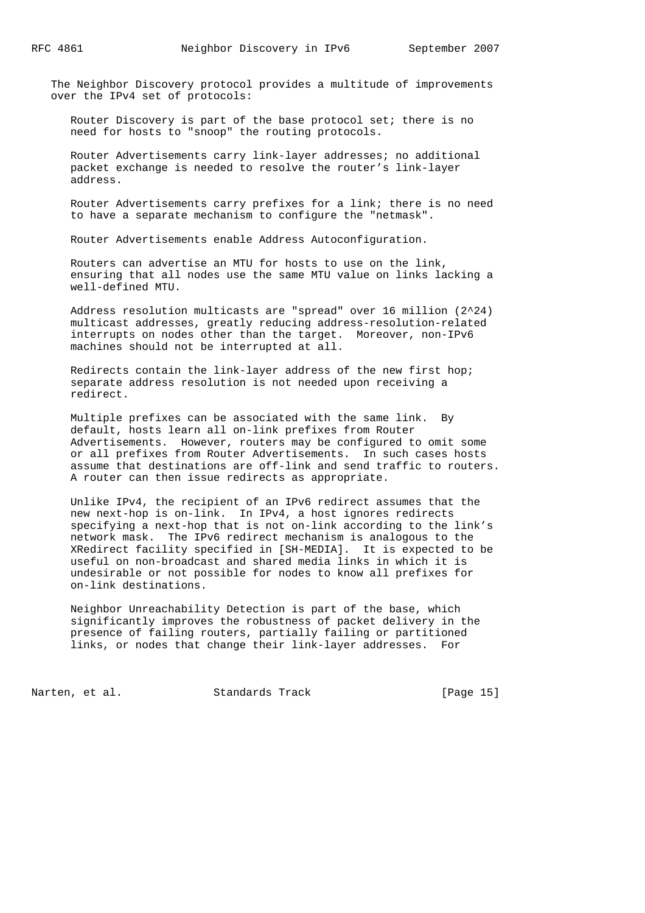The Neighbor Discovery protocol provides a multitude of improvements over the IPv4 set of protocols:

Router Discovery is part of the base protocol set; there is no need for hosts to "snoop" the routing protocols.

Router Advertisements carry link-layer addresses; no additional packet exchange is needed to resolve the router's link-layer address.

Router Advertisements carry prefixes for a link; there is no need to have a separate mechanism to configure the "netmask".

Router Advertisements enable Address Autoconfiguration.

Routers can advertise an MTU for hosts to use on the link, ensuring that all nodes use the same MTU value on links lacking a well-defined MTU.

Address resolution multicasts are "spread" over 16 million ($2^{24}$) multicast addresses, greatly reducing address-resolution-related interrupts on nodes other than the target. Moreover, non-IPv6 machines should not be interrupted at all.

Redirects contain the link-layer address of the new first hop; separate address resolution is not needed upon receiving a redirect.

Multiple prefixes can be associated with the same link. By default, hosts learn all on-link prefixes from Router Advertisements. However, routers may be configured to omit some or all prefixes from Router Advertisements. In such cases hosts assume that destinations are off-link and send traffic to routers. A router can then issue redirects as appropriate.

Unlike IPv4, the recipient of an IPv6 redirect assumes that the new next-hop is on-link. In IPv4, a host ignores redirects specifying a next-hop that is not on-link according to the link's network mask. The IPv6 redirect mechanism is analogous to the XRedirect facility specified in [SH-MEDIA]. It is expected to be useful on non-broadcast and shared media links in which it is undesirable or not possible for nodes to know all prefixes for on-link destinations.

Neighbor Unreachability Detection is part of the base, which significantly improves the robustness of packet delivery in the presence of failing routers, partially failing or partitioned links, or nodes that change their link-layer addresses. For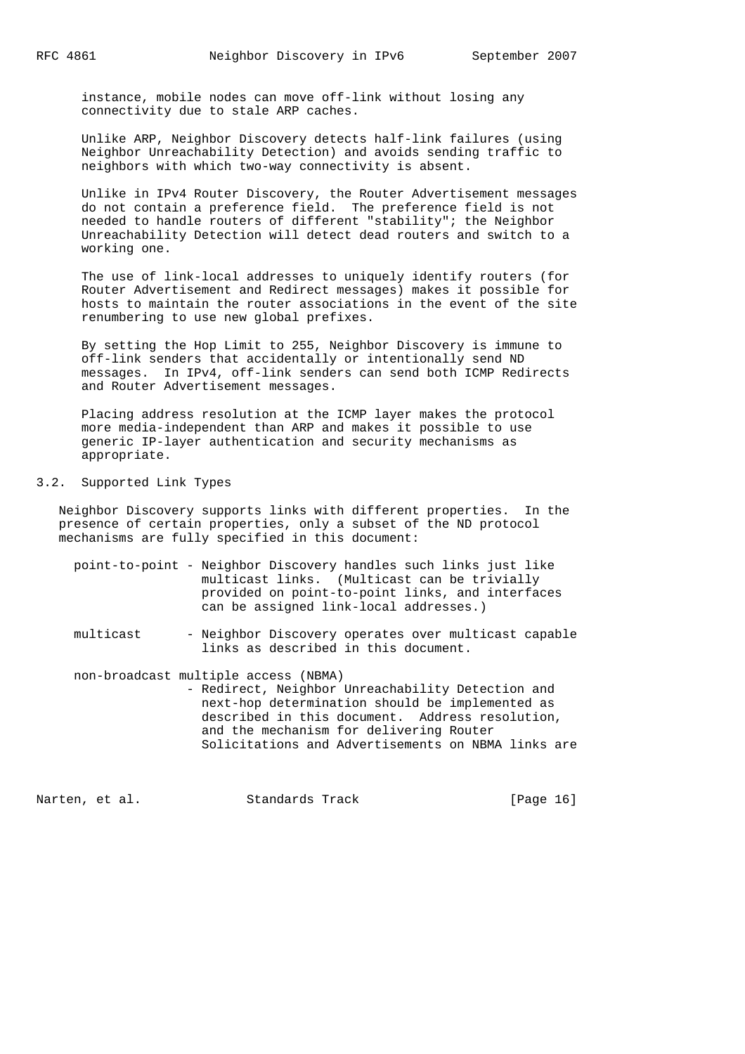instance, mobile nodes can move off-link without losing any connectivity due to stale ARP caches.

Unlike ARP, Neighbor Discovery detects half-link failures (using Neighbor Unreachability Detection) and avoids sending traffic to neighbors with which two-way connectivity is absent.

Unlike in IPv4 Router Discovery, the Router Advertisement messages do not contain a preference field. The preference field is not needed to handle routers of different "stability"; the Neighbor Unreachability Detection will detect dead routers and switch to a working one.

The use of link-local addresses to uniquely identify routers (for Router Advertisement and Redirect messages) makes it possible for hosts to maintain the router associations in the event of the site renumbering to use new global prefixes.

By setting the Hop Limit to 255, Neighbor Discovery is immune to off-link senders that accidentally or intentionally send ND messages. In IPv4, off-link senders can send both ICMP Redirects and Router Advertisement messages.

Placing address resolution at the ICMP layer makes the protocol more media-independent than ARP and makes it possible to use generic IP-layer authentication and security mechanisms as appropriate.

## 3.2. Supported Link Types

Neighbor Discovery supports links with different properties. In the presence of certain properties, only a subset of the ND protocol mechanisms are fully specified in this document:

point-to-point - Neighbor Discovery handles such links just like multicast links. (Multicast can be trivially provided on point-to-point links, and interfaces can be assigned link-local addresses.)

multicast - Neighbor Discovery operates over multicast capable links as described in this document.

non-broadcast multiple access (NBMA)
- Redirect, Neighbor Unreachability Detection and next-hop determination should be implemented as described in this document. Address resolution, and the mechanism for delivering Router Solicitations and Advertisements on NBMA links are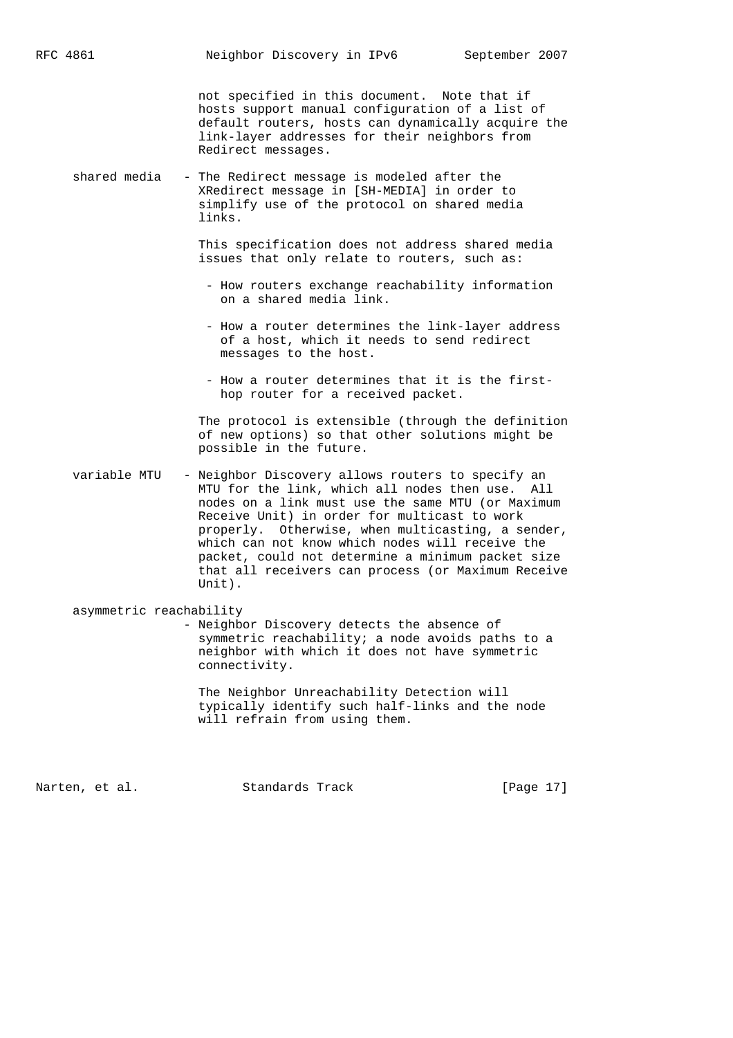not specified in this document. Note that if hosts support manual configuration of a list of default routers, hosts can dynamically acquire the link-layer addresses for their neighbors from Redirect messages.

shared media - The Redirect message is modeled after the XRedirect message in [SH-MEDIA] in order to simplify use of the protocol on shared media links.

This specification does not address shared media issues that only relate to routers, such as:

- How routers exchange reachability information on a shared media link.

- How a router determines the link-layer address of a host, which it needs to send redirect messages to the host.

- How a router determines that it is the first-hop router for a received packet.

The protocol is extensible (through the definition of new options) so that other solutions might be possible in the future.

variable MTU - Neighbor Discovery allows routers to specify an MTU for the link, which all nodes then use. All nodes on a link must use the same MTU (or Maximum Receive Unit) in order for multicast to work properly. Otherwise, when multicasting, a sender, which can not know which nodes will receive the packet, could not determine a minimum packet size that all receivers can process (or Maximum Receive Unit).

asymmetric reachability
- Neighbor Discovery detects the absence of symmetric reachability; a node avoids paths to a neighbor with which it does not have symmetric connectivity.

The Neighbor Unreachability Detection will typically identify such half-links and the node will refrain from using them.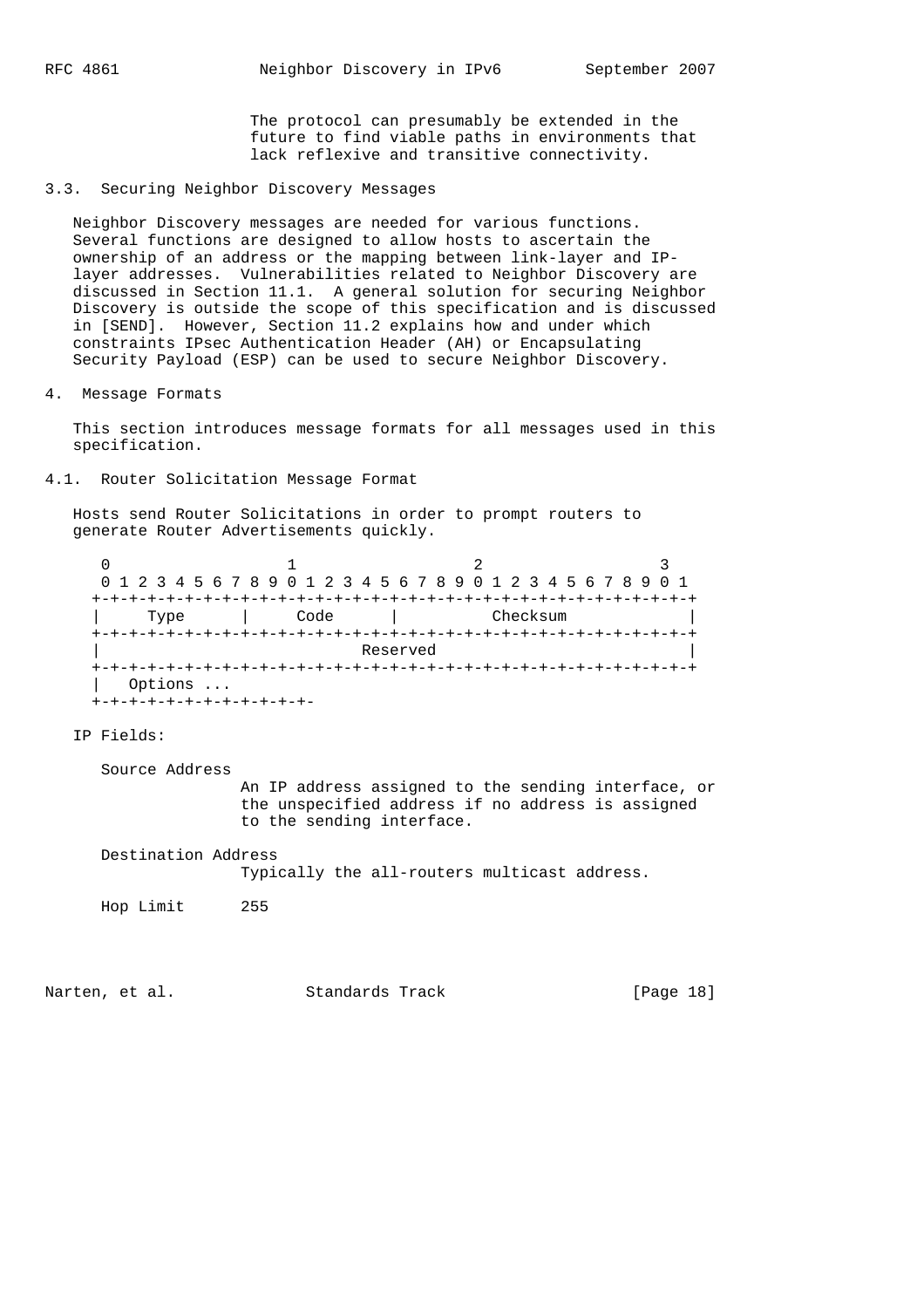The protocol can presumably be extended in the future to find viable paths in environments that lack reflexive and transitive connectivity.

### 3.3. Securing Neighbor Discovery Messages

Neighbor Discovery messages are needed for various functions. Several functions are designed to allow hosts to ascertain the ownership of an address or the mapping between link-layer and IP-layer addresses. Vulnerabilities related to Neighbor Discovery are discussed in Section 11.1. A general solution for securing Neighbor Discovery is outside the scope of this specification and is discussed in [SEND]. However, Section 11.2 explains how and under which constraints IPsec Authentication Header (AH) or Encapsulating Security Payload (ESP) can be used to secure Neighbor Discovery.

## 4. Message Formats

This section introduces message formats for all messages used in this specification.

### 4.1. Router Solicitation Message Format

Hosts send Router Solicitations in order to prompt routers to generate Router Advertisements quickly.

```
 0                   1                   2                   3
 0 1 2 3 4 5 6 7 8 9 0 1 2 3 4 5 6 7 8 9 0 1 2 3 4 5 6 7 8 9 0 1
+-+-+-+-+-+-+-+-+-+-+-+-+-+-+-+-+-+-+-+-+-+-+-+-+-+-+-+-+-+-+-+-+
|     Type      |     Code      |          Checksum             |
+-+-+-+-+-+-+-+-+-+-+-+-+-+-+-+-+-+-+-+-+-+-+-+-+-+-+-+-+-+-+-+-+
|                            Reserved                           |
+-+-+-+-+-+-+-+-+-+-+-+-+-+-+-+-+-+-+-+-+-+-+-+-+-+-+-+-+-+-+-+-+
|   Options ...
+-+-+-+-+-+-+-+-+-+-+-+-
```

IP Fields:

Source Address
: An IP address assigned to the sending interface, or the unspecified address if no address is assigned to the sending interface.

Destination Address
: Typically the all-routers multicast address.

Hop Limit
: 255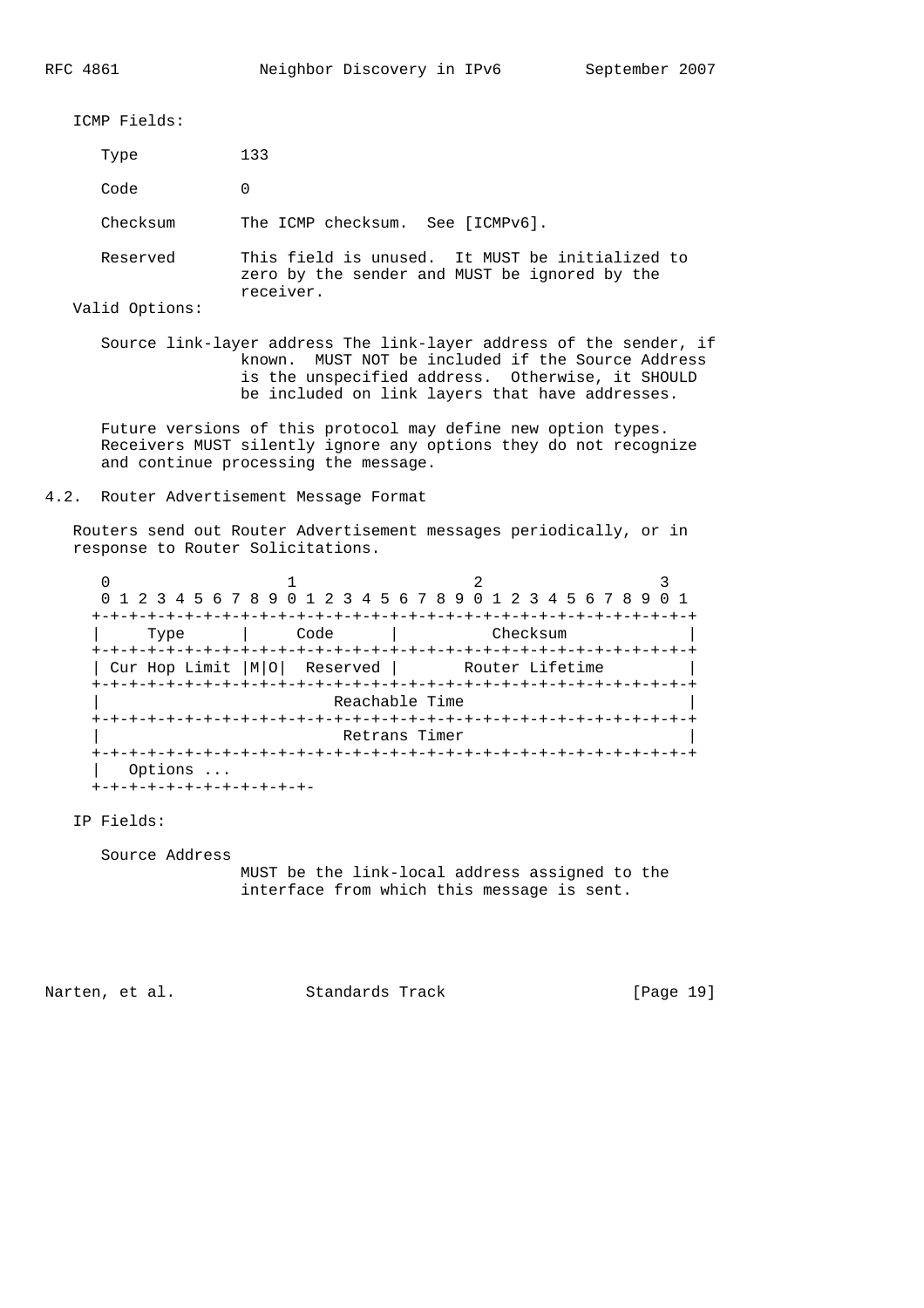ICMP Fields:

Type 133

Code 0

Checksum The ICMP checksum. See [ICMPv6].

Reserved This field is unused. It MUST be initialized to zero by the sender and MUST be ignored by the receiver.

Valid Options:

Source link-layer address The link-layer address of the sender, if known. MUST NOT be included if the Source Address is the unspecified address. Otherwise, it SHOULD be included on link layers that have addresses.

Future versions of this protocol may define new option types. Receivers MUST silently ignore any options they do not recognize and continue processing the message.

## 4.2. Router Advertisement Message Format

Routers send out Router Advertisement messages periodically, or in response to Router Solicitations.

```
 0                   1                   2                   3
 0 1 2 3 4 5 6 7 8 9 0 1 2 3 4 5 6 7 8 9 0 1 2 3 4 5 6 7 8 9 0 1
+-+-+-+-+-+-+-+-+-+-+-+-+-+-+-+-+-+-+-+-+-+-+-+-+-+-+-+-+-+-+-+-+
|     Type      |     Code      |          Checksum             |
+-+-+-+-+-+-+-+-+-+-+-+-+-+-+-+-+-+-+-+-+-+-+-+-+-+-+-+-+-+-+-+-+
| Cur Hop Limit |M|O|  Reserved |       Router Lifetime         |
+-+-+-+-+-+-+-+-+-+-+-+-+-+-+-+-+-+-+-+-+-+-+-+-+-+-+-+-+-+-+-+-+
|                         Reachable Time                        |
+-+-+-+-+-+-+-+-+-+-+-+-+-+-+-+-+-+-+-+-+-+-+-+-+-+-+-+-+-+-+-+-+
|                          Retrans Timer                        |
+-+-+-+-+-+-+-+-+-+-+-+-+-+-+-+-+-+-+-+-+-+-+-+-+-+-+-+-+-+-+-+-+
|   Options ...
+-+-+-+-+-+-+-+-+-+-+-+-
```

IP Fields:

Source Address
MUST be the link-local address assigned to the interface from which this message is sent.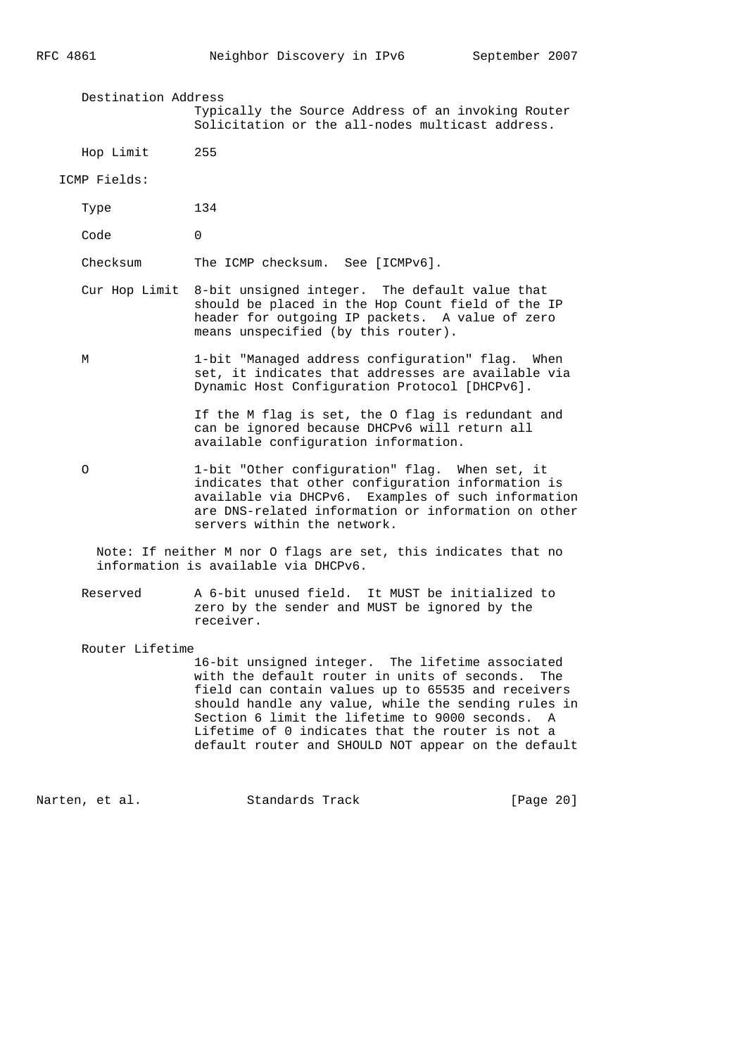Destination Address
: Typically the Source Address of an invoking Router Solicitation or the all-nodes multicast address.

Hop Limit
: 255

ICMP Fields:

Type
: 134

Code
: 0

Checksum
: The ICMP checksum. See [ICMPv6].

Cur Hop Limit
: 8-bit unsigned integer. The default value that should be placed in the Hop Count field of the IP header for outgoing IP packets. A value of zero means unspecified (by this router).

M
: 1-bit "Managed address configuration" flag. When set, it indicates that addresses are available via Dynamic Host Configuration Protocol [DHCPv6].

  If the M flag is set, the O flag is redundant and can be ignored because DHCPv6 will return all available configuration information.

O
: 1-bit "Other configuration" flag. When set, it indicates that other configuration information is available via DHCPv6. Examples of such information are DNS-related information or information on other servers within the network.

Note: If neither M nor O flags are set, this indicates that no information is available via DHCPv6.

Reserved
: A 6-bit unused field. It MUST be initialized to zero by the sender and MUST be ignored by the receiver.

Router Lifetime
: 16-bit unsigned integer. The lifetime associated with the default router in units of seconds. The field can contain values up to 65535 and receivers should handle any value, while the sending rules in Section 6 limit the lifetime to 9000 seconds. A Lifetime of 0 indicates that the router is not a default router and SHOULD NOT appear on the default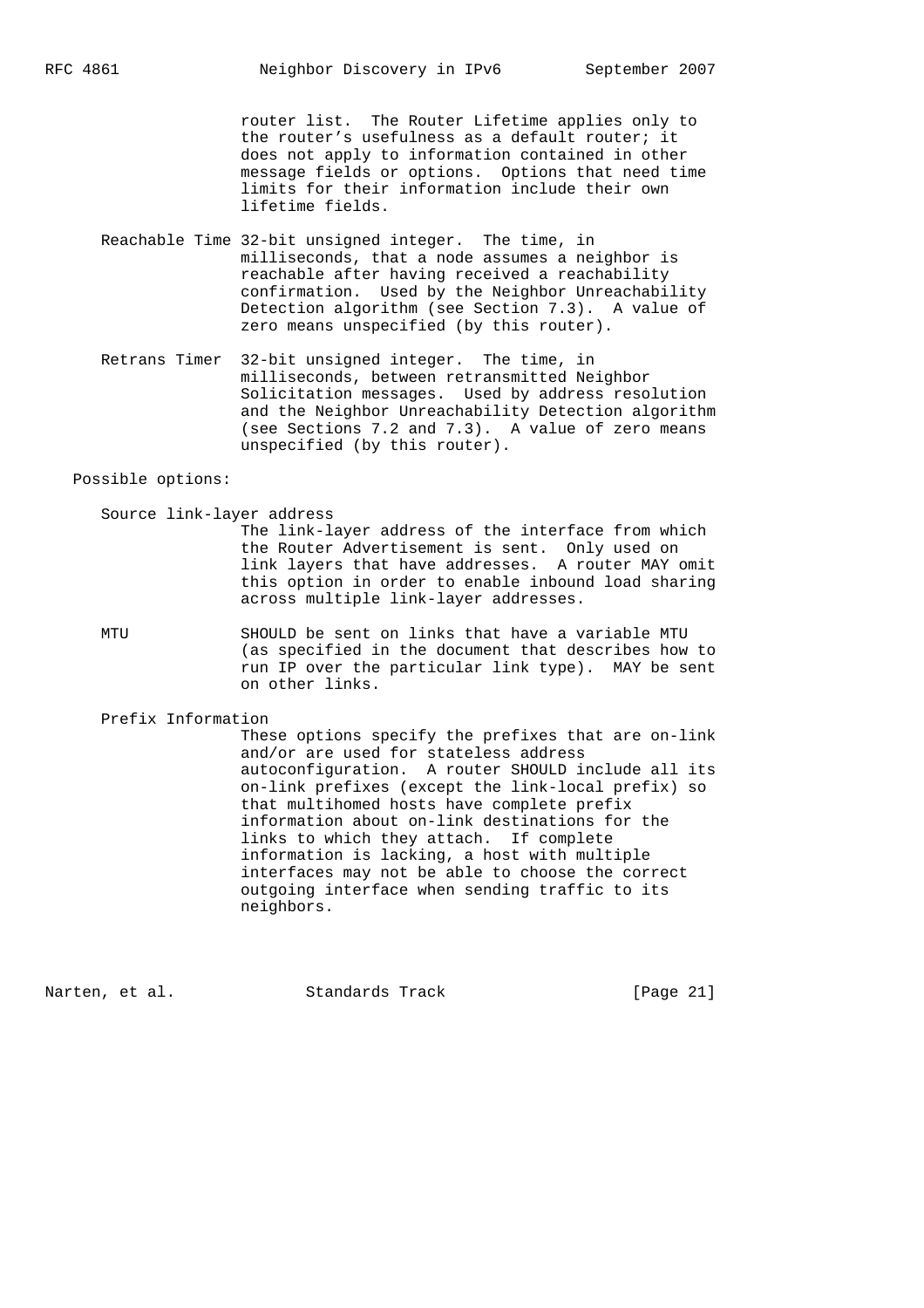router list. The Router Lifetime applies only to the router's usefulness as a default router; it does not apply to information contained in other message fields or options. Options that need time limits for their information include their own lifetime fields.

Reachable Time
: 32-bit unsigned integer. The time, in milliseconds, that a node assumes a neighbor is reachable after having received a reachability confirmation. Used by the Neighbor Unreachability Detection algorithm (see Section 7.3). A value of zero means unspecified (by this router).

Retrans Timer
: 32-bit unsigned integer. The time, in milliseconds, between retransmitted Neighbor Solicitation messages. Used by address resolution and the Neighbor Unreachability Detection algorithm (see Sections 7.2 and 7.3). A value of zero means unspecified (by this router).

Possible options:

Source link-layer address
: The link-layer address of the interface from which the Router Advertisement is sent. Only used on link layers that have addresses. A router MAY omit this option in order to enable inbound load sharing across multiple link-layer addresses.

MTU
: SHOULD be sent on links that have a variable MTU (as specified in the document that describes how to run IP over the particular link type). MAY be sent on other links.

Prefix Information
: These options specify the prefixes that are on-link and/or are used for stateless address autoconfiguration. A router SHOULD include all its on-link prefixes (except the link-local prefix) so that multihomed hosts have complete prefix information about on-link destinations for the links to which they attach. If complete information is lacking, a host with multiple interfaces may not be able to choose the correct outgoing interface when sending traffic to its neighbors.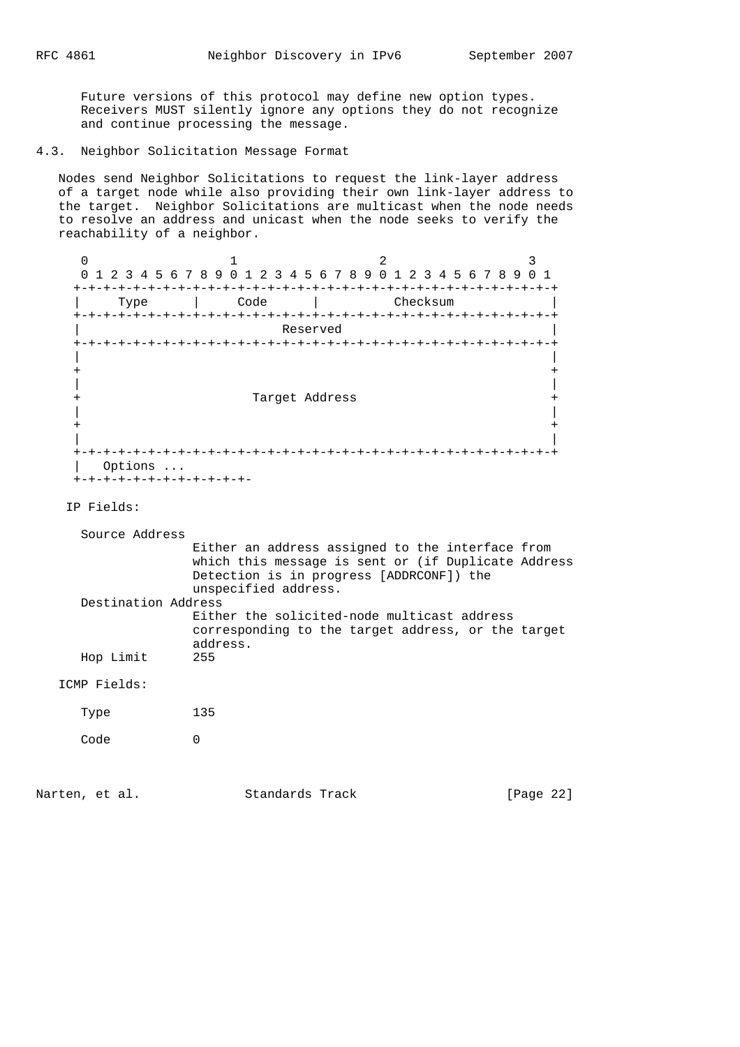Future versions of this protocol may define new option types. Receivers MUST silently ignore any options they do not recognize and continue processing the message.

## 4.3. Neighbor Solicitation Message Format

Nodes send Neighbor Solicitations to request the link-layer address of a target node while also providing their own link-layer address to the target. Neighbor Solicitations are multicast when the node needs to resolve an address and unicast when the node seeks to verify the reachability of a neighbor.

```
 0                   1                   2                   3
 0 1 2 3 4 5 6 7 8 9 0 1 2 3 4 5 6 7 8 9 0 1 2 3 4 5 6 7 8 9 0 1
+-+-+-+-+-+-+-+-+-+-+-+-+-+-+-+-+-+-+-+-+-+-+-+-+-+-+-+-+-+-+-+-+
|     Type      |     Code      |          Checksum             |
+-+-+-+-+-+-+-+-+-+-+-+-+-+-+-+-+-+-+-+-+-+-+-+-+-+-+-+-+-+-+-+-+
|                           Reserved                            |
+-+-+-+-+-+-+-+-+-+-+-+-+-+-+-+-+-+-+-+-+-+-+-+-+-+-+-+-+-+-+-+-+
|                                                               |
+                                                               +
|                                                               |
+                       Target Address                          +
|                                                               |
+                                                               +
|                                                               |
+-+-+-+-+-+-+-+-+-+-+-+-+-+-+-+-+-+-+-+-+-+-+-+-+-+-+-+-+-+-+-+-+
|   Options ...
+-+-+-+-+-+-+-+-+-+-+-+-
```

IP Fields:

Source Address
: Either an address assigned to the interface from which this message is sent or (if Duplicate Address Detection is in progress [ADDRCONF]) the unspecified address.

Destination Address
: Either the solicited-node multicast address corresponding to the target address, or the target address.

Hop Limit
: 255

ICMP Fields:

Type
: 135

Code
: 0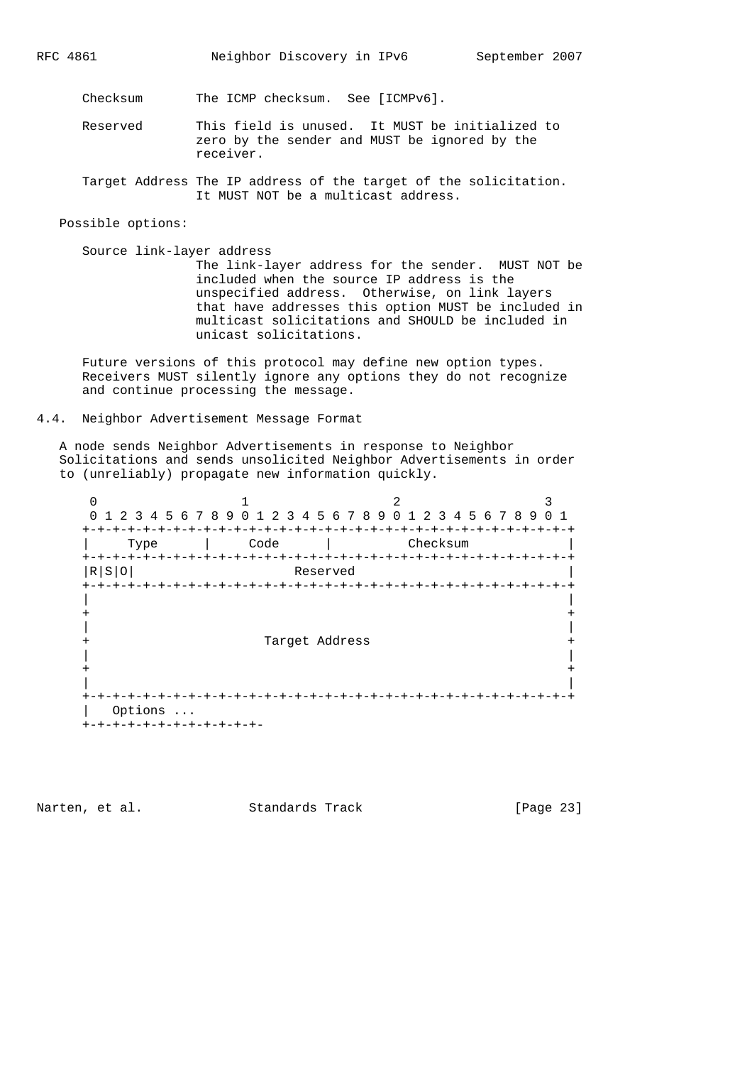Checksum The ICMP checksum. See [ICMPv6].

Reserved This field is unused. It MUST be initialized to zero by the sender and MUST be ignored by the receiver.

Target Address The IP address of the target of the solicitation. It MUST NOT be a multicast address.

Possible options:

Source link-layer address
The link-layer address for the sender. MUST NOT be included when the source IP address is the unspecified address. Otherwise, on link layers that have addresses this option MUST be included in multicast solicitations and SHOULD be included in unicast solicitations.

Future versions of this protocol may define new option types. Receivers MUST silently ignore any options they do not recognize and continue processing the message.

## 4.4. Neighbor Advertisement Message Format

A node sends Neighbor Advertisements in response to Neighbor Solicitations and sends unsolicited Neighbor Advertisements in order to (unreliably) propagate new information quickly.

```
 0                   1                   2                   3
 0 1 2 3 4 5 6 7 8 9 0 1 2 3 4 5 6 7 8 9 0 1 2 3 4 5 6 7 8 9 0 1
+-+-+-+-+-+-+-+-+-+-+-+-+-+-+-+-+-+-+-+-+-+-+-+-+-+-+-+-+-+-+-+-+
|     Type      |     Code      |          Checksum             |
+-+-+-+-+-+-+-+-+-+-+-+-+-+-+-+-+-+-+-+-+-+-+-+-+-+-+-+-+-+-+-+-+
|R|S|O|                     Reserved                            |
+-+-+-+-+-+-+-+-+-+-+-+-+-+-+-+-+-+-+-+-+-+-+-+-+-+-+-+-+-+-+-+-+
|                                                               |
+                                                               +
|                                                               |
+                       Target Address                          +
|                                                               |
+                                                               +
|                                                               |
+-+-+-+-+-+-+-+-+-+-+-+-+-+-+-+-+-+-+-+-+-+-+-+-+-+-+-+-+-+-+-+-+
|   Options ...
+-+-+-+-+-+-+-+-+-+-+-+-
```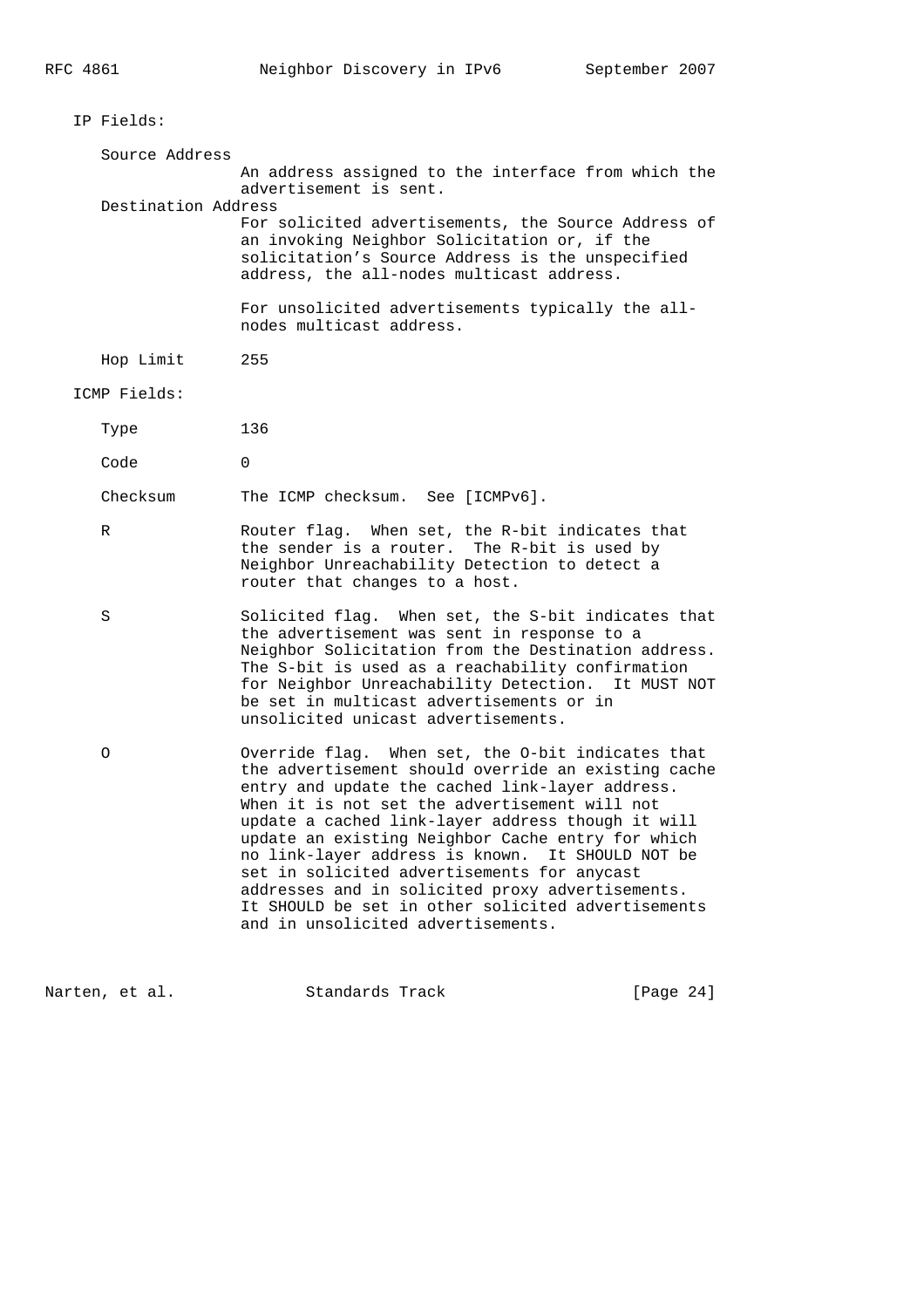IP Fields:

Source Address
: An address assigned to the interface from which the advertisement is sent.

Destination Address
: For solicited advertisements, the Source Address of an invoking Neighbor Solicitation or, if the solicitation's Source Address is the unspecified address, the all-nodes multicast address.

  For unsolicited advertisements typically the all-nodes multicast address.

Hop Limit
: 255

ICMP Fields:

Type
: 136

Code
: 0

Checksum
: The ICMP checksum. See [ICMPv6].

R
: Router flag. When set, the R-bit indicates that the sender is a router. The R-bit is used by Neighbor Unreachability Detection to detect a router that changes to a host.

S
: Solicited flag. When set, the S-bit indicates that the advertisement was sent in response to a Neighbor Solicitation from the Destination address. The S-bit is used as a reachability confirmation for Neighbor Unreachability Detection. It MUST NOT be set in multicast advertisements or in unsolicited unicast advertisements.

O
: Override flag. When set, the O-bit indicates that the advertisement should override an existing cache entry and update the cached link-layer address. When it is not set the advertisement will not update a cached link-layer address though it will update an existing Neighbor Cache entry for which no link-layer address is known. It SHOULD NOT be set in solicited advertisements for anycast addresses and in solicited proxy advertisements. It SHOULD be set in other solicited advertisements and in unsolicited advertisements.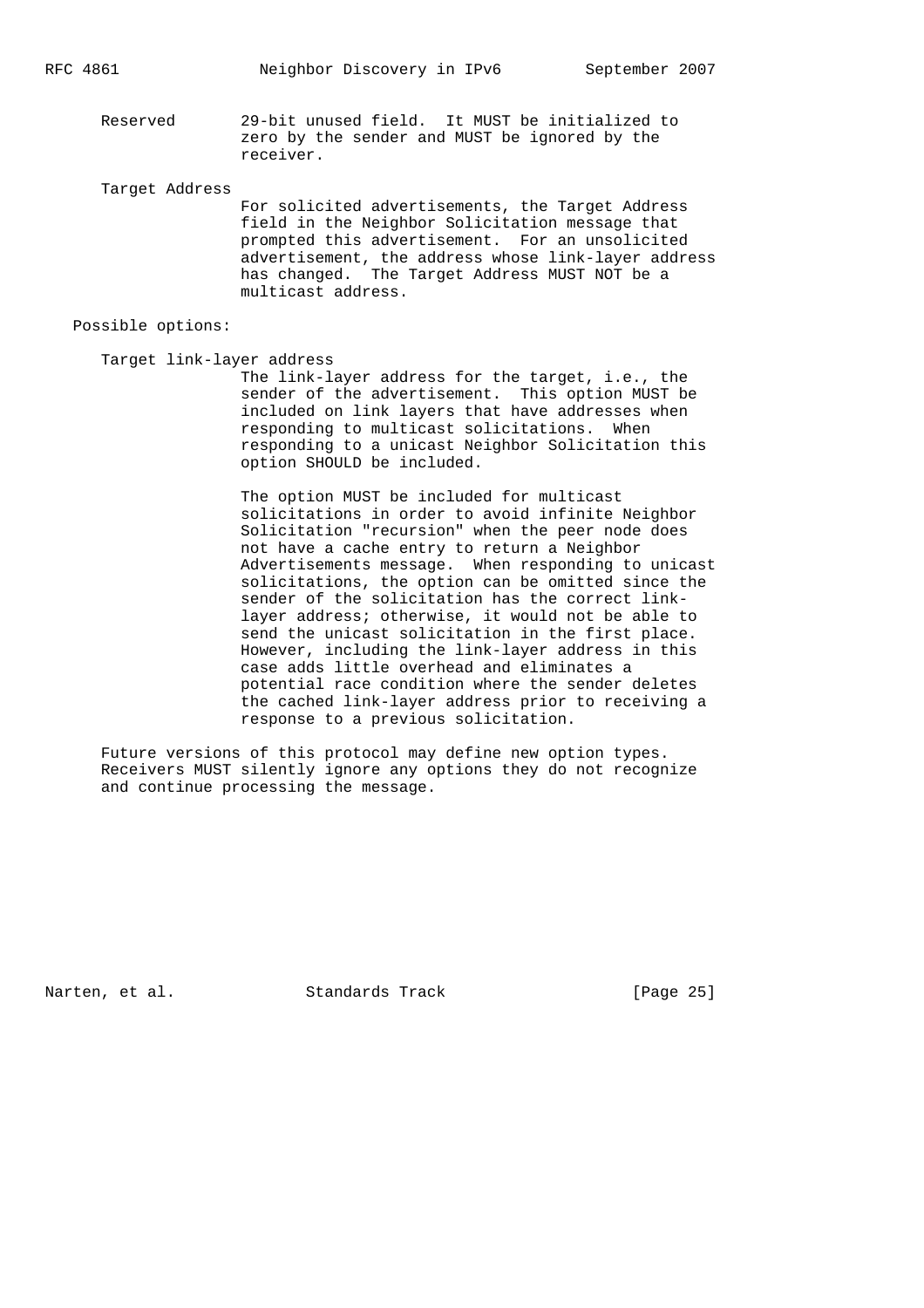Reserved 29-bit unused field. It MUST be initialized to zero by the sender and MUST be ignored by the receiver.

Target Address

For solicited advertisements, the Target Address field in the Neighbor Solicitation message that prompted this advertisement. For an unsolicited advertisement, the address whose link-layer address has changed. The Target Address MUST NOT be a multicast address.

Possible options:

Target link-layer address

The link-layer address for the target, i.e., the sender of the advertisement. This option MUST be included on link layers that have addresses when responding to multicast solicitations. When responding to a unicast Neighbor Solicitation this option SHOULD be included.

The option MUST be included for multicast solicitations in order to avoid infinite Neighbor Solicitation "recursion" when the peer node does not have a cache entry to return a Neighbor Advertisements message. When responding to unicast solicitations, the option can be omitted since the sender of the solicitation has the correct link-layer address; otherwise, it would not be able to send the unicast solicitation in the first place. However, including the link-layer address in this case adds little overhead and eliminates a potential race condition where the sender deletes the cached link-layer address prior to receiving a response to a previous solicitation.

Future versions of this protocol may define new option types. Receivers MUST silently ignore any options they do not recognize and continue processing the message.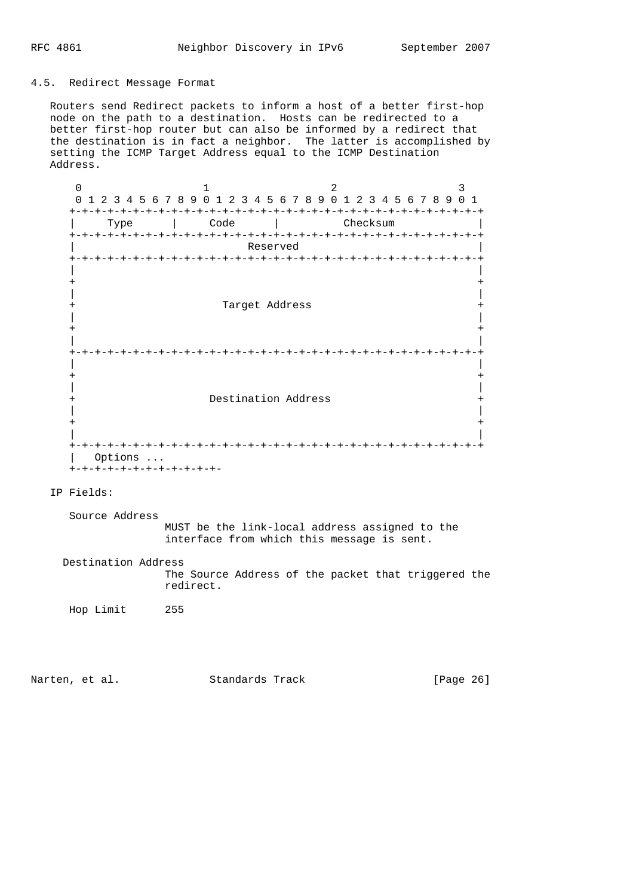## 4.5. Redirect Message Format

Routers send Redirect packets to inform a host of a better first-hop node on the path to a destination. Hosts can be redirected to a better first-hop router but can also be informed by a redirect that the destination is in fact a neighbor. The latter is accomplished by setting the ICMP Target Address equal to the ICMP Destination Address.

```
 0                   1                   2                   3
 0 1 2 3 4 5 6 7 8 9 0 1 2 3 4 5 6 7 8 9 0 1 2 3 4 5 6 7 8 9 0 1
+-+-+-+-+-+-+-+-+-+-+-+-+-+-+-+-+-+-+-+-+-+-+-+-+-+-+-+-+-+-+-+-+
|     Type      |     Code      |          Checksum             |
+-+-+-+-+-+-+-+-+-+-+-+-+-+-+-+-+-+-+-+-+-+-+-+-+-+-+-+-+-+-+-+-+
|                           Reserved                            |
+-+-+-+-+-+-+-+-+-+-+-+-+-+-+-+-+-+-+-+-+-+-+-+-+-+-+-+-+-+-+-+-+
|                                                               |
+                                                               +
|                                                               |
+                       Target Address                          +
|                                                               |
+                                                               +
|                                                               |
+-+-+-+-+-+-+-+-+-+-+-+-+-+-+-+-+-+-+-+-+-+-+-+-+-+-+-+-+-+-+-+-+
|                                                               |
+                                                               +
|                                                               |
+                     Destination Address                       +
|                                                               |
+                                                               +
|                                                               |
+-+-+-+-+-+-+-+-+-+-+-+-+-+-+-+-+-+-+-+-+-+-+-+-+-+-+-+-+-+-+-+-+
|   Options ...
+-+-+-+-+-+-+-+-+-+-+-+-
```

IP Fields:

Source Address
: MUST be the link-local address assigned to the interface from which this message is sent.

Destination Address
: The Source Address of the packet that triggered the redirect.

Hop Limit
: 255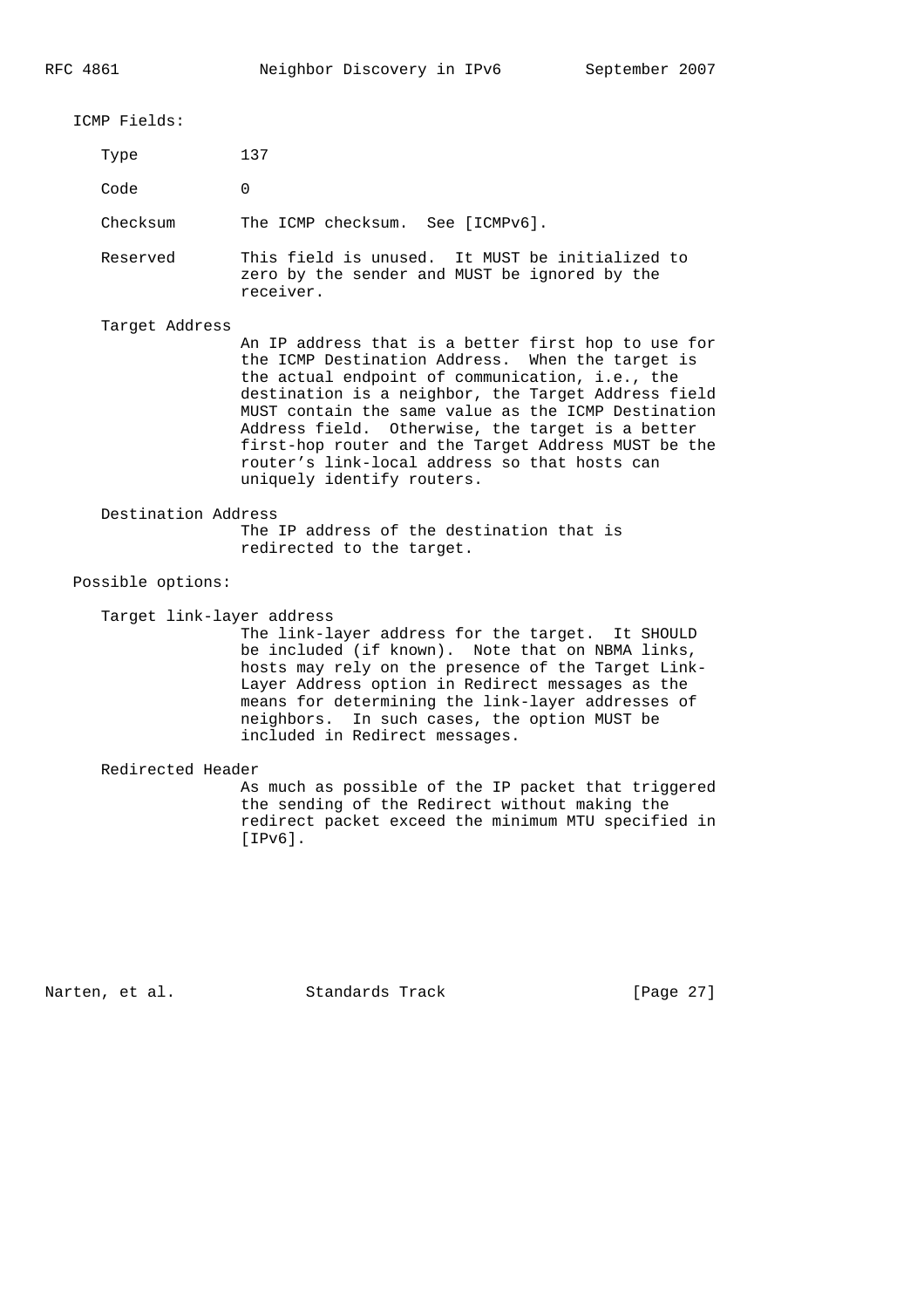ICMP Fields:

Type
: 137

Code
: 0

Checksum
: The ICMP checksum. See [ICMPv6].

Reserved
: This field is unused. It MUST be initialized to zero by the sender and MUST be ignored by the receiver.

Target Address
: An IP address that is a better first hop to use for the ICMP Destination Address. When the target is the actual endpoint of communication, i.e., the destination is a neighbor, the Target Address field MUST contain the same value as the ICMP Destination Address field. Otherwise, the target is a better first-hop router and the Target Address MUST be the router's link-local address so that hosts can uniquely identify routers.

Destination Address
: The IP address of the destination that is redirected to the target.

Possible options:

Target link-layer address
: The link-layer address for the target. It SHOULD be included (if known). Note that on NBMA links, hosts may rely on the presence of the Target Link-Layer Address option in Redirect messages as the means for determining the link-layer addresses of neighbors. In such cases, the option MUST be included in Redirect messages.

Redirected Header
: As much as possible of the IP packet that triggered the sending of the Redirect without making the redirect packet exceed the minimum MTU specified in [IPv6].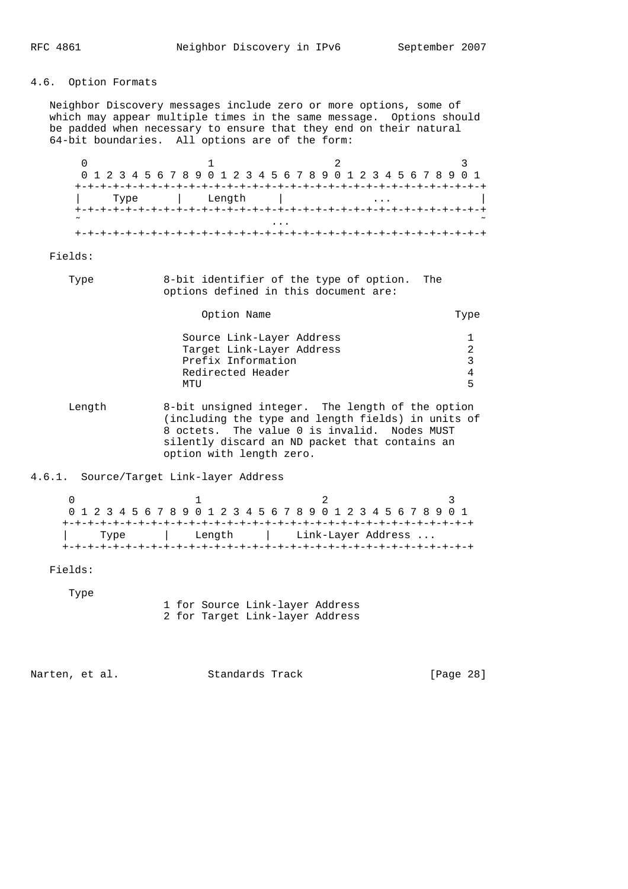## 4.6. Option Formats

Neighbor Discovery messages include zero or more options, some of which may appear multiple times in the same message. Options should be padded when necessary to ensure that they end on their natural 64-bit boundaries. All options are of the form:

```
    0                   1                   2                   3
    0 1 2 3 4 5 6 7 8 9 0 1 2 3 4 5 6 7 8 9 0 1 2 3 4 5 6 7 8 9 0 1
   +-+-+-+-+-+-+-+-+-+-+-+-+-+-+-+-+-+-+-+-+-+-+-+-+-+-+-+-+-+-+-+-+
   |     Type      |    Length     |              ...              |
   +-+-+-+-+-+-+-+-+-+-+-+-+-+-+-+-+-+-+-+-+-+-+-+-+-+-+-+-+-+-+-+-+
   ~                              ...                              ~
   +-+-+-+-+-+-+-+-+-+-+-+-+-+-+-+-+-+-+-+-+-+-+-+-+-+-+-+-+-+-+-+-+
```

Fields:

Type
: 8-bit identifier of the type of option. The options defined in this document are:

| Option Name | Type |
|---|---|
| Source Link-Layer Address | 1 |
| Target Link-Layer Address | 2 |
| Prefix Information | 3 |
| Redirected Header | 4 |
| MTU | 5 |

Length
: 8-bit unsigned integer. The length of the option (including the type and length fields) in units of 8 octets. The value 0 is invalid. Nodes MUST silently discard an ND packet that contains an option with length zero.

### 4.6.1. Source/Target Link-layer Address

```
    0                   1                   2                   3
    0 1 2 3 4 5 6 7 8 9 0 1 2 3 4 5 6 7 8 9 0 1 2 3 4 5 6 7 8 9 0 1
   +-+-+-+-+-+-+-+-+-+-+-+-+-+-+-+-+-+-+-+-+-+-+-+-+-+-+-+-+-+-+-+-+
   |     Type      |    Length     |    Link-Layer Address ...
   +-+-+-+-+-+-+-+-+-+-+-+-+-+-+-+-+-+-+-+-+-+-+-+-+-+-+-+-+-+-+-+-+
```

Fields:

Type
: 1 for Source Link-layer Address
: 2 for Target Link-layer Address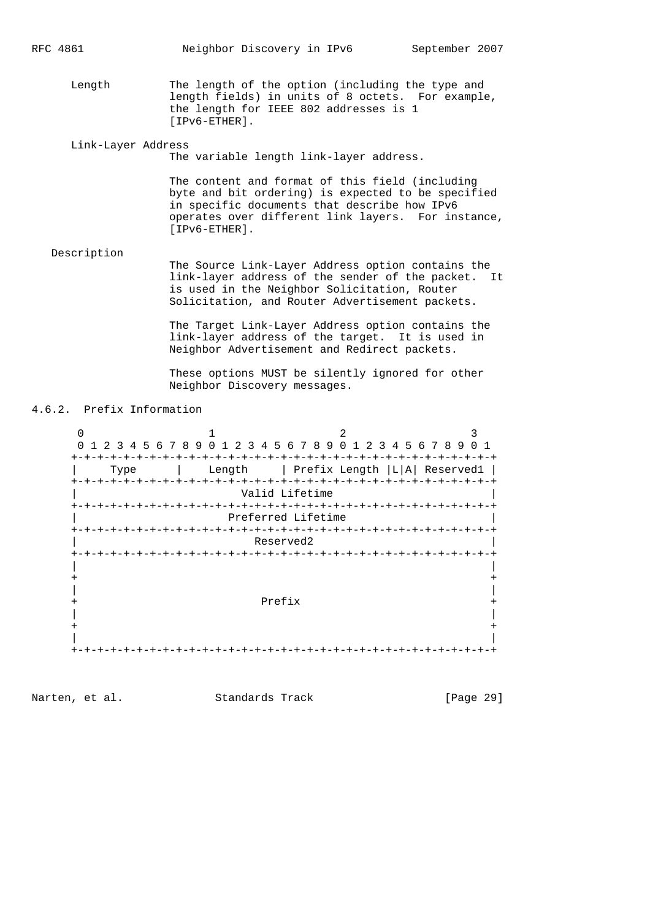Length
: The length of the option (including the type and length fields) in units of 8 octets. For example, the length for IEEE 802 addresses is 1 [IPv6-ETHER].

Link-Layer Address
: The variable length link-layer address.

  The content and format of this field (including byte and bit ordering) is expected to be specified in specific documents that describe how IPv6 operates over different link layers. For instance, [IPv6-ETHER].

Description
: The Source Link-Layer Address option contains the link-layer address of the sender of the packet. It is used in the Neighbor Solicitation, Router Solicitation, and Router Advertisement packets.

  The Target Link-Layer Address option contains the link-layer address of the target. It is used in Neighbor Advertisement and Redirect packets.

  These options MUST be silently ignored for other Neighbor Discovery messages.

### 4.6.2. Prefix Information

```
 0                   1                   2                   3
 0 1 2 3 4 5 6 7 8 9 0 1 2 3 4 5 6 7 8 9 0 1 2 3 4 5 6 7 8 9 0 1
+-+-+-+-+-+-+-+-+-+-+-+-+-+-+-+-+-+-+-+-+-+-+-+-+-+-+-+-+-+-+-+-+
|     Type      |    Length     | Prefix Length |L|A| Reserved1 |
+-+-+-+-+-+-+-+-+-+-+-+-+-+-+-+-+-+-+-+-+-+-+-+-+-+-+-+-+-+-+-+-+
|                         Valid Lifetime                        |
+-+-+-+-+-+-+-+-+-+-+-+-+-+-+-+-+-+-+-+-+-+-+-+-+-+-+-+-+-+-+-+-+
|                       Preferred Lifetime                      |
+-+-+-+-+-+-+-+-+-+-+-+-+-+-+-+-+-+-+-+-+-+-+-+-+-+-+-+-+-+-+-+-+
|                           Reserved2                           |
+-+-+-+-+-+-+-+-+-+-+-+-+-+-+-+-+-+-+-+-+-+-+-+-+-+-+-+-+-+-+-+-+
|                                                               |
+                                                               +
|                                                               |
+                            Prefix                             +
|                                                               |
+                                                               +
|                                                               |
+-+-+-+-+-+-+-+-+-+-+-+-+-+-+-+-+-+-+-+-+-+-+-+-+-+-+-+-+-+-+-+-+
```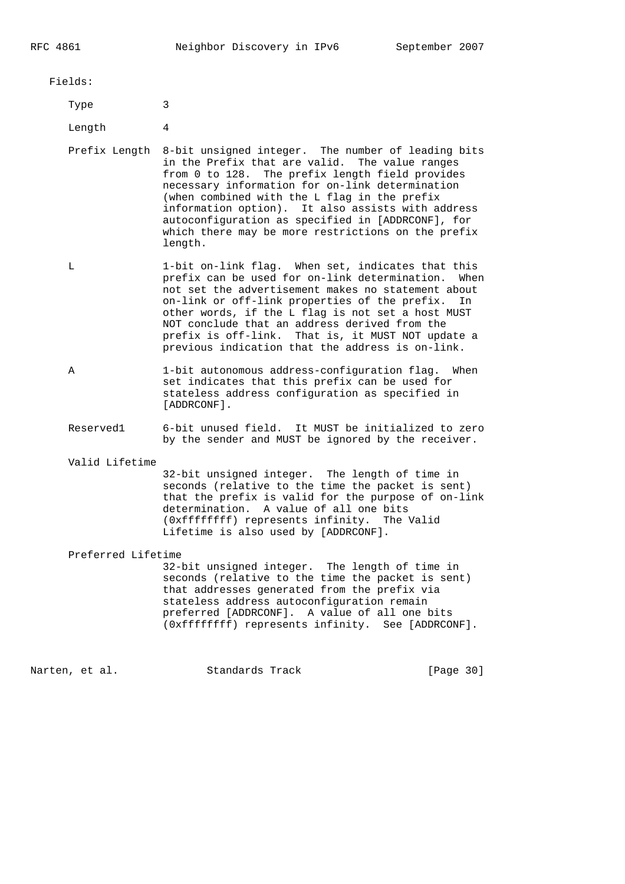Fields:

Type
: 3

Length
: 4

Prefix Length
: 8-bit unsigned integer. The number of leading bits in the Prefix that are valid. The value ranges from 0 to 128. The prefix length field provides necessary information for on-link determination (when combined with the L flag in the prefix information option). It also assists with address autoconfiguration as specified in [ADDRCONF], for which there may be more restrictions on the prefix length.

L
: 1-bit on-link flag. When set, indicates that this prefix can be used for on-link determination. When not set the advertisement makes no statement about on-link or off-link properties of the prefix. In other words, if the L flag is not set a host MUST NOT conclude that an address derived from the prefix is off-link. That is, it MUST NOT update a previous indication that the address is on-link.

A
: 1-bit autonomous address-configuration flag. When set indicates that this prefix can be used for stateless address configuration as specified in [ADDRCONF].

Reserved1
: 6-bit unused field. It MUST be initialized to zero by the sender and MUST be ignored by the receiver.

Valid Lifetime
: 32-bit unsigned integer. The length of time in seconds (relative to the time the packet is sent) that the prefix is valid for the purpose of on-link determination. A value of all one bits (0xffffffff) represents infinity. The Valid Lifetime is also used by [ADDRCONF].

Preferred Lifetime
: 32-bit unsigned integer. The length of time in seconds (relative to the time the packet is sent) that addresses generated from the prefix via stateless address autoconfiguration remain preferred [ADDRCONF]. A value of all one bits (0xffffffff) represents infinity. See [ADDRCONF].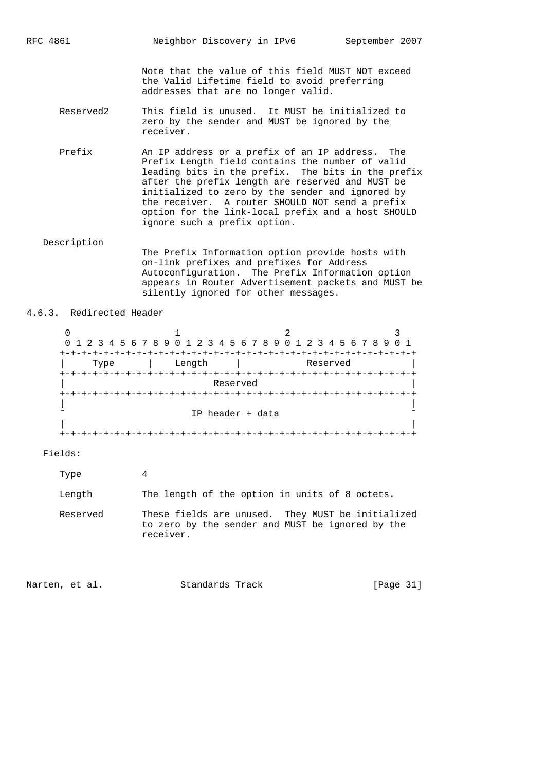Note that the value of this field MUST NOT exceed the Valid Lifetime field to avoid preferring addresses that are no longer valid.

Reserved2 — This field is unused. It MUST be initialized to zero by the sender and MUST be ignored by the receiver.

Prefix — An IP address or a prefix of an IP address. The Prefix Length field contains the number of valid leading bits in the prefix. The bits in the prefix after the prefix length are reserved and MUST be initialized to zero by the sender and ignored by the receiver. A router SHOULD NOT send a prefix option for the link-local prefix and a host SHOULD ignore such a prefix option.

Description

The Prefix Information option provide hosts with on-link prefixes and prefixes for Address Autoconfiguration. The Prefix Information option appears in Router Advertisement packets and MUST be silently ignored for other messages.

### 4.6.3. Redirected Header

```
      0                   1                   2                   3
      0 1 2 3 4 5 6 7 8 9 0 1 2 3 4 5 6 7 8 9 0 1 2 3 4 5 6 7 8 9 0 1
     +-+-+-+-+-+-+-+-+-+-+-+-+-+-+-+-+-+-+-+-+-+-+-+-+-+-+-+-+-+-+-+-+
     |     Type      |    Length     |            Reserved           |
     +-+-+-+-+-+-+-+-+-+-+-+-+-+-+-+-+-+-+-+-+-+-+-+-+-+-+-+-+-+-+-+-+
     |                           Reserved                            |
     +-+-+-+-+-+-+-+-+-+-+-+-+-+-+-+-+-+-+-+-+-+-+-+-+-+-+-+-+-+-+-+-+
     |                                                               |
     ~                       IP header + data                        ~
     |                                                               |
     +-+-+-+-+-+-+-+-+-+-+-+-+-+-+-+-+-+-+-+-+-+-+-+-+-+-+-+-+-+-+-+-+
```

Fields:

Type — 4

Length — The length of the option in units of 8 octets.

Reserved — These fields are unused. They MUST be initialized to zero by the sender and MUST be ignored by the receiver.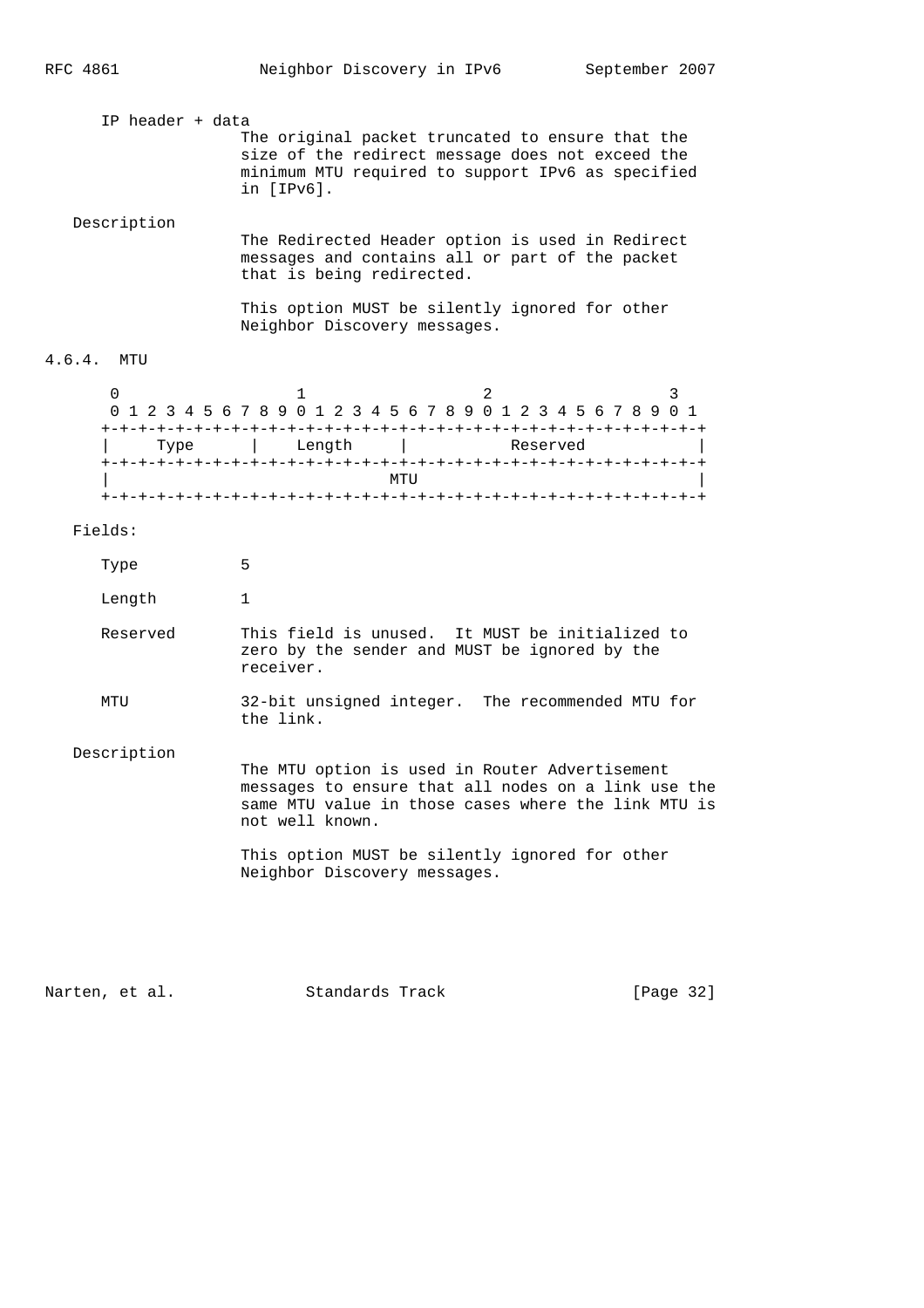IP header + data
: The original packet truncated to ensure that the size of the redirect message does not exceed the minimum MTU required to support IPv6 as specified in [IPv6].

Description
: The Redirected Header option is used in Redirect messages and contains all or part of the packet that is being redirected.

  This option MUST be silently ignored for other Neighbor Discovery messages.

#### 4.6.4. MTU

```
     0                   1                   2                   3
     0 1 2 3 4 5 6 7 8 9 0 1 2 3 4 5 6 7 8 9 0 1 2 3 4 5 6 7 8 9 0 1
    +-+-+-+-+-+-+-+-+-+-+-+-+-+-+-+-+-+-+-+-+-+-+-+-+-+-+-+-+-+-+-+-+
    |     Type      |    Length     |           Reserved            |
    +-+-+-+-+-+-+-+-+-+-+-+-+-+-+-+-+-+-+-+-+-+-+-+-+-+-+-+-+-+-+-+-+
    |                              MTU                              |
    +-+-+-+-+-+-+-+-+-+-+-+-+-+-+-+-+-+-+-+-+-+-+-+-+-+-+-+-+-+-+-+-+
```

Fields:

Type
: 5

Length
: 1

Reserved
: This field is unused. It MUST be initialized to zero by the sender and MUST be ignored by the receiver.

MTU
: 32-bit unsigned integer. The recommended MTU for the link.

Description
: The MTU option is used in Router Advertisement messages to ensure that all nodes on a link use the same MTU value in those cases where the link MTU is not well known.

  This option MUST be silently ignored for other Neighbor Discovery messages.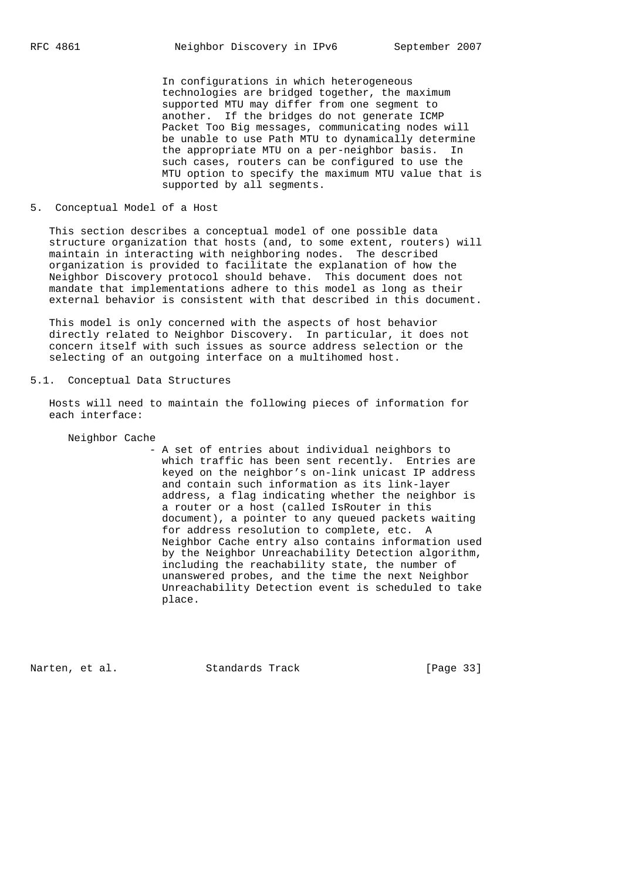In configurations in which heterogeneous technologies are bridged together, the maximum supported MTU may differ from one segment to another. If the bridges do not generate ICMP Packet Too Big messages, communicating nodes will be unable to use Path MTU to dynamically determine the appropriate MTU on a per-neighbor basis. In such cases, routers can be configured to use the MTU option to specify the maximum MTU value that is supported by all segments.

## 5. Conceptual Model of a Host

This section describes a conceptual model of one possible data structure organization that hosts (and, to some extent, routers) will maintain in interacting with neighboring nodes. The described organization is provided to facilitate the explanation of how the Neighbor Discovery protocol should behave. This document does not mandate that implementations adhere to this model as long as their external behavior is consistent with that described in this document.

This model is only concerned with the aspects of host behavior directly related to Neighbor Discovery. In particular, it does not concern itself with such issues as source address selection or the selecting of an outgoing interface on a multihomed host.

### 5.1. Conceptual Data Structures

Hosts will need to maintain the following pieces of information for each interface:

Neighbor Cache
- A set of entries about individual neighbors to which traffic has been sent recently. Entries are keyed on the neighbor's on-link unicast IP address and contain such information as its link-layer address, a flag indicating whether the neighbor is a router or a host (called IsRouter in this document), a pointer to any queued packets waiting for address resolution to complete, etc. A Neighbor Cache entry also contains information used by the Neighbor Unreachability Detection algorithm, including the reachability state, the number of unanswered probes, and the time the next Neighbor Unreachability Detection event is scheduled to take place.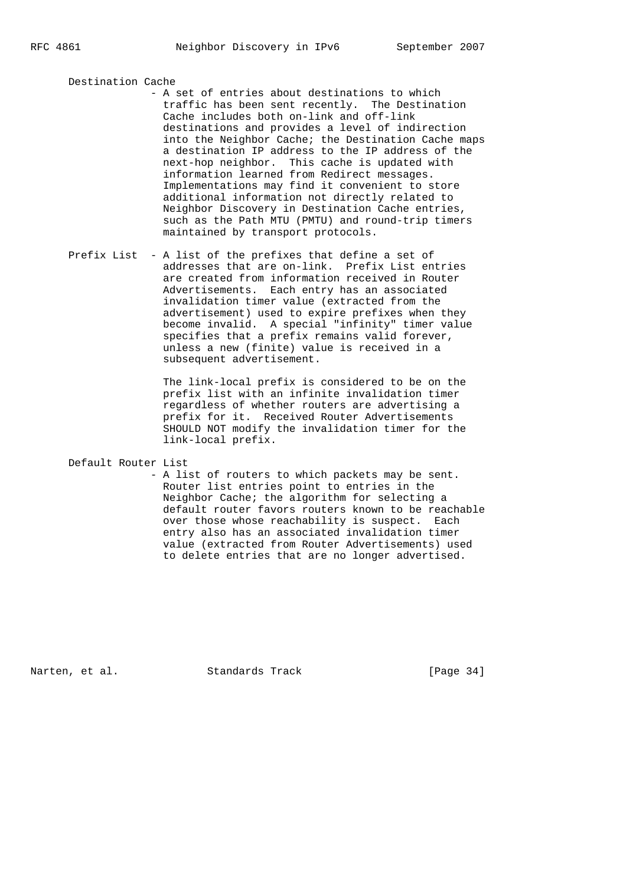Destination Cache
- A set of entries about destinations to which traffic has been sent recently. The Destination Cache includes both on-link and off-link destinations and provides a level of indirection into the Neighbor Cache; the Destination Cache maps a destination IP address to the IP address of the next-hop neighbor. This cache is updated with information learned from Redirect messages. Implementations may find it convenient to store additional information not directly related to Neighbor Discovery in Destination Cache entries, such as the Path MTU (PMTU) and round-trip timers maintained by transport protocols.

Prefix List
- A list of the prefixes that define a set of addresses that are on-link. Prefix List entries are created from information received in Router Advertisements. Each entry has an associated invalidation timer value (extracted from the advertisement) used to expire prefixes when they become invalid. A special "infinity" timer value specifies that a prefix remains valid forever, unless a new (finite) value is received in a subsequent advertisement.

  The link-local prefix is considered to be on the prefix list with an infinite invalidation timer regardless of whether routers are advertising a prefix for it. Received Router Advertisements SHOULD NOT modify the invalidation timer for the link-local prefix.

Default Router List
- A list of routers to which packets may be sent. Router list entries point to entries in the Neighbor Cache; the algorithm for selecting a default router favors routers known to be reachable over those whose reachability is suspect. Each entry also has an associated invalidation timer value (extracted from Router Advertisements) used to delete entries that are no longer advertised.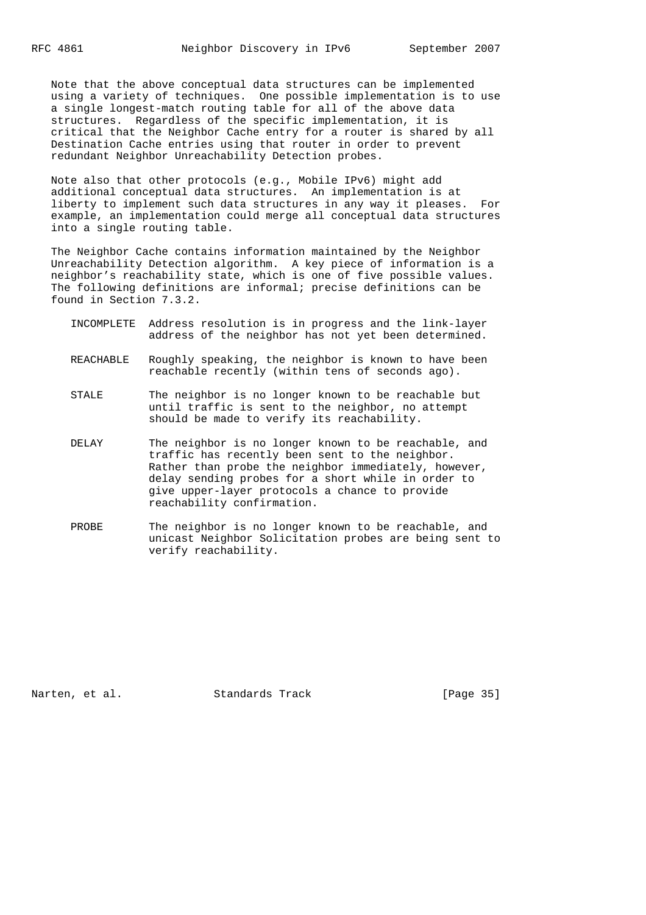Note that the above conceptual data structures can be implemented using a variety of techniques. One possible implementation is to use a single longest-match routing table for all of the above data structures. Regardless of the specific implementation, it is critical that the Neighbor Cache entry for a router is shared by all Destination Cache entries using that router in order to prevent redundant Neighbor Unreachability Detection probes.

Note also that other protocols (e.g., Mobile IPv6) might add additional conceptual data structures. An implementation is at liberty to implement such data structures in any way it pleases. For example, an implementation could merge all conceptual data structures into a single routing table.

The Neighbor Cache contains information maintained by the Neighbor Unreachability Detection algorithm. A key piece of information is a neighbor's reachability state, which is one of five possible values. The following definitions are informal; precise definitions can be found in Section 7.3.2.

INCOMPLETE
: Address resolution is in progress and the link-layer address of the neighbor has not yet been determined.

REACHABLE
: Roughly speaking, the neighbor is known to have been reachable recently (within tens of seconds ago).

STALE
: The neighbor is no longer known to be reachable but until traffic is sent to the neighbor, no attempt should be made to verify its reachability.

DELAY
: The neighbor is no longer known to be reachable, and traffic has recently been sent to the neighbor. Rather than probe the neighbor immediately, however, delay sending probes for a short while in order to give upper-layer protocols a chance to provide reachability confirmation.

PROBE
: The neighbor is no longer known to be reachable, and unicast Neighbor Solicitation probes are being sent to verify reachability.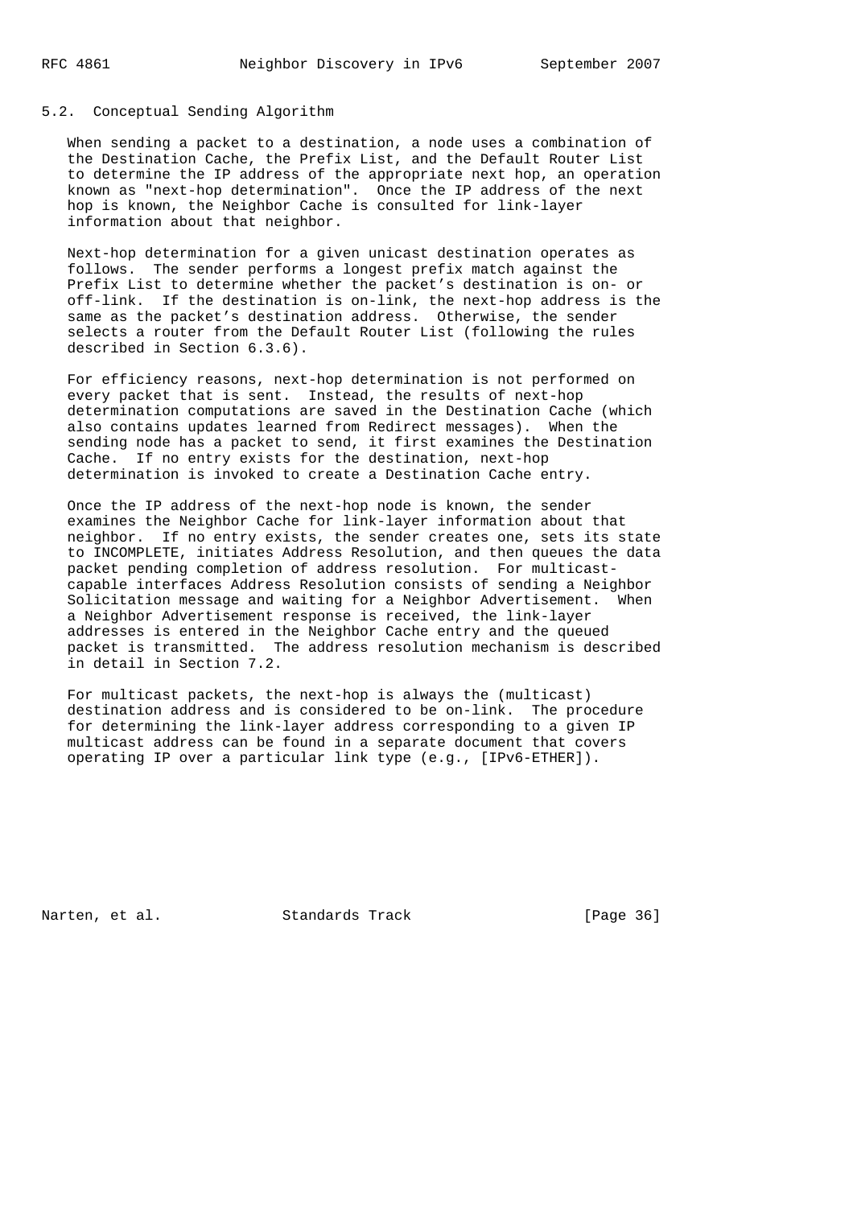## 5.2. Conceptual Sending Algorithm

When sending a packet to a destination, a node uses a combination of the Destination Cache, the Prefix List, and the Default Router List to determine the IP address of the appropriate next hop, an operation known as "next-hop determination". Once the IP address of the next hop is known, the Neighbor Cache is consulted for link-layer information about that neighbor.

Next-hop determination for a given unicast destination operates as follows. The sender performs a longest prefix match against the Prefix List to determine whether the packet's destination is on- or off-link. If the destination is on-link, the next-hop address is the same as the packet's destination address. Otherwise, the sender selects a router from the Default Router List (following the rules described in Section 6.3.6).

For efficiency reasons, next-hop determination is not performed on every packet that is sent. Instead, the results of next-hop determination computations are saved in the Destination Cache (which also contains updates learned from Redirect messages). When the sending node has a packet to send, it first examines the Destination Cache. If no entry exists for the destination, next-hop determination is invoked to create a Destination Cache entry.

Once the IP address of the next-hop node is known, the sender examines the Neighbor Cache for link-layer information about that neighbor. If no entry exists, the sender creates one, sets its state to INCOMPLETE, initiates Address Resolution, and then queues the data packet pending completion of address resolution. For multicast-capable interfaces Address Resolution consists of sending a Neighbor Solicitation message and waiting for a Neighbor Advertisement. When a Neighbor Advertisement response is received, the link-layer addresses is entered in the Neighbor Cache entry and the queued packet is transmitted. The address resolution mechanism is described in detail in Section 7.2.

For multicast packets, the next-hop is always the (multicast) destination address and is considered to be on-link. The procedure for determining the link-layer address corresponding to a given IP multicast address can be found in a separate document that covers operating IP over a particular link type (e.g., [IPv6-ETHER]).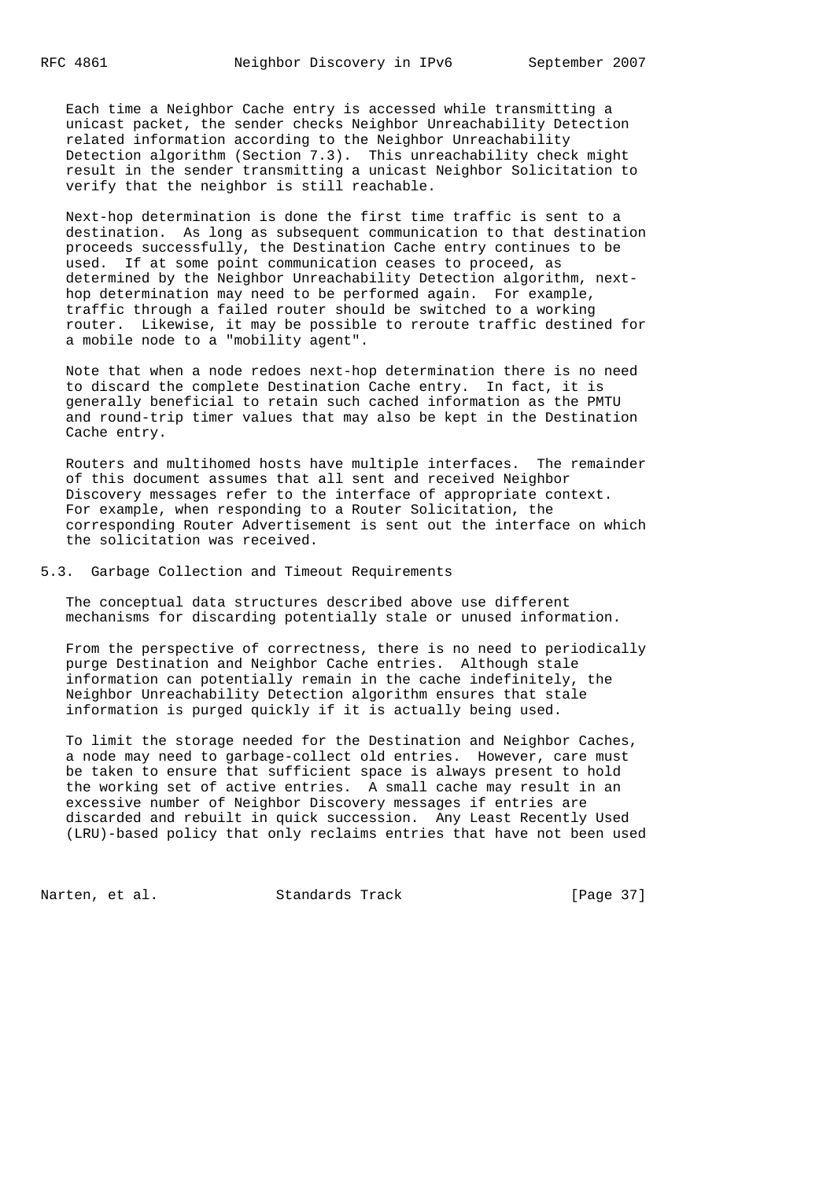Each time a Neighbor Cache entry is accessed while transmitting a unicast packet, the sender checks Neighbor Unreachability Detection related information according to the Neighbor Unreachability Detection algorithm (Section 7.3). This unreachability check might result in the sender transmitting a unicast Neighbor Solicitation to verify that the neighbor is still reachable.

Next-hop determination is done the first time traffic is sent to a destination. As long as subsequent communication to that destination proceeds successfully, the Destination Cache entry continues to be used. If at some point communication ceases to proceed, as determined by the Neighbor Unreachability Detection algorithm, next-hop determination may need to be performed again. For example, traffic through a failed router should be switched to a working router. Likewise, it may be possible to reroute traffic destined for a mobile node to a "mobility agent".

Note that when a node redoes next-hop determination there is no need to discard the complete Destination Cache entry. In fact, it is generally beneficial to retain such cached information as the PMTU and round-trip timer values that may also be kept in the Destination Cache entry.

Routers and multihomed hosts have multiple interfaces. The remainder of this document assumes that all sent and received Neighbor Discovery messages refer to the interface of appropriate context. For example, when responding to a Router Solicitation, the corresponding Router Advertisement is sent out the interface on which the solicitation was received.

## 5.3. Garbage Collection and Timeout Requirements

The conceptual data structures described above use different mechanisms for discarding potentially stale or unused information.

From the perspective of correctness, there is no need to periodically purge Destination and Neighbor Cache entries. Although stale information can potentially remain in the cache indefinitely, the Neighbor Unreachability Detection algorithm ensures that stale information is purged quickly if it is actually being used.

To limit the storage needed for the Destination and Neighbor Caches, a node may need to garbage-collect old entries. However, care must be taken to ensure that sufficient space is always present to hold the working set of active entries. A small cache may result in an excessive number of Neighbor Discovery messages if entries are discarded and rebuilt in quick succession. Any Least Recently Used (LRU)-based policy that only reclaims entries that have not been used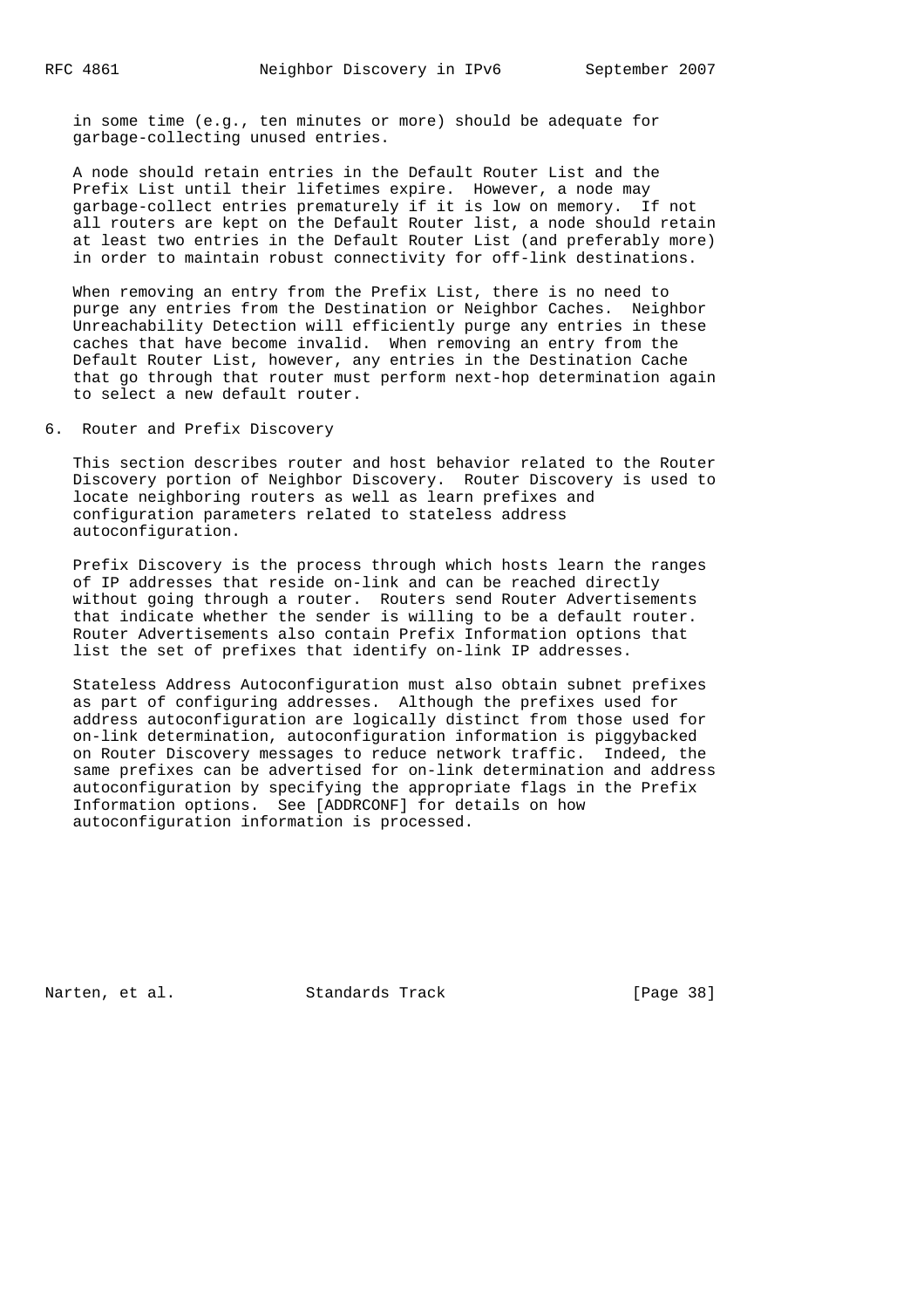in some time (e.g., ten minutes or more) should be adequate for garbage-collecting unused entries.

A node should retain entries in the Default Router List and the Prefix List until their lifetimes expire. However, a node may garbage-collect entries prematurely if it is low on memory. If not all routers are kept on the Default Router list, a node should retain at least two entries in the Default Router List (and preferably more) in order to maintain robust connectivity for off-link destinations.

When removing an entry from the Prefix List, there is no need to purge any entries from the Destination or Neighbor Caches. Neighbor Unreachability Detection will efficiently purge any entries in these caches that have become invalid. When removing an entry from the Default Router List, however, any entries in the Destination Cache that go through that router must perform next-hop determination again to select a new default router.

## 6. Router and Prefix Discovery

This section describes router and host behavior related to the Router Discovery portion of Neighbor Discovery. Router Discovery is used to locate neighboring routers as well as learn prefixes and configuration parameters related to stateless address autoconfiguration.

Prefix Discovery is the process through which hosts learn the ranges of IP addresses that reside on-link and can be reached directly without going through a router. Routers send Router Advertisements that indicate whether the sender is willing to be a default router. Router Advertisements also contain Prefix Information options that list the set of prefixes that identify on-link IP addresses.

Stateless Address Autoconfiguration must also obtain subnet prefixes as part of configuring addresses. Although the prefixes used for address autoconfiguration are logically distinct from those used for on-link determination, autoconfiguration information is piggybacked on Router Discovery messages to reduce network traffic. Indeed, the same prefixes can be advertised for on-link determination and address autoconfiguration by specifying the appropriate flags in the Prefix Information options. See [ADDRCONF] for details on how autoconfiguration information is processed.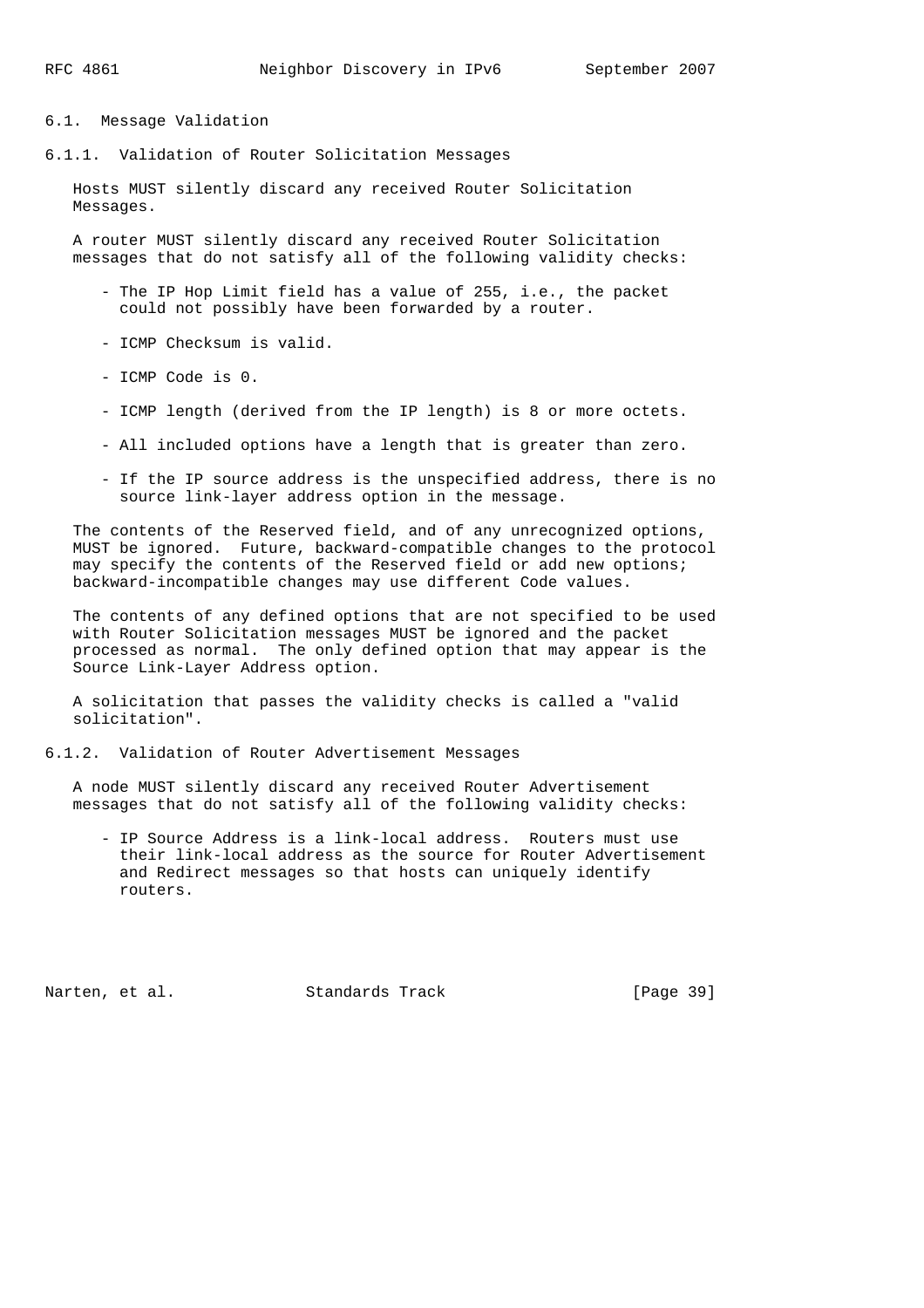### 6.1. Message Validation

#### 6.1.1. Validation of Router Solicitation Messages

Hosts MUST silently discard any received Router Solicitation Messages.

A router MUST silently discard any received Router Solicitation messages that do not satisfy all of the following validity checks:

- The IP Hop Limit field has a value of 255, i.e., the packet could not possibly have been forwarded by a router.
- ICMP Checksum is valid.
- ICMP Code is 0.
- ICMP length (derived from the IP length) is 8 or more octets.
- All included options have a length that is greater than zero.
- If the IP source address is the unspecified address, there is no source link-layer address option in the message.

The contents of the Reserved field, and of any unrecognized options, MUST be ignored. Future, backward-compatible changes to the protocol may specify the contents of the Reserved field or add new options; backward-incompatible changes may use different Code values.

The contents of any defined options that are not specified to be used with Router Solicitation messages MUST be ignored and the packet processed as normal. The only defined option that may appear is the Source Link-Layer Address option.

A solicitation that passes the validity checks is called a "valid solicitation".

#### 6.1.2. Validation of Router Advertisement Messages

A node MUST silently discard any received Router Advertisement messages that do not satisfy all of the following validity checks:

- IP Source Address is a link-local address. Routers must use their link-local address as the source for Router Advertisement and Redirect messages so that hosts can uniquely identify routers.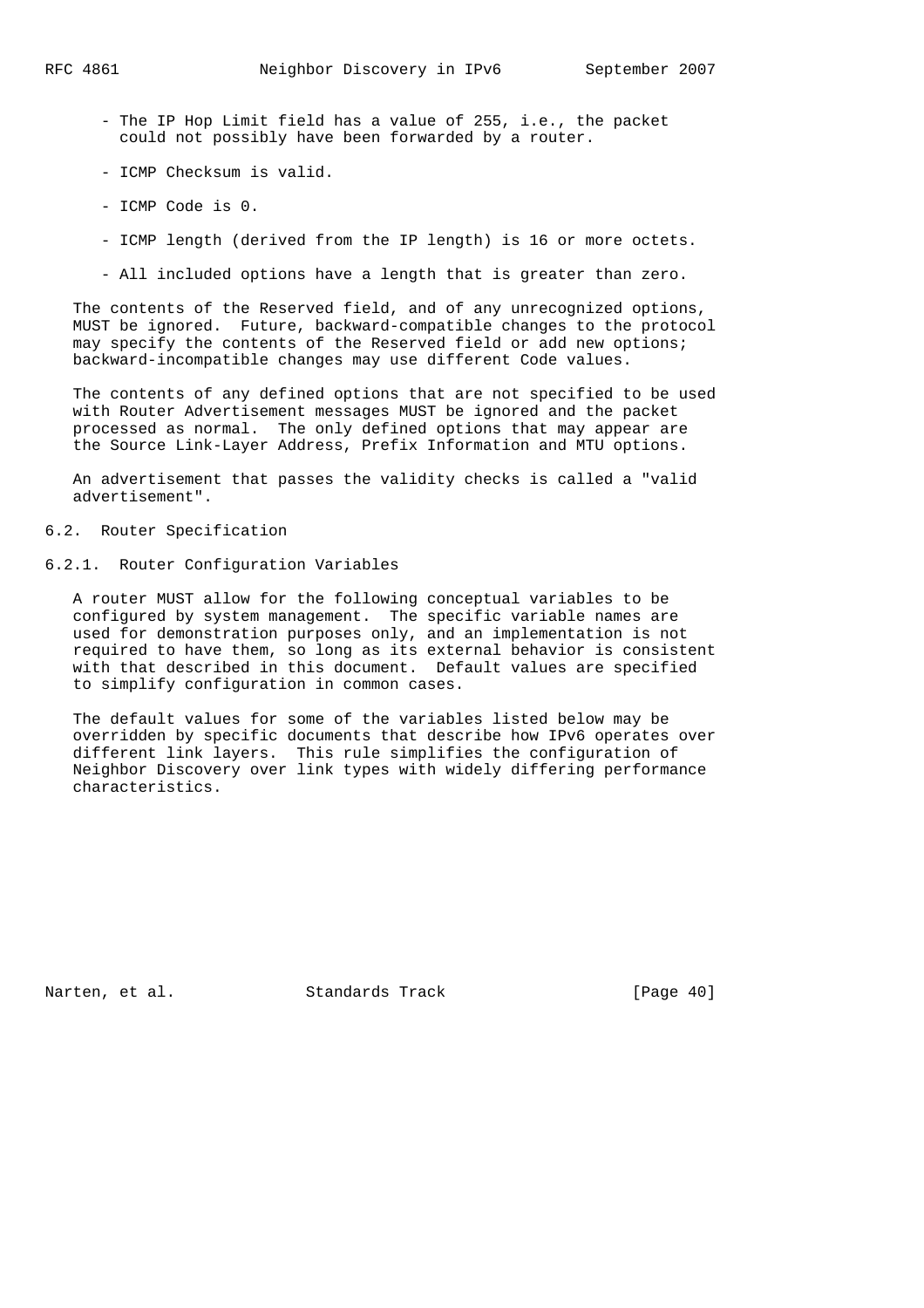- The IP Hop Limit field has a value of 255, i.e., the packet could not possibly have been forwarded by a router.

- ICMP Checksum is valid.

- ICMP Code is 0.

- ICMP length (derived from the IP length) is 16 or more octets.

- All included options have a length that is greater than zero.

The contents of the Reserved field, and of any unrecognized options, MUST be ignored. Future, backward-compatible changes to the protocol may specify the contents of the Reserved field or add new options; backward-incompatible changes may use different Code values.

The contents of any defined options that are not specified to be used with Router Advertisement messages MUST be ignored and the packet processed as normal. The only defined options that may appear are the Source Link-Layer Address, Prefix Information and MTU options.

An advertisement that passes the validity checks is called a "valid advertisement".

## 6.2. Router Specification

### 6.2.1. Router Configuration Variables

A router MUST allow for the following conceptual variables to be configured by system management. The specific variable names are used for demonstration purposes only, and an implementation is not required to have them, so long as its external behavior is consistent with that described in this document. Default values are specified to simplify configuration in common cases.

The default values for some of the variables listed below may be overridden by specific documents that describe how IPv6 operates over different link layers. This rule simplifies the configuration of Neighbor Discovery over link types with widely differing performance characteristics.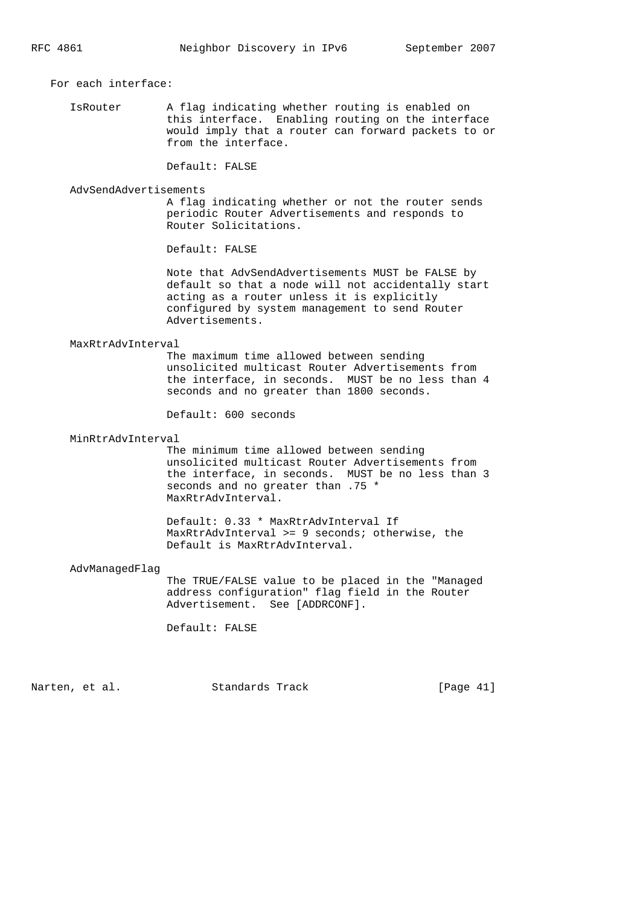For each interface:

**IsRouter**

A flag indicating whether routing is enabled on this interface. Enabling routing on the interface would imply that a router can forward packets to or from the interface.

Default: FALSE

**AdvSendAdvertisements**

A flag indicating whether or not the router sends periodic Router Advertisements and responds to Router Solicitations.

Default: FALSE

Note that AdvSendAdvertisements MUST be FALSE by default so that a node will not accidentally start acting as a router unless it is explicitly configured by system management to send Router Advertisements.

**MaxRtrAdvInterval**

The maximum time allowed between sending unsolicited multicast Router Advertisements from the interface, in seconds. MUST be no less than 4 seconds and no greater than 1800 seconds.

Default: 600 seconds

**MinRtrAdvInterval**

The minimum time allowed between sending unsolicited multicast Router Advertisements from the interface, in seconds. MUST be no less than 3 seconds and no greater than .75 * MaxRtrAdvInterval.

Default: 0.33 * MaxRtrAdvInterval If MaxRtrAdvInterval >= 9 seconds; otherwise, the Default is MaxRtrAdvInterval.

**AdvManagedFlag**

The TRUE/FALSE value to be placed in the "Managed address configuration" flag field in the Router Advertisement. See [ADDRCONF].

Default: FALSE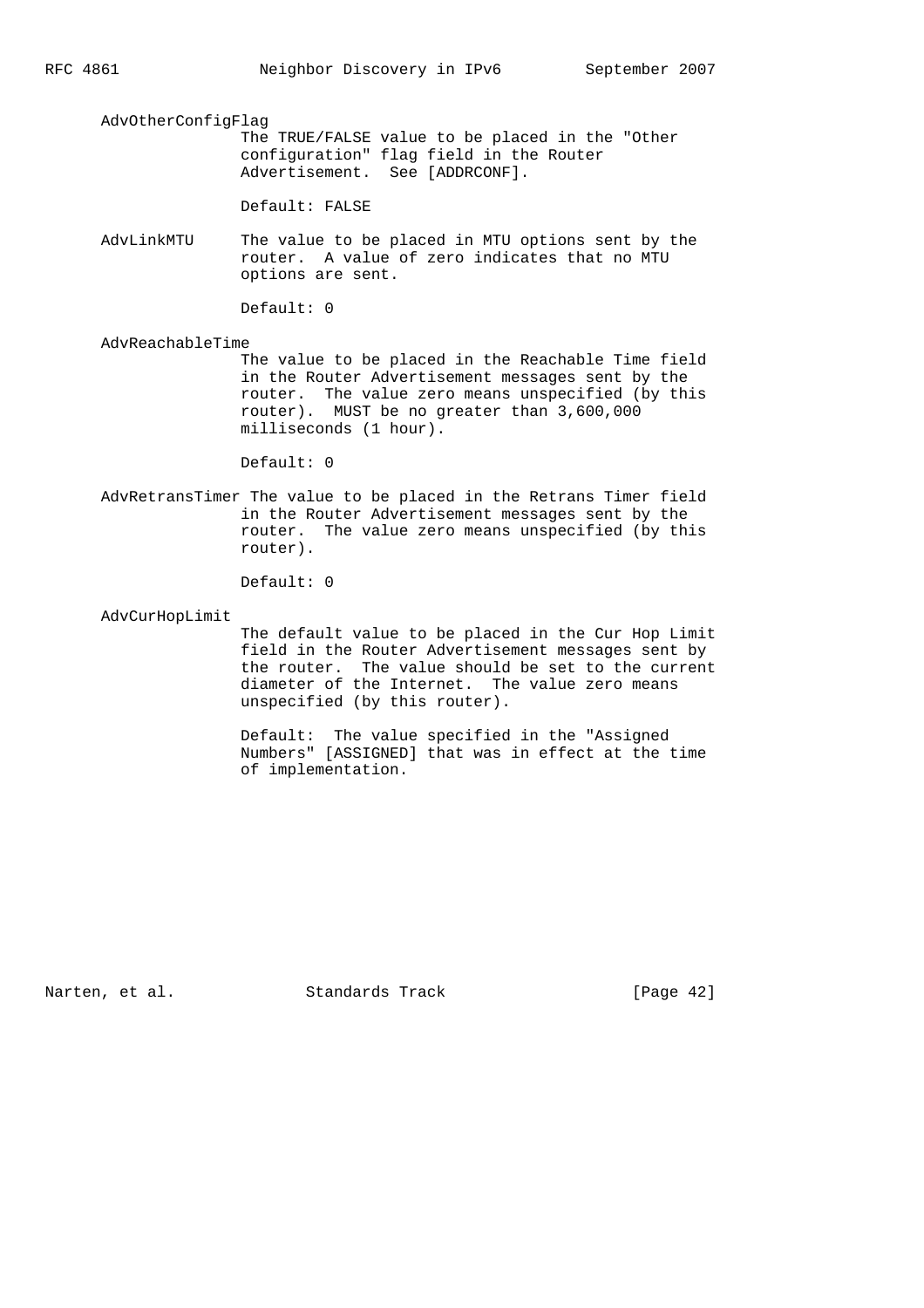AdvOtherConfigFlag
The TRUE/FALSE value to be placed in the "Other configuration" flag field in the Router Advertisement. See [ADDRCONF].

Default: FALSE

AdvLinkMTU
The value to be placed in MTU options sent by the router. A value of zero indicates that no MTU options are sent.

Default: 0

AdvReachableTime
The value to be placed in the Reachable Time field in the Router Advertisement messages sent by the router. The value zero means unspecified (by this router). MUST be no greater than 3,600,000 milliseconds (1 hour).

Default: 0

AdvRetransTimer
The value to be placed in the Retrans Timer field in the Router Advertisement messages sent by the router. The value zero means unspecified (by this router).

Default: 0

AdvCurHopLimit
The default value to be placed in the Cur Hop Limit field in the Router Advertisement messages sent by the router. The value should be set to the current diameter of the Internet. The value zero means unspecified (by this router).

Default: The value specified in the "Assigned Numbers" [ASSIGNED] that was in effect at the time of implementation.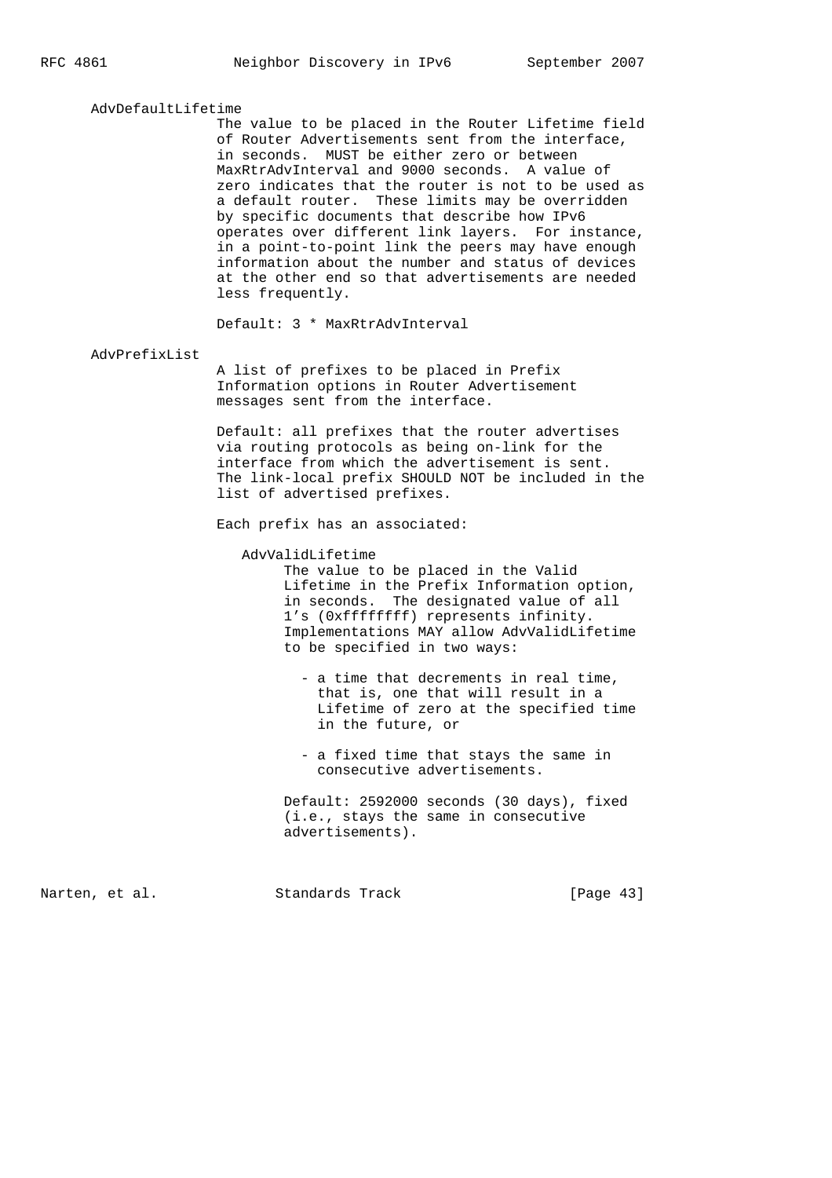AdvDefaultLifetime

The value to be placed in the Router Lifetime field of Router Advertisements sent from the interface, in seconds. MUST be either zero or between MaxRtrAdvInterval and 9000 seconds. A value of zero indicates that the router is not to be used as a default router. These limits may be overridden by specific documents that describe how IPv6 operates over different link layers. For instance, in a point-to-point link the peers may have enough information about the number and status of devices at the other end so that advertisements are needed less frequently.

Default: 3 * MaxRtrAdvInterval

AdvPrefixList

A list of prefixes to be placed in Prefix Information options in Router Advertisement messages sent from the interface.

Default: all prefixes that the router advertises via routing protocols as being on-link for the interface from which the advertisement is sent. The link-local prefix SHOULD NOT be included in the list of advertised prefixes.

Each prefix has an associated:

AdvValidLifetime

The value to be placed in the Valid Lifetime in the Prefix Information option, in seconds. The designated value of all 1's (0xffffffff) represents infinity. Implementations MAY allow AdvValidLifetime to be specified in two ways:

- a time that decrements in real time, that is, one that will result in a Lifetime of zero at the specified time in the future, or
- a fixed time that stays the same in consecutive advertisements.

Default: 2592000 seconds (30 days), fixed (i.e., stays the same in consecutive advertisements).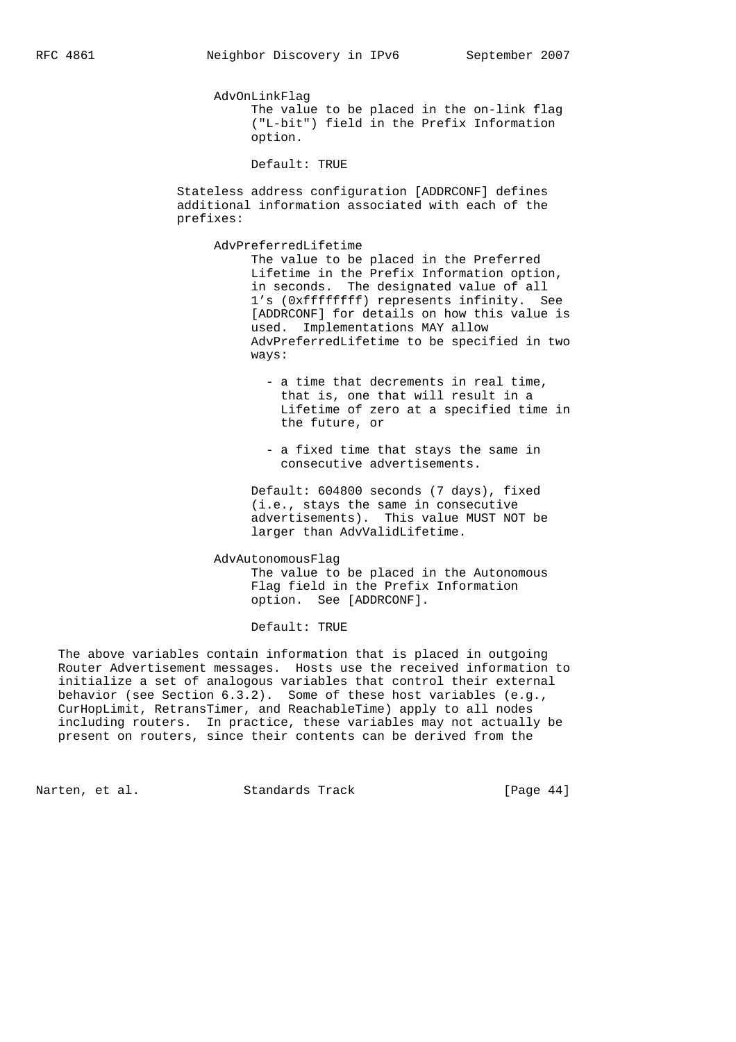AdvOnLinkFlag

The value to be placed in the on-link flag ("L-bit") field in the Prefix Information option.

Default: TRUE

Stateless address configuration [ADDRCONF] defines additional information associated with each of the prefixes:

AdvPreferredLifetime

The value to be placed in the Preferred Lifetime in the Prefix Information option, in seconds. The designated value of all 1's (0xffffffff) represents infinity. See [ADDRCONF] for details on how this value is used. Implementations MAY allow AdvPreferredLifetime to be specified in two ways:

- a time that decrements in real time, that is, one that will result in a Lifetime of zero at a specified time in the future, or
- a fixed time that stays the same in consecutive advertisements.

Default: 604800 seconds (7 days), fixed (i.e., stays the same in consecutive advertisements). This value MUST NOT be larger than AdvValidLifetime.

AdvAutonomousFlag

The value to be placed in the Autonomous Flag field in the Prefix Information option. See [ADDRCONF].

Default: TRUE

The above variables contain information that is placed in outgoing Router Advertisement messages. Hosts use the received information to initialize a set of analogous variables that control their external behavior (see Section 6.3.2). Some of these host variables (e.g., CurHopLimit, RetransTimer, and ReachableTime) apply to all nodes including routers. In practice, these variables may not actually be present on routers, since their contents can be derived from the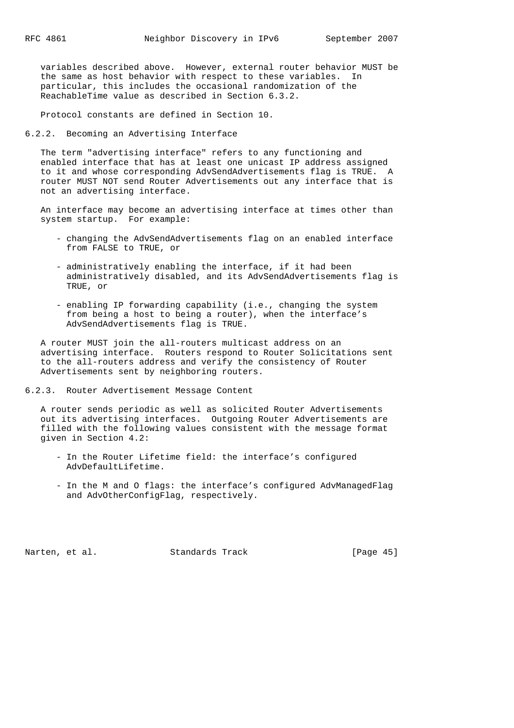variables described above. However, external router behavior MUST be the same as host behavior with respect to these variables. In particular, this includes the occasional randomization of the ReachableTime value as described in Section 6.3.2.

Protocol constants are defined in Section 10.

### 6.2.2. Becoming an Advertising Interface

The term "advertising interface" refers to any functioning and enabled interface that has at least one unicast IP address assigned to it and whose corresponding AdvSendAdvertisements flag is TRUE. A router MUST NOT send Router Advertisements out any interface that is not an advertising interface.

An interface may become an advertising interface at times other than system startup. For example:

- changing the AdvSendAdvertisements flag on an enabled interface from FALSE to TRUE, or
- administratively enabling the interface, if it had been administratively disabled, and its AdvSendAdvertisements flag is TRUE, or
- enabling IP forwarding capability (i.e., changing the system from being a host to being a router), when the interface's AdvSendAdvertisements flag is TRUE.

A router MUST join the all-routers multicast address on an advertising interface. Routers respond to Router Solicitations sent to the all-routers address and verify the consistency of Router Advertisements sent by neighboring routers.

### 6.2.3. Router Advertisement Message Content

A router sends periodic as well as solicited Router Advertisements out its advertising interfaces. Outgoing Router Advertisements are filled with the following values consistent with the message format given in Section 4.2:

- In the Router Lifetime field: the interface's configured AdvDefaultLifetime.
- In the M and O flags: the interface's configured AdvManagedFlag and AdvOtherConfigFlag, respectively.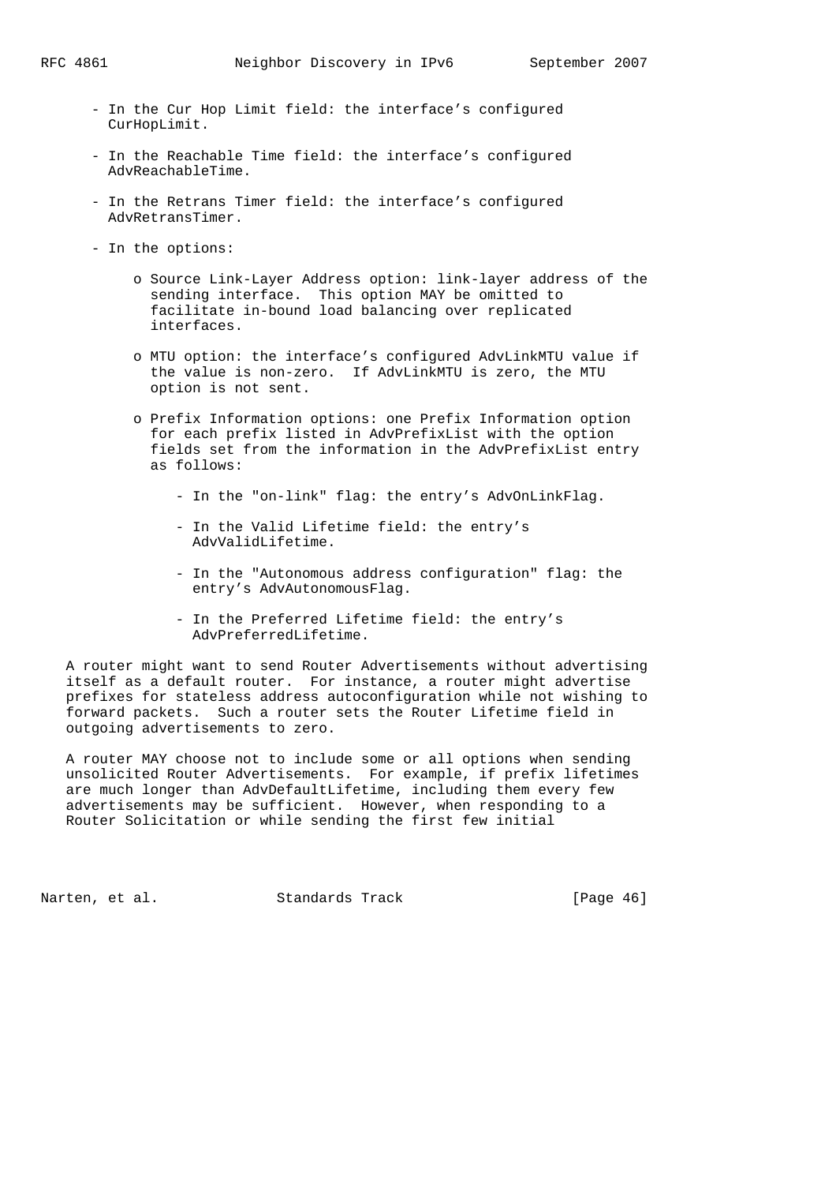- In the Cur Hop Limit field: the interface's configured CurHopLimit.

- In the Reachable Time field: the interface's configured AdvReachableTime.

- In the Retrans Timer field: the interface's configured AdvRetransTimer.

- In the options:

    - Source Link-Layer Address option: link-layer address of the sending interface. This option MAY be omitted to facilitate in-bound load balancing over replicated interfaces.

    - MTU option: the interface's configured AdvLinkMTU value if the value is non-zero. If AdvLinkMTU is zero, the MTU option is not sent.

    - Prefix Information options: one Prefix Information option for each prefix listed in AdvPrefixList with the option fields set from the information in the AdvPrefixList entry as follows:

        - In the "on-link" flag: the entry's AdvOnLinkFlag.

        - In the Valid Lifetime field: the entry's AdvValidLifetime.

        - In the "Autonomous address configuration" flag: the entry's AdvAutonomousFlag.

        - In the Preferred Lifetime field: the entry's AdvPreferredLifetime.

A router might want to send Router Advertisements without advertising itself as a default router. For instance, a router might advertise prefixes for stateless address autoconfiguration while not wishing to forward packets. Such a router sets the Router Lifetime field in outgoing advertisements to zero.

A router MAY choose not to include some or all options when sending unsolicited Router Advertisements. For example, if prefix lifetimes are much longer than AdvDefaultLifetime, including them every few advertisements may be sufficient. However, when responding to a Router Solicitation or while sending the first few initial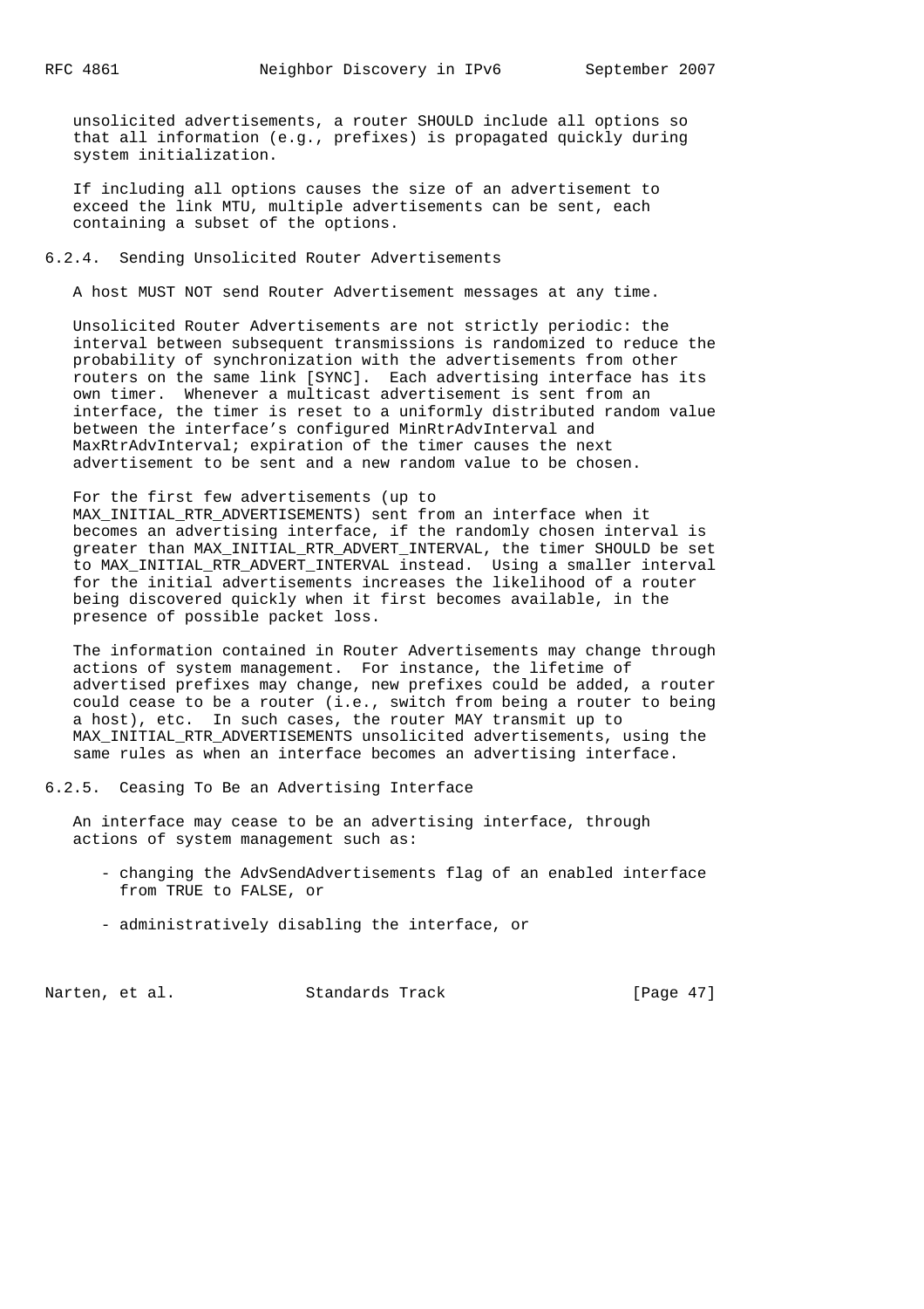unsolicited advertisements, a router SHOULD include all options so that all information (e.g., prefixes) is propagated quickly during system initialization.

If including all options causes the size of an advertisement to exceed the link MTU, multiple advertisements can be sent, each containing a subset of the options.

### 6.2.4. Sending Unsolicited Router Advertisements

A host MUST NOT send Router Advertisement messages at any time.

Unsolicited Router Advertisements are not strictly periodic: the interval between subsequent transmissions is randomized to reduce the probability of synchronization with the advertisements from other routers on the same link [SYNC]. Each advertising interface has its own timer. Whenever a multicast advertisement is sent from an interface, the timer is reset to a uniformly distributed random value between the interface's configured MinRtrAdvInterval and MaxRtrAdvInterval; expiration of the timer causes the next advertisement to be sent and a new random value to be chosen.

For the first few advertisements (up to MAX_INITIAL_RTR_ADVERTISEMENTS) sent from an interface when it becomes an advertising interface, if the randomly chosen interval is greater than MAX_INITIAL_RTR_ADVERT_INTERVAL, the timer SHOULD be set to MAX_INITIAL_RTR_ADVERT_INTERVAL instead. Using a smaller interval for the initial advertisements increases the likelihood of a router being discovered quickly when it first becomes available, in the presence of possible packet loss.

The information contained in Router Advertisements may change through actions of system management. For instance, the lifetime of advertised prefixes may change, new prefixes could be added, a router could cease to be a router (i.e., switch from being a router to being a host), etc. In such cases, the router MAY transmit up to MAX_INITIAL_RTR_ADVERTISEMENTS unsolicited advertisements, using the same rules as when an interface becomes an advertising interface.

### 6.2.5. Ceasing To Be an Advertising Interface

An interface may cease to be an advertising interface, through actions of system management such as:

- changing the AdvSendAdvertisements flag of an enabled interface from TRUE to FALSE, or

- administratively disabling the interface, or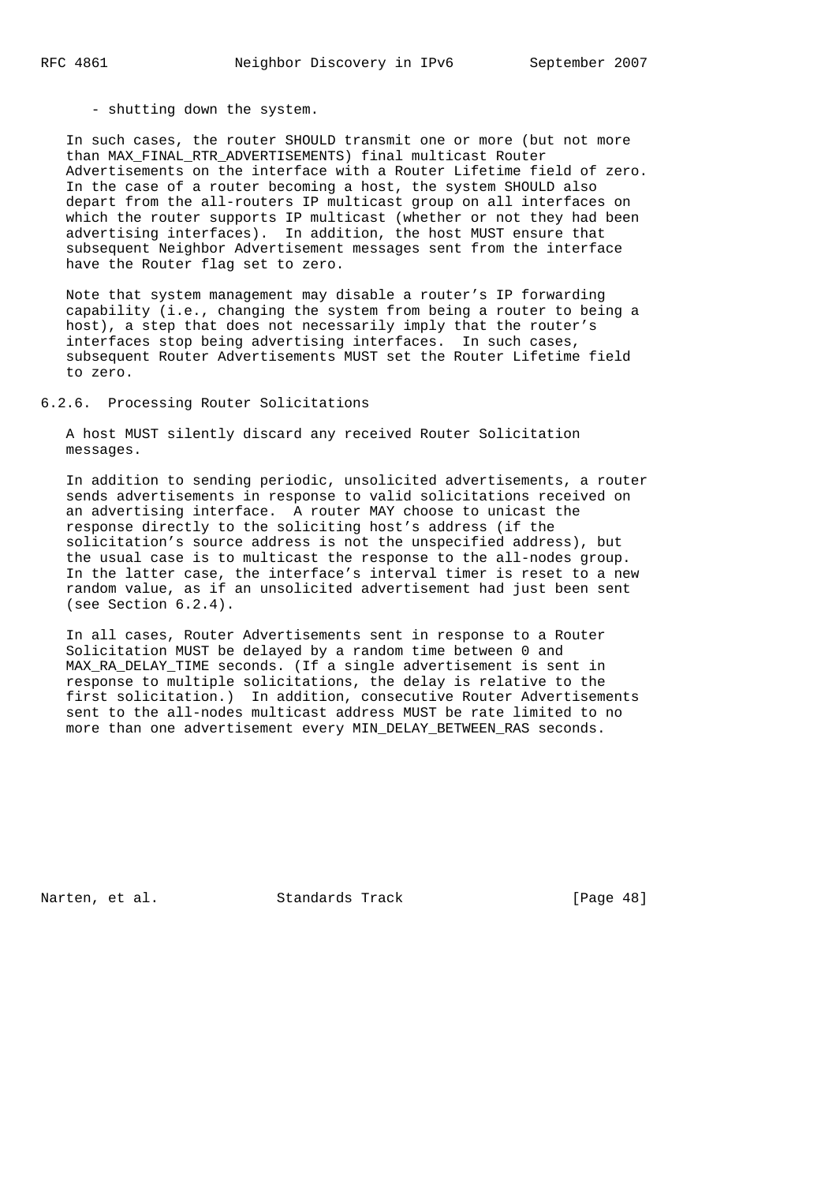- shutting down the system.

In such cases, the router SHOULD transmit one or more (but not more than MAX_FINAL_RTR_ADVERTISEMENTS) final multicast Router Advertisements on the interface with a Router Lifetime field of zero. In the case of a router becoming a host, the system SHOULD also depart from the all-routers IP multicast group on all interfaces on which the router supports IP multicast (whether or not they had been advertising interfaces). In addition, the host MUST ensure that subsequent Neighbor Advertisement messages sent from the interface have the Router flag set to zero.

Note that system management may disable a router's IP forwarding capability (i.e., changing the system from being a router to being a host), a step that does not necessarily imply that the router's interfaces stop being advertising interfaces. In such cases, subsequent Router Advertisements MUST set the Router Lifetime field to zero.

### 6.2.6. Processing Router Solicitations

A host MUST silently discard any received Router Solicitation messages.

In addition to sending periodic, unsolicited advertisements, a router sends advertisements in response to valid solicitations received on an advertising interface. A router MAY choose to unicast the response directly to the soliciting host's address (if the solicitation's source address is not the unspecified address), but the usual case is to multicast the response to the all-nodes group. In the latter case, the interface's interval timer is reset to a new random value, as if an unsolicited advertisement had just been sent (see Section 6.2.4).

In all cases, Router Advertisements sent in response to a Router Solicitation MUST be delayed by a random time between 0 and MAX_RA_DELAY_TIME seconds. (If a single advertisement is sent in response to multiple solicitations, the delay is relative to the first solicitation.) In addition, consecutive Router Advertisements sent to the all-nodes multicast address MUST be rate limited to no more than one advertisement every MIN_DELAY_BETWEEN_RAS seconds.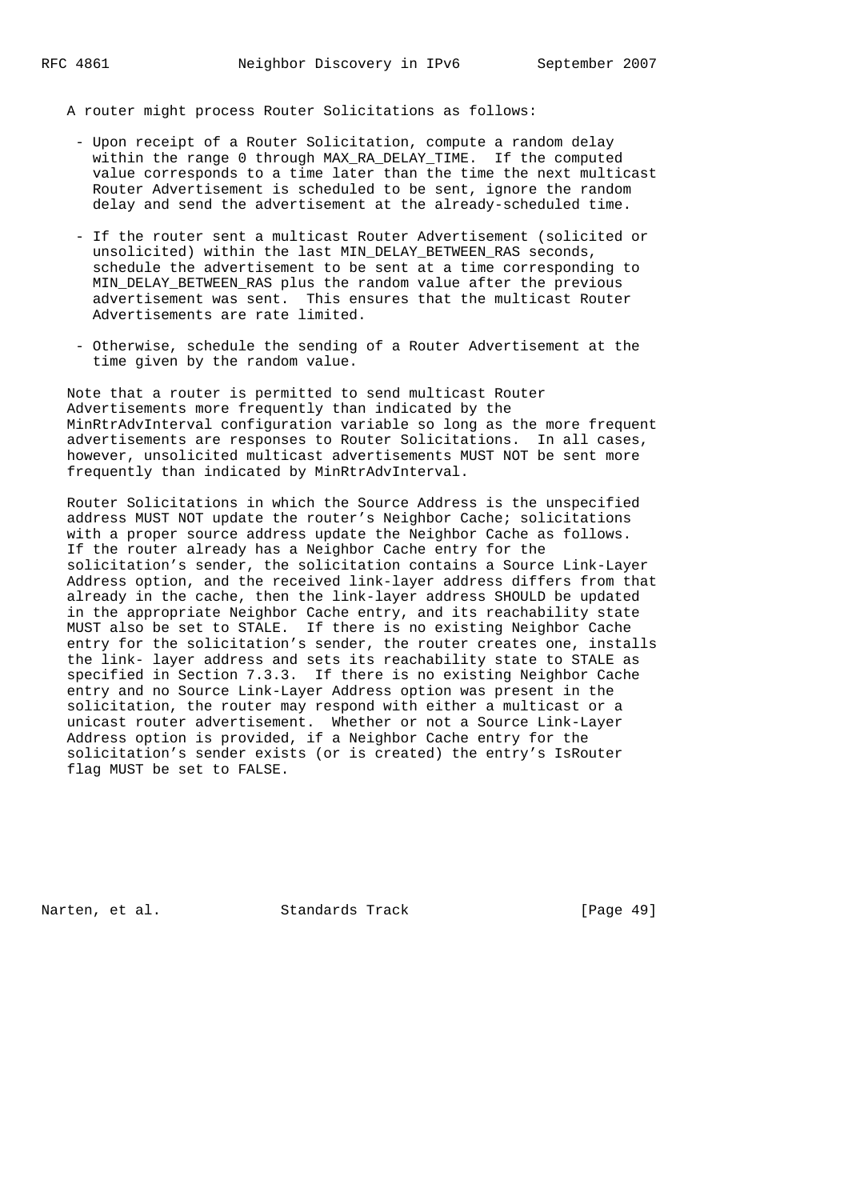A router might process Router Solicitations as follows:

- Upon receipt of a Router Solicitation, compute a random delay within the range 0 through MAX_RA_DELAY_TIME. If the computed value corresponds to a time later than the time the next multicast Router Advertisement is scheduled to be sent, ignore the random delay and send the advertisement at the already-scheduled time.

- If the router sent a multicast Router Advertisement (solicited or unsolicited) within the last MIN_DELAY_BETWEEN_RAS seconds, schedule the advertisement to be sent at a time corresponding to MIN_DELAY_BETWEEN_RAS plus the random value after the previous advertisement was sent. This ensures that the multicast Router Advertisements are rate limited.

- Otherwise, schedule the sending of a Router Advertisement at the time given by the random value.

Note that a router is permitted to send multicast Router Advertisements more frequently than indicated by the MinRtrAdvInterval configuration variable so long as the more frequent advertisements are responses to Router Solicitations. In all cases, however, unsolicited multicast advertisements MUST NOT be sent more frequently than indicated by MinRtrAdvInterval.

Router Solicitations in which the Source Address is the unspecified address MUST NOT update the router's Neighbor Cache; solicitations with a proper source address update the Neighbor Cache as follows. If the router already has a Neighbor Cache entry for the solicitation's sender, the solicitation contains a Source Link-Layer Address option, and the received link-layer address differs from that already in the cache, then the link-layer address SHOULD be updated in the appropriate Neighbor Cache entry, and its reachability state MUST also be set to STALE. If there is no existing Neighbor Cache entry for the solicitation's sender, the router creates one, installs the link- layer address and sets its reachability state to STALE as specified in Section 7.3.3. If there is no existing Neighbor Cache entry and no Source Link-Layer Address option was present in the solicitation, the router may respond with either a multicast or a unicast router advertisement. Whether or not a Source Link-Layer Address option is provided, if a Neighbor Cache entry for the solicitation's sender exists (or is created) the entry's IsRouter flag MUST be set to FALSE.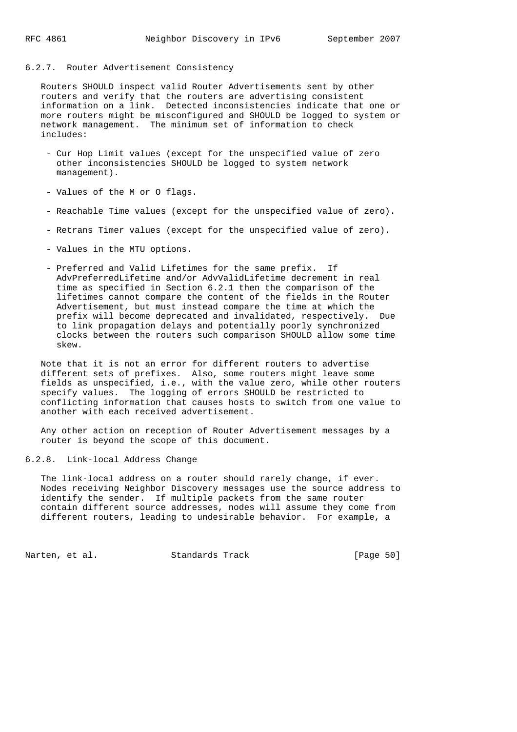### 6.2.7. Router Advertisement Consistency

Routers SHOULD inspect valid Router Advertisements sent by other routers and verify that the routers are advertising consistent information on a link. Detected inconsistencies indicate that one or more routers might be misconfigured and SHOULD be logged to system or network management. The minimum set of information to check includes:

- Cur Hop Limit values (except for the unspecified value of zero other inconsistencies SHOULD be logged to system network management).

- Values of the M or O flags.

- Reachable Time values (except for the unspecified value of zero).

- Retrans Timer values (except for the unspecified value of zero).

- Values in the MTU options.

- Preferred and Valid Lifetimes for the same prefix. If AdvPreferredLifetime and/or AdvValidLifetime decrement in real time as specified in Section 6.2.1 then the comparison of the lifetimes cannot compare the content of the fields in the Router Advertisement, but must instead compare the time at which the prefix will become deprecated and invalidated, respectively. Due to link propagation delays and potentially poorly synchronized clocks between the routers such comparison SHOULD allow some time skew.

Note that it is not an error for different routers to advertise different sets of prefixes. Also, some routers might leave some fields as unspecified, i.e., with the value zero, while other routers specify values. The logging of errors SHOULD be restricted to conflicting information that causes hosts to switch from one value to another with each received advertisement.

Any other action on reception of Router Advertisement messages by a router is beyond the scope of this document.

### 6.2.8. Link-local Address Change

The link-local address on a router should rarely change, if ever. Nodes receiving Neighbor Discovery messages use the source address to identify the sender. If multiple packets from the same router contain different source addresses, nodes will assume they come from different routers, leading to undesirable behavior. For example, a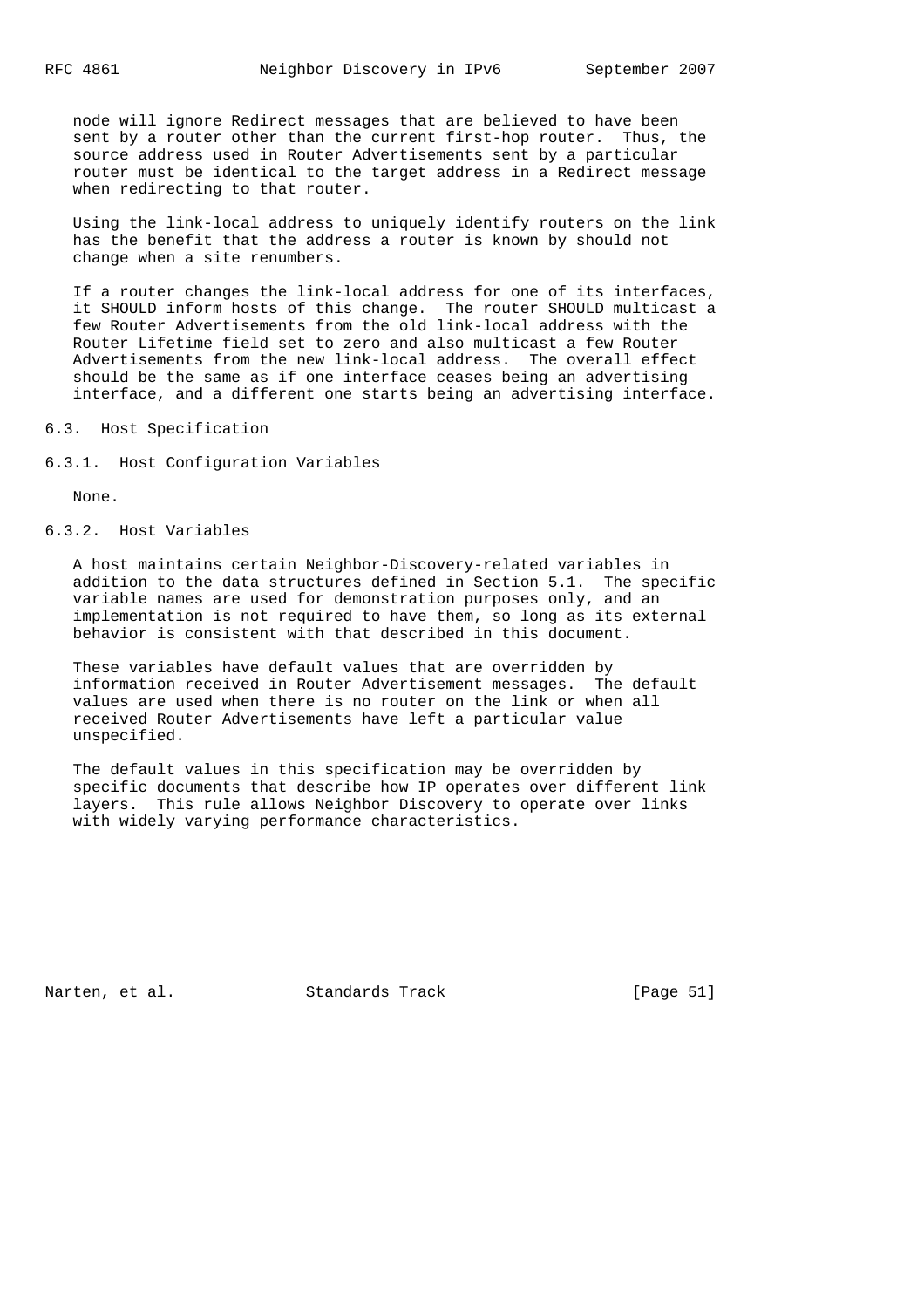node will ignore Redirect messages that are believed to have been sent by a router other than the current first-hop router. Thus, the source address used in Router Advertisements sent by a particular router must be identical to the target address in a Redirect message when redirecting to that router.

Using the link-local address to uniquely identify routers on the link has the benefit that the address a router is known by should not change when a site renumbers.

If a router changes the link-local address for one of its interfaces, it SHOULD inform hosts of this change. The router SHOULD multicast a few Router Advertisements from the old link-local address with the Router Lifetime field set to zero and also multicast a few Router Advertisements from the new link-local address. The overall effect should be the same as if one interface ceases being an advertising interface, and a different one starts being an advertising interface.

## 6.3. Host Specification

### 6.3.1. Host Configuration Variables

None.

### 6.3.2. Host Variables

A host maintains certain Neighbor-Discovery-related variables in addition to the data structures defined in Section 5.1. The specific variable names are used for demonstration purposes only, and an implementation is not required to have them, so long as its external behavior is consistent with that described in this document.

These variables have default values that are overridden by information received in Router Advertisement messages. The default values are used when there is no router on the link or when all received Router Advertisements have left a particular value unspecified.

The default values in this specification may be overridden by specific documents that describe how IP operates over different link layers. This rule allows Neighbor Discovery to operate over links with widely varying performance characteristics.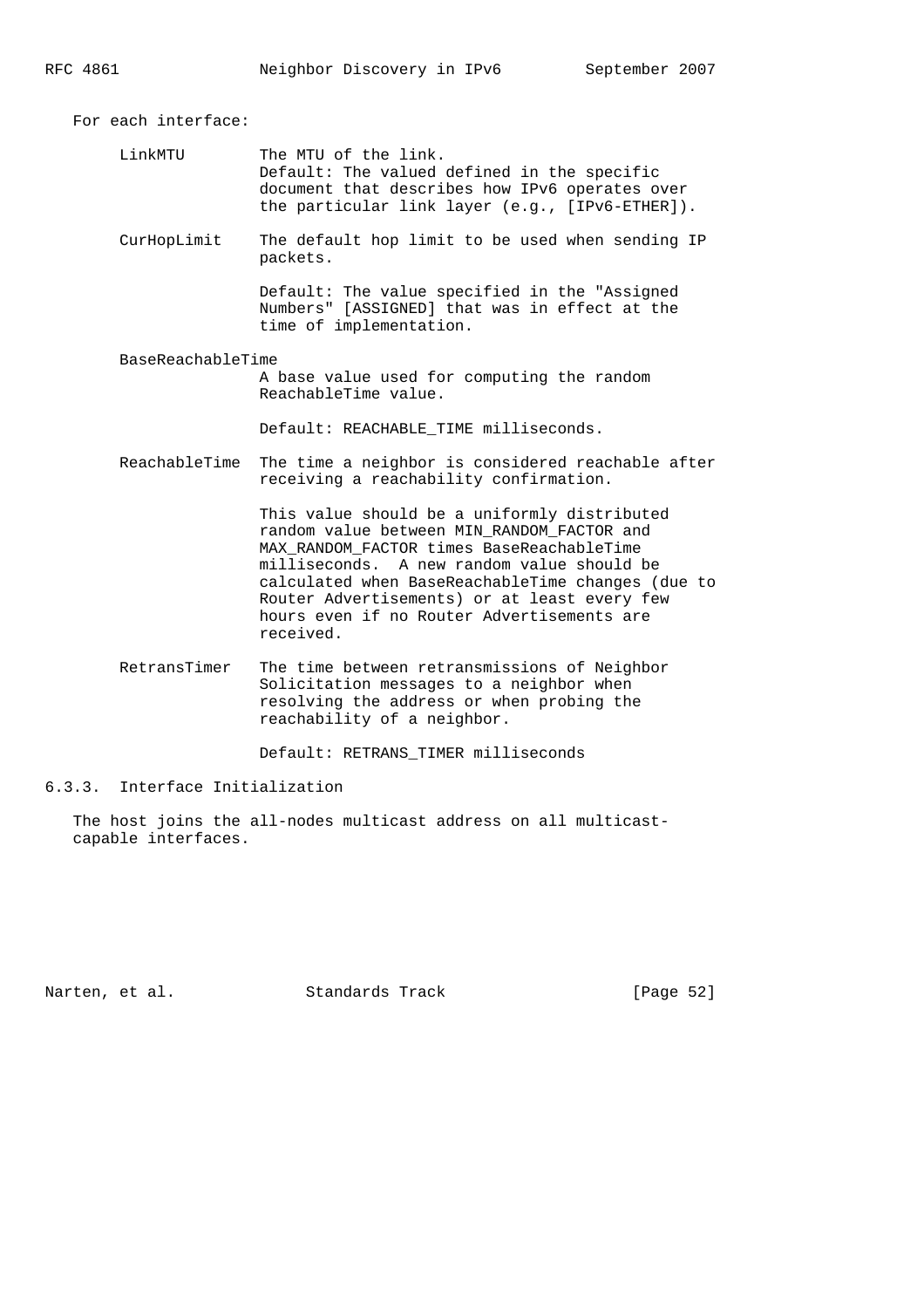For each interface:

LinkMTU
: The MTU of the link.
  Default: The valued defined in the specific document that describes how IPv6 operates over the particular link layer (e.g., [IPv6-ETHER]).

CurHopLimit
: The default hop limit to be used when sending IP packets.

  Default: The value specified in the "Assigned Numbers" [ASSIGNED] that was in effect at the time of implementation.

BaseReachableTime
: A base value used for computing the random ReachableTime value.

  Default: REACHABLE_TIME milliseconds.

ReachableTime
: The time a neighbor is considered reachable after receiving a reachability confirmation.

  This value should be a uniformly distributed random value between MIN_RANDOM_FACTOR and MAX_RANDOM_FACTOR times BaseReachableTime milliseconds. A new random value should be calculated when BaseReachableTime changes (due to Router Advertisements) or at least every few hours even if no Router Advertisements are received.

RetransTimer
: The time between retransmissions of Neighbor Solicitation messages to a neighbor when resolving the address or when probing the reachability of a neighbor.

  Default: RETRANS_TIMER milliseconds

### 6.3.3. Interface Initialization

The host joins the all-nodes multicast address on all multicast-capable interfaces.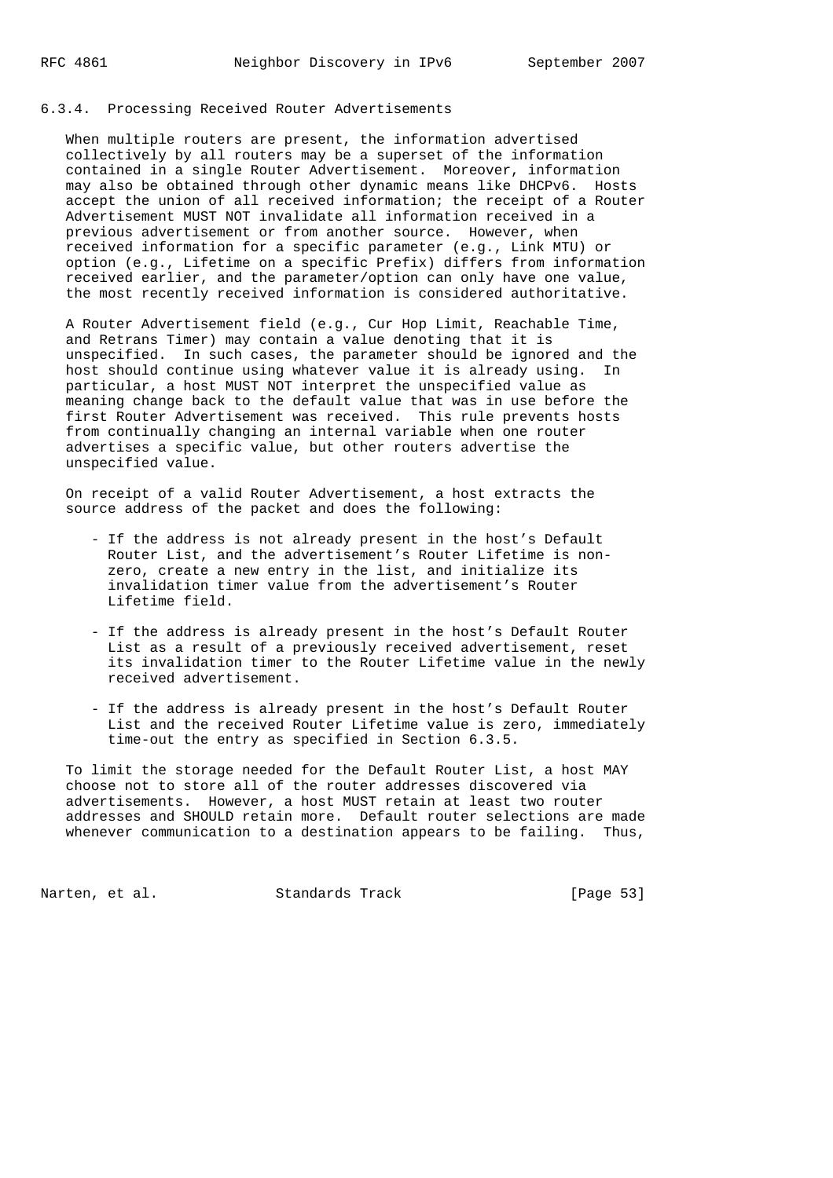### 6.3.4. Processing Received Router Advertisements

When multiple routers are present, the information advertised collectively by all routers may be a superset of the information contained in a single Router Advertisement. Moreover, information may also be obtained through other dynamic means like DHCPv6. Hosts accept the union of all received information; the receipt of a Router Advertisement MUST NOT invalidate all information received in a previous advertisement or from another source. However, when received information for a specific parameter (e.g., Link MTU) or option (e.g., Lifetime on a specific Prefix) differs from information received earlier, and the parameter/option can only have one value, the most recently received information is considered authoritative.

A Router Advertisement field (e.g., Cur Hop Limit, Reachable Time, and Retrans Timer) may contain a value denoting that it is unspecified. In such cases, the parameter should be ignored and the host should continue using whatever value it is already using. In particular, a host MUST NOT interpret the unspecified value as meaning change back to the default value that was in use before the first Router Advertisement was received. This rule prevents hosts from continually changing an internal variable when one router advertises a specific value, but other routers advertise the unspecified value.

On receipt of a valid Router Advertisement, a host extracts the source address of the packet and does the following:

- If the address is not already present in the host's Default Router List, and the advertisement's Router Lifetime is non-zero, create a new entry in the list, and initialize its invalidation timer value from the advertisement's Router Lifetime field.

- If the address is already present in the host's Default Router List as a result of a previously received advertisement, reset its invalidation timer to the Router Lifetime value in the newly received advertisement.

- If the address is already present in the host's Default Router List and the received Router Lifetime value is zero, immediately time-out the entry as specified in Section 6.3.5.

To limit the storage needed for the Default Router List, a host MAY choose not to store all of the router addresses discovered via advertisements. However, a host MUST retain at least two router addresses and SHOULD retain more. Default router selections are made whenever communication to a destination appears to be failing. Thus,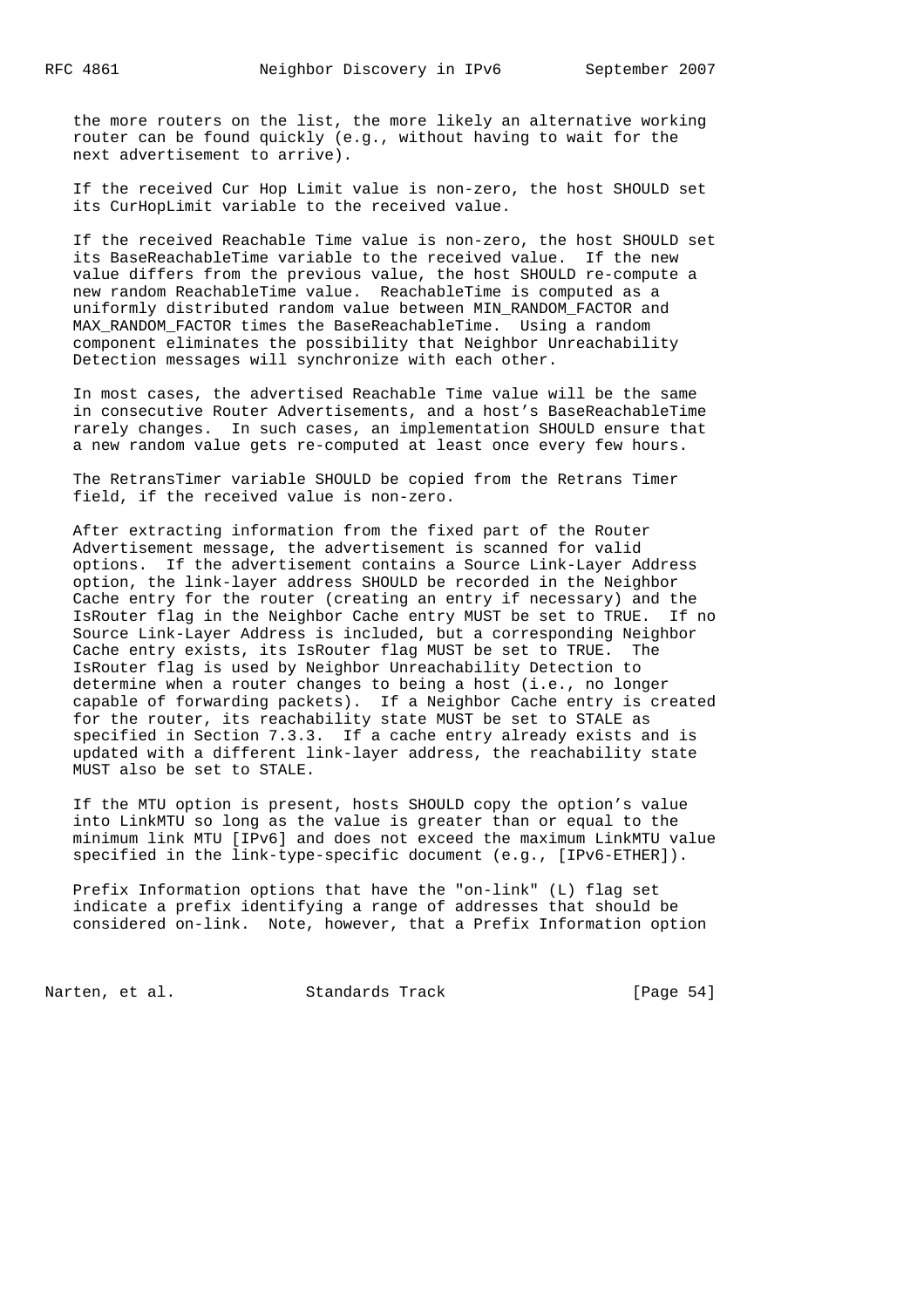the more routers on the list, the more likely an alternative working router can be found quickly (e.g., without having to wait for the next advertisement to arrive).

If the received Cur Hop Limit value is non-zero, the host SHOULD set its CurHopLimit variable to the received value.

If the received Reachable Time value is non-zero, the host SHOULD set its BaseReachableTime variable to the received value. If the new value differs from the previous value, the host SHOULD re-compute a new random ReachableTime value. ReachableTime is computed as a uniformly distributed random value between MIN_RANDOM_FACTOR and MAX_RANDOM_FACTOR times the BaseReachableTime. Using a random component eliminates the possibility that Neighbor Unreachability Detection messages will synchronize with each other.

In most cases, the advertised Reachable Time value will be the same in consecutive Router Advertisements, and a host's BaseReachableTime rarely changes. In such cases, an implementation SHOULD ensure that a new random value gets re-computed at least once every few hours.

The RetransTimer variable SHOULD be copied from the Retrans Timer field, if the received value is non-zero.

After extracting information from the fixed part of the Router Advertisement message, the advertisement is scanned for valid options. If the advertisement contains a Source Link-Layer Address option, the link-layer address SHOULD be recorded in the Neighbor Cache entry for the router (creating an entry if necessary) and the IsRouter flag in the Neighbor Cache entry MUST be set to TRUE. If no Source Link-Layer Address is included, but a corresponding Neighbor Cache entry exists, its IsRouter flag MUST be set to TRUE. The IsRouter flag is used by Neighbor Unreachability Detection to determine when a router changes to being a host (i.e., no longer capable of forwarding packets). If a Neighbor Cache entry is created for the router, its reachability state MUST be set to STALE as specified in Section 7.3.3. If a cache entry already exists and is updated with a different link-layer address, the reachability state MUST also be set to STALE.

If the MTU option is present, hosts SHOULD copy the option's value into LinkMTU so long as the value is greater than or equal to the minimum link MTU [IPv6] and does not exceed the maximum LinkMTU value specified in the link-type-specific document (e.g., [IPv6-ETHER]).

Prefix Information options that have the "on-link" (L) flag set indicate a prefix identifying a range of addresses that should be considered on-link. Note, however, that a Prefix Information option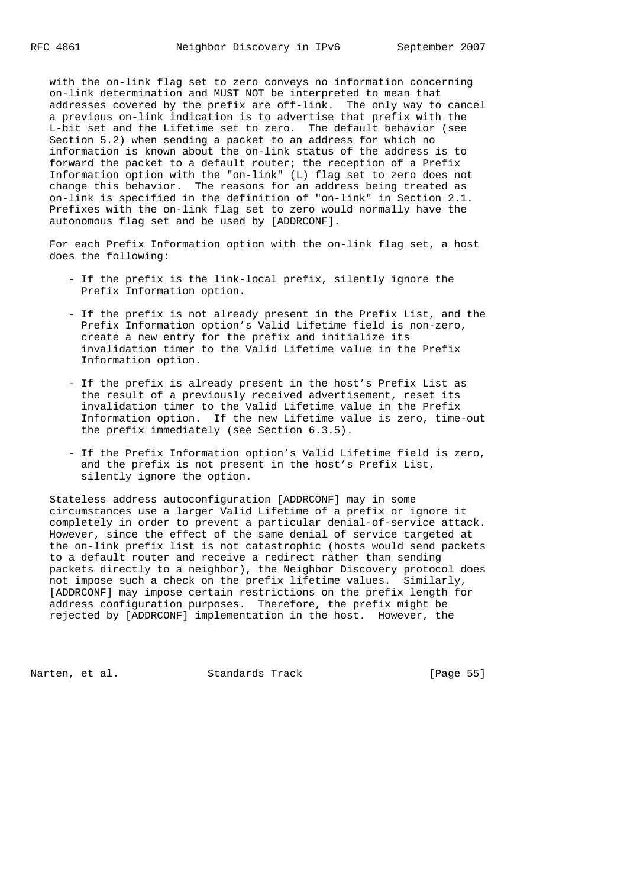with the on-link flag set to zero conveys no information concerning on-link determination and MUST NOT be interpreted to mean that addresses covered by the prefix are off-link. The only way to cancel a previous on-link indication is to advertise that prefix with the L-bit set and the Lifetime set to zero. The default behavior (see Section 5.2) when sending a packet to an address for which no information is known about the on-link status of the address is to forward the packet to a default router; the reception of a Prefix Information option with the "on-link" (L) flag set to zero does not change this behavior. The reasons for an address being treated as on-link is specified in the definition of "on-link" in Section 2.1. Prefixes with the on-link flag set to zero would normally have the autonomous flag set and be used by [ADDRCONF].

For each Prefix Information option with the on-link flag set, a host does the following:

- If the prefix is the link-local prefix, silently ignore the Prefix Information option.

- If the prefix is not already present in the Prefix List, and the Prefix Information option's Valid Lifetime field is non-zero, create a new entry for the prefix and initialize its invalidation timer to the Valid Lifetime value in the Prefix Information option.

- If the prefix is already present in the host's Prefix List as the result of a previously received advertisement, reset its invalidation timer to the Valid Lifetime value in the Prefix Information option. If the new Lifetime value is zero, time-out the prefix immediately (see Section 6.3.5).

- If the Prefix Information option's Valid Lifetime field is zero, and the prefix is not present in the host's Prefix List, silently ignore the option.

Stateless address autoconfiguration [ADDRCONF] may in some circumstances use a larger Valid Lifetime of a prefix or ignore it completely in order to prevent a particular denial-of-service attack. However, since the effect of the same denial of service targeted at the on-link prefix list is not catastrophic (hosts would send packets to a default router and receive a redirect rather than sending packets directly to a neighbor), the Neighbor Discovery protocol does not impose such a check on the prefix lifetime values. Similarly, [ADDRCONF] may impose certain restrictions on the prefix length for address configuration purposes. Therefore, the prefix might be rejected by [ADDRCONF] implementation in the host. However, the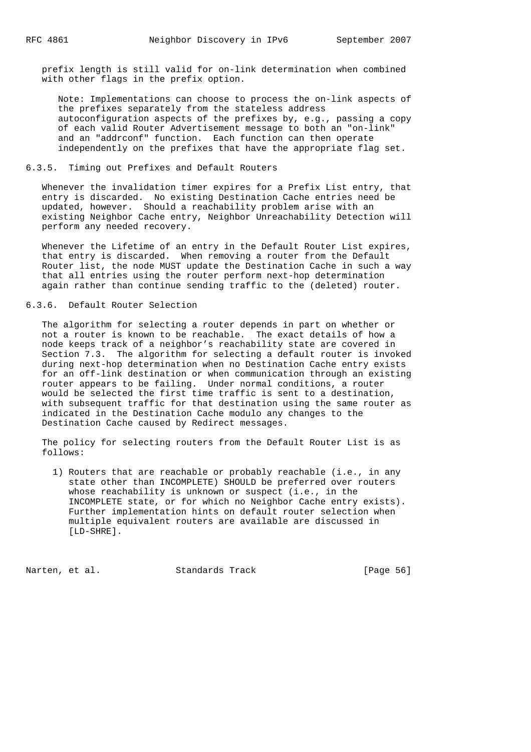prefix length is still valid for on-link determination when combined with other flags in the prefix option.

> Note: Implementations can choose to process the on-link aspects of the prefixes separately from the stateless address autoconfiguration aspects of the prefixes by, e.g., passing a copy of each valid Router Advertisement message to both an "on-link" and an "addrconf" function. Each function can then operate independently on the prefixes that have the appropriate flag set.

### 6.3.5. Timing out Prefixes and Default Routers

Whenever the invalidation timer expires for a Prefix List entry, that entry is discarded. No existing Destination Cache entries need be updated, however. Should a reachability problem arise with an existing Neighbor Cache entry, Neighbor Unreachability Detection will perform any needed recovery.

Whenever the Lifetime of an entry in the Default Router List expires, that entry is discarded. When removing a router from the Default Router list, the node MUST update the Destination Cache in such a way that all entries using the router perform next-hop determination again rather than continue sending traffic to the (deleted) router.

### 6.3.6. Default Router Selection

The algorithm for selecting a router depends in part on whether or not a router is known to be reachable. The exact details of how a node keeps track of a neighbor's reachability state are covered in Section 7.3. The algorithm for selecting a default router is invoked during next-hop determination when no Destination Cache entry exists for an off-link destination or when communication through an existing router appears to be failing. Under normal conditions, a router would be selected the first time traffic is sent to a destination, with subsequent traffic for that destination using the same router as indicated in the Destination Cache modulo any changes to the Destination Cache caused by Redirect messages.

The policy for selecting routers from the Default Router List is as follows:

1) Routers that are reachable or probably reachable (i.e., in any state other than INCOMPLETE) SHOULD be preferred over routers whose reachability is unknown or suspect (i.e., in the INCOMPLETE state, or for which no Neighbor Cache entry exists). Further implementation hints on default router selection when multiple equivalent routers are available are discussed in [LD-SHRE].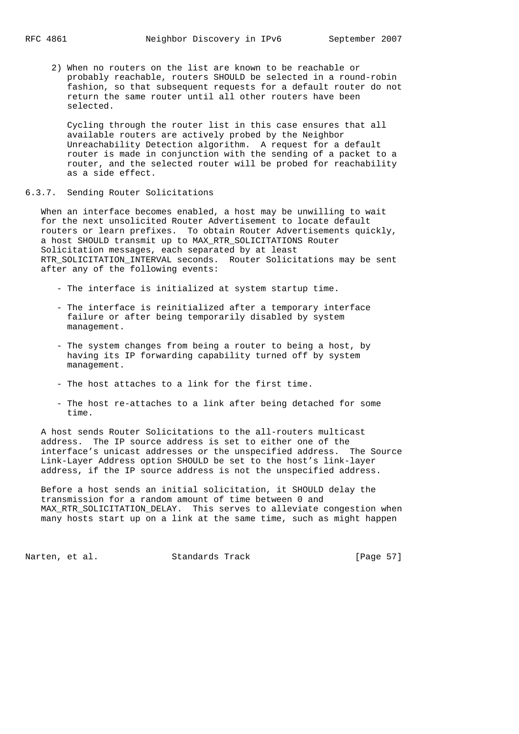2) When no routers on the list are known to be reachable or probably reachable, routers SHOULD be selected in a round-robin fashion, so that subsequent requests for a default router do not return the same router until all other routers have been selected.

   Cycling through the router list in this case ensures that all available routers are actively probed by the Neighbor Unreachability Detection algorithm. A request for a default router is made in conjunction with the sending of a packet to a router, and the selected router will be probed for reachability as a side effect.

### 6.3.7. Sending Router Solicitations

When an interface becomes enabled, a host may be unwilling to wait for the next unsolicited Router Advertisement to locate default routers or learn prefixes. To obtain Router Advertisements quickly, a host SHOULD transmit up to MAX_RTR_SOLICITATIONS Router Solicitation messages, each separated by at least RTR_SOLICITATION_INTERVAL seconds. Router Solicitations may be sent after any of the following events:

- The interface is initialized at system startup time.
- The interface is reinitialized after a temporary interface failure or after being temporarily disabled by system management.
- The system changes from being a router to being a host, by having its IP forwarding capability turned off by system management.
- The host attaches to a link for the first time.
- The host re-attaches to a link after being detached for some time.

A host sends Router Solicitations to the all-routers multicast address. The IP source address is set to either one of the interface's unicast addresses or the unspecified address. The Source Link-Layer Address option SHOULD be set to the host's link-layer address, if the IP source address is not the unspecified address.

Before a host sends an initial solicitation, it SHOULD delay the transmission for a random amount of time between 0 and MAX_RTR_SOLICITATION_DELAY. This serves to alleviate congestion when many hosts start up on a link at the same time, such as might happen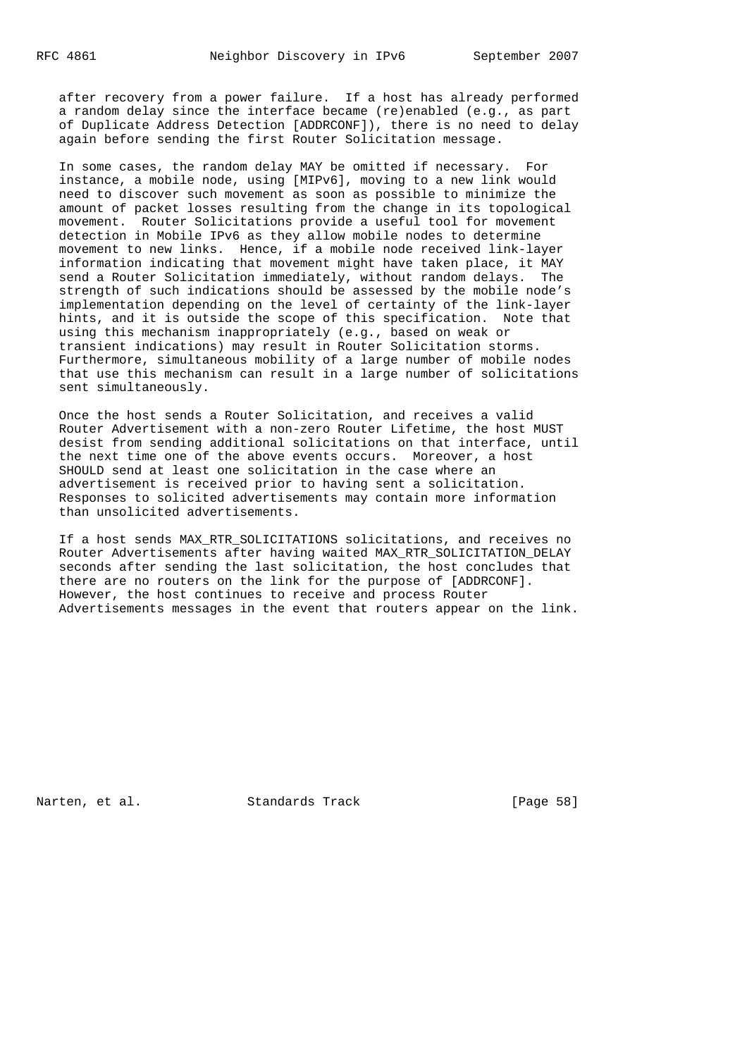after recovery from a power failure. If a host has already performed a random delay since the interface became (re)enabled (e.g., as part of Duplicate Address Detection [ADDRCONF]), there is no need to delay again before sending the first Router Solicitation message.

In some cases, the random delay MAY be omitted if necessary. For instance, a mobile node, using [MIPv6], moving to a new link would need to discover such movement as soon as possible to minimize the amount of packet losses resulting from the change in its topological movement. Router Solicitations provide a useful tool for movement detection in Mobile IPv6 as they allow mobile nodes to determine movement to new links. Hence, if a mobile node received link-layer information indicating that movement might have taken place, it MAY send a Router Solicitation immediately, without random delays. The strength of such indications should be assessed by the mobile node's implementation depending on the level of certainty of the link-layer hints, and it is outside the scope of this specification. Note that using this mechanism inappropriately (e.g., based on weak or transient indications) may result in Router Solicitation storms. Furthermore, simultaneous mobility of a large number of mobile nodes that use this mechanism can result in a large number of solicitations sent simultaneously.

Once the host sends a Router Solicitation, and receives a valid Router Advertisement with a non-zero Router Lifetime, the host MUST desist from sending additional solicitations on that interface, until the next time one of the above events occurs. Moreover, a host SHOULD send at least one solicitation in the case where an advertisement is received prior to having sent a solicitation. Responses to solicited advertisements may contain more information than unsolicited advertisements.

If a host sends MAX_RTR_SOLICITATIONS solicitations, and receives no Router Advertisements after having waited MAX_RTR_SOLICITATION_DELAY seconds after sending the last solicitation, the host concludes that there are no routers on the link for the purpose of [ADDRCONF]. However, the host continues to receive and process Router Advertisements messages in the event that routers appear on the link.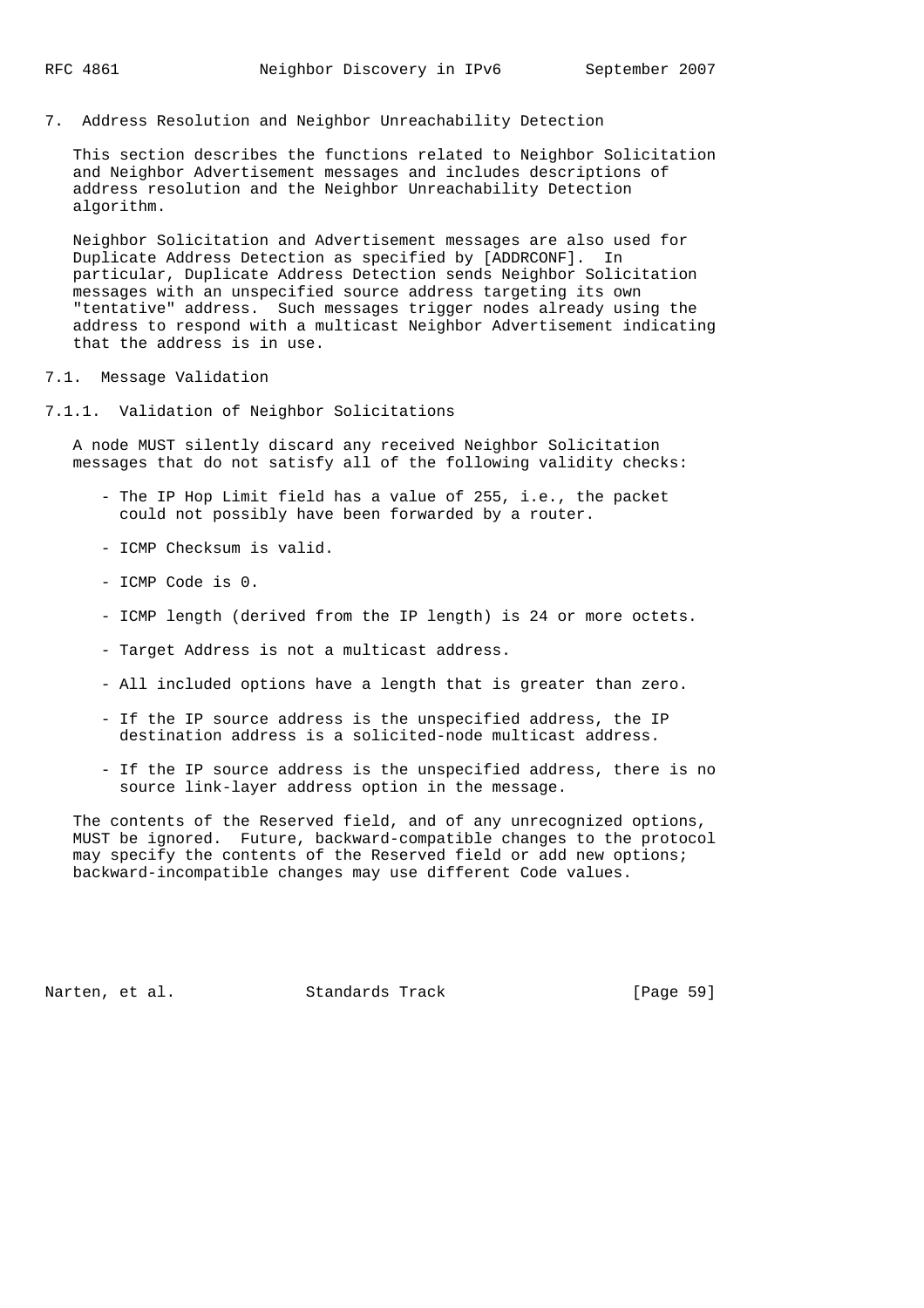## 7. Address Resolution and Neighbor Unreachability Detection

This section describes the functions related to Neighbor Solicitation and Neighbor Advertisement messages and includes descriptions of address resolution and the Neighbor Unreachability Detection algorithm.

Neighbor Solicitation and Advertisement messages are also used for Duplicate Address Detection as specified by [ADDRCONF]. In particular, Duplicate Address Detection sends Neighbor Solicitation messages with an unspecified source address targeting its own "tentative" address. Such messages trigger nodes already using the address to respond with a multicast Neighbor Advertisement indicating that the address is in use.

### 7.1. Message Validation

#### 7.1.1. Validation of Neighbor Solicitations

A node MUST silently discard any received Neighbor Solicitation messages that do not satisfy all of the following validity checks:

- The IP Hop Limit field has a value of 255, i.e., the packet could not possibly have been forwarded by a router.
- ICMP Checksum is valid.
- ICMP Code is 0.
- ICMP length (derived from the IP length) is 24 or more octets.
- Target Address is not a multicast address.
- All included options have a length that is greater than zero.
- If the IP source address is the unspecified address, the IP destination address is a solicited-node multicast address.
- If the IP source address is the unspecified address, there is no source link-layer address option in the message.

The contents of the Reserved field, and of any unrecognized options, MUST be ignored. Future, backward-compatible changes to the protocol may specify the contents of the Reserved field or add new options; backward-incompatible changes may use different Code values.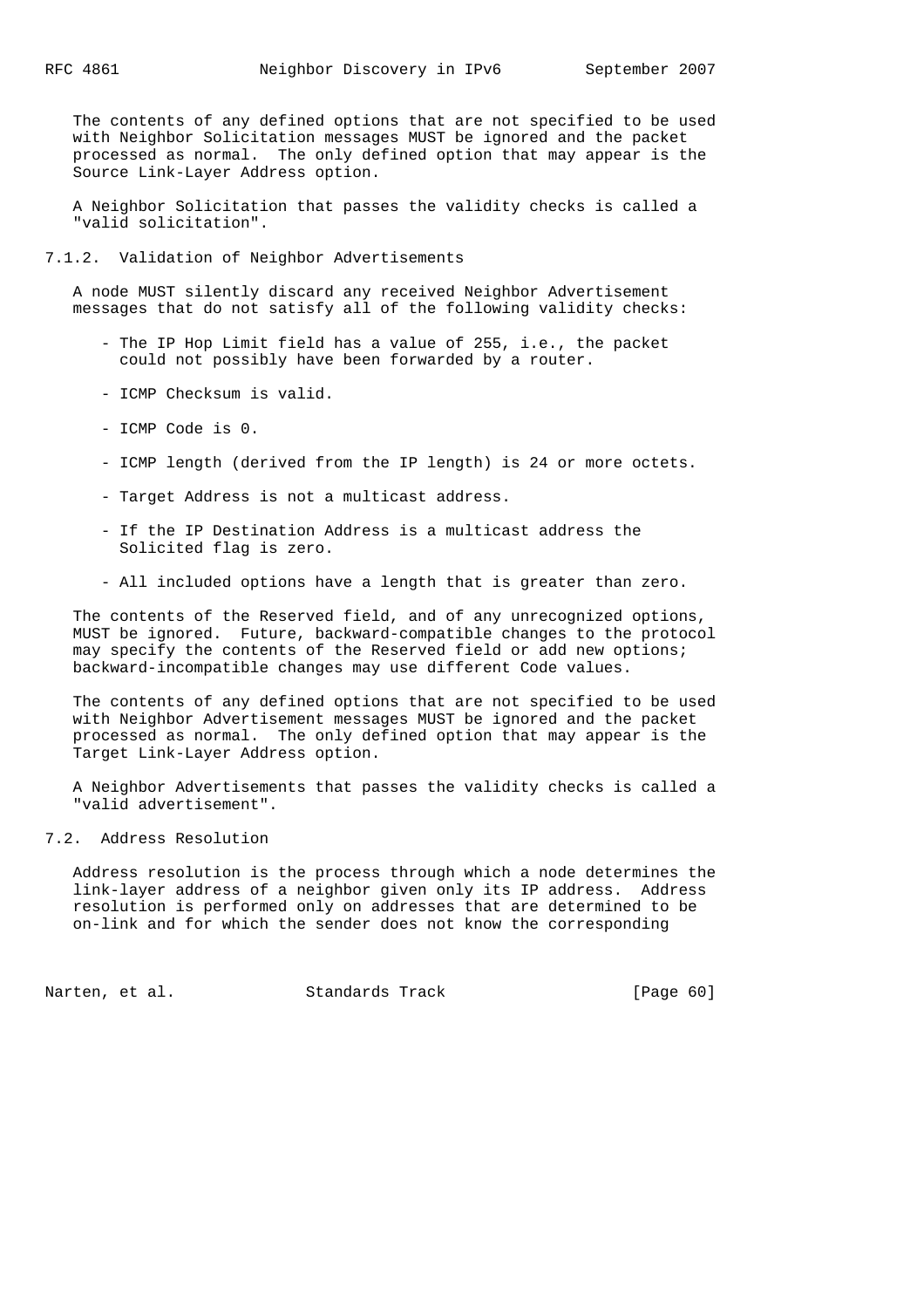The contents of any defined options that are not specified to be used with Neighbor Solicitation messages MUST be ignored and the packet processed as normal. The only defined option that may appear is the Source Link-Layer Address option.

A Neighbor Solicitation that passes the validity checks is called a "valid solicitation".

### 7.1.2. Validation of Neighbor Advertisements

A node MUST silently discard any received Neighbor Advertisement messages that do not satisfy all of the following validity checks:

- The IP Hop Limit field has a value of 255, i.e., the packet could not possibly have been forwarded by a router.
- ICMP Checksum is valid.
- ICMP Code is 0.
- ICMP length (derived from the IP length) is 24 or more octets.
- Target Address is not a multicast address.
- If the IP Destination Address is a multicast address the Solicited flag is zero.
- All included options have a length that is greater than zero.

The contents of the Reserved field, and of any unrecognized options, MUST be ignored. Future, backward-compatible changes to the protocol may specify the contents of the Reserved field or add new options; backward-incompatible changes may use different Code values.

The contents of any defined options that are not specified to be used with Neighbor Advertisement messages MUST be ignored and the packet processed as normal. The only defined option that may appear is the Target Link-Layer Address option.

A Neighbor Advertisements that passes the validity checks is called a "valid advertisement".

## 7.2. Address Resolution

Address resolution is the process through which a node determines the link-layer address of a neighbor given only its IP address. Address resolution is performed only on addresses that are determined to be on-link and for which the sender does not know the corresponding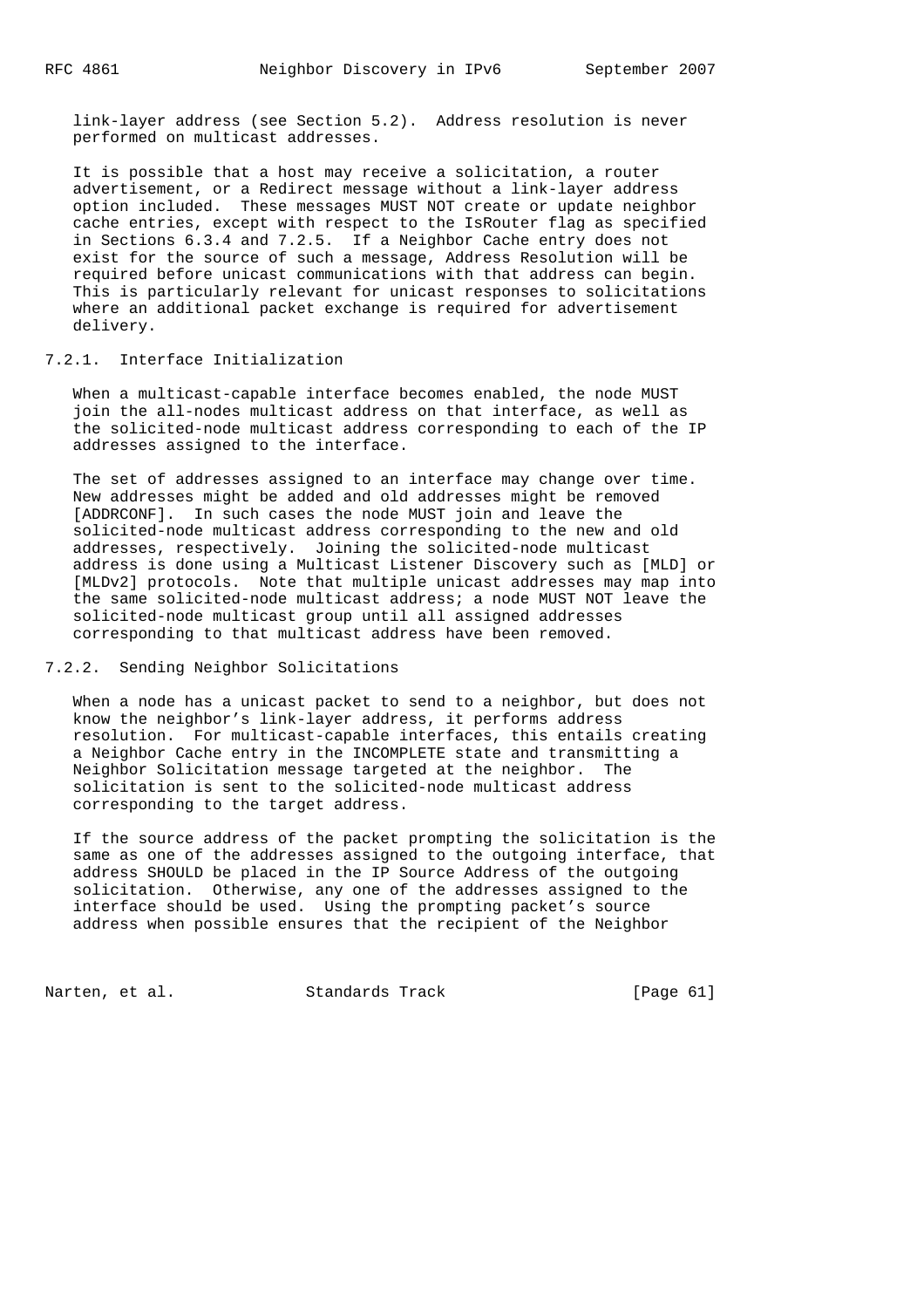link-layer address (see Section 5.2). Address resolution is never performed on multicast addresses.

It is possible that a host may receive a solicitation, a router advertisement, or a Redirect message without a link-layer address option included. These messages MUST NOT create or update neighbor cache entries, except with respect to the IsRouter flag as specified in Sections 6.3.4 and 7.2.5. If a Neighbor Cache entry does not exist for the source of such a message, Address Resolution will be required before unicast communications with that address can begin. This is particularly relevant for unicast responses to solicitations where an additional packet exchange is required for advertisement delivery.

### 7.2.1. Interface Initialization

When a multicast-capable interface becomes enabled, the node MUST join the all-nodes multicast address on that interface, as well as the solicited-node multicast address corresponding to each of the IP addresses assigned to the interface.

The set of addresses assigned to an interface may change over time. New addresses might be added and old addresses might be removed [ADDRCONF]. In such cases the node MUST join and leave the solicited-node multicast address corresponding to the new and old addresses, respectively. Joining the solicited-node multicast address is done using a Multicast Listener Discovery such as [MLD] or [MLDv2] protocols. Note that multiple unicast addresses may map into the same solicited-node multicast address; a node MUST NOT leave the solicited-node multicast group until all assigned addresses corresponding to that multicast address have been removed.

### 7.2.2. Sending Neighbor Solicitations

When a node has a unicast packet to send to a neighbor, but does not know the neighbor's link-layer address, it performs address resolution. For multicast-capable interfaces, this entails creating a Neighbor Cache entry in the INCOMPLETE state and transmitting a Neighbor Solicitation message targeted at the neighbor. The solicitation is sent to the solicited-node multicast address corresponding to the target address.

If the source address of the packet prompting the solicitation is the same as one of the addresses assigned to the outgoing interface, that address SHOULD be placed in the IP Source Address of the outgoing solicitation. Otherwise, any one of the addresses assigned to the interface should be used. Using the prompting packet's source address when possible ensures that the recipient of the Neighbor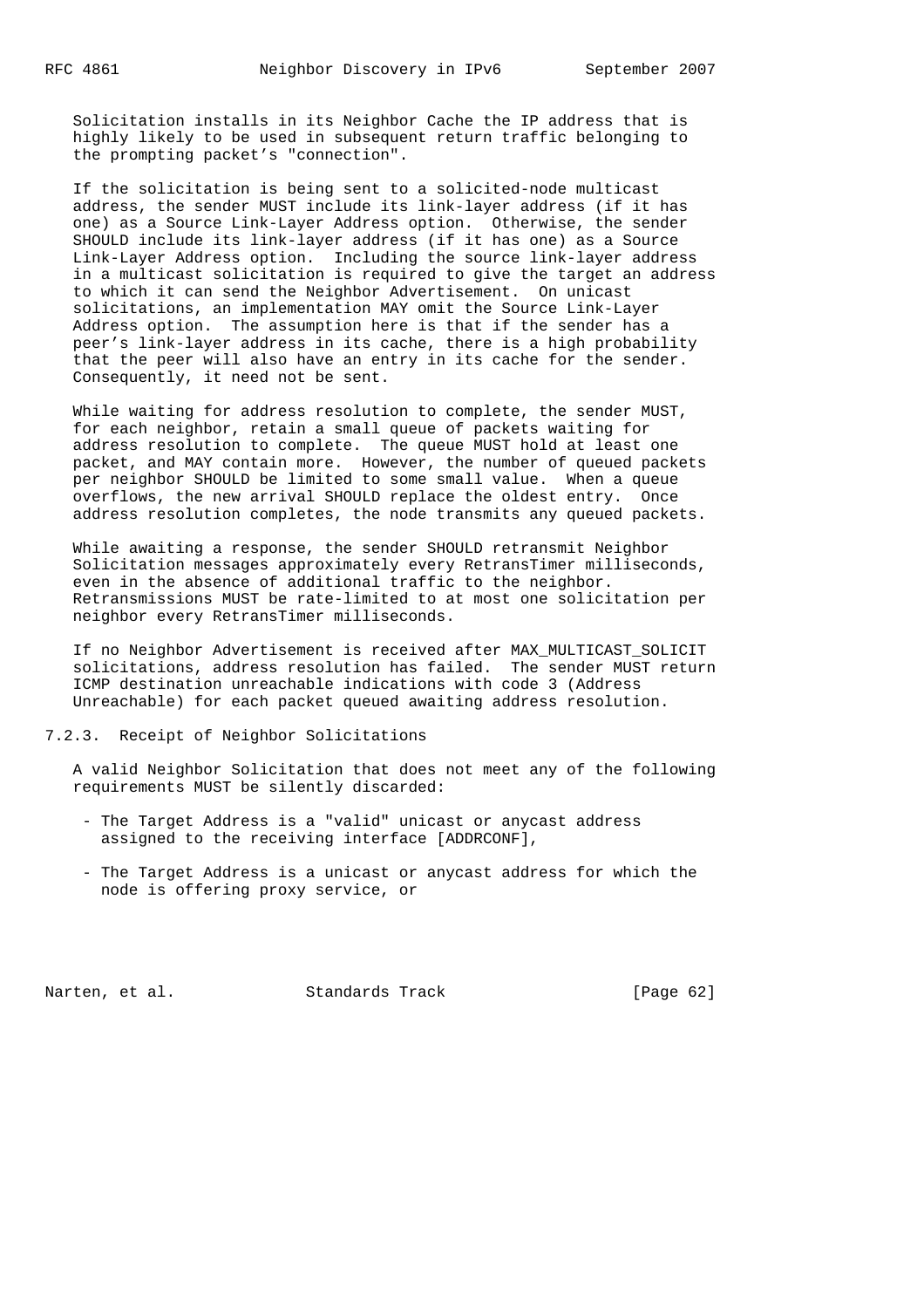Solicitation installs in its Neighbor Cache the IP address that is highly likely to be used in subsequent return traffic belonging to the prompting packet's "connection".

If the solicitation is being sent to a solicited-node multicast address, the sender MUST include its link-layer address (if it has one) as a Source Link-Layer Address option. Otherwise, the sender SHOULD include its link-layer address (if it has one) as a Source Link-Layer Address option. Including the source link-layer address in a multicast solicitation is required to give the target an address to which it can send the Neighbor Advertisement. On unicast solicitations, an implementation MAY omit the Source Link-Layer Address option. The assumption here is that if the sender has a peer's link-layer address in its cache, there is a high probability that the peer will also have an entry in its cache for the sender. Consequently, it need not be sent.

While waiting for address resolution to complete, the sender MUST, for each neighbor, retain a small queue of packets waiting for address resolution to complete. The queue MUST hold at least one packet, and MAY contain more. However, the number of queued packets per neighbor SHOULD be limited to some small value. When a queue overflows, the new arrival SHOULD replace the oldest entry. Once address resolution completes, the node transmits any queued packets.

While awaiting a response, the sender SHOULD retransmit Neighbor Solicitation messages approximately every RetransTimer milliseconds, even in the absence of additional traffic to the neighbor. Retransmissions MUST be rate-limited to at most one solicitation per neighbor every RetransTimer milliseconds.

If no Neighbor Advertisement is received after MAX_MULTICAST_SOLICIT solicitations, address resolution has failed. The sender MUST return ICMP destination unreachable indications with code 3 (Address Unreachable) for each packet queued awaiting address resolution.

### 7.2.3. Receipt of Neighbor Solicitations

A valid Neighbor Solicitation that does not meet any of the following requirements MUST be silently discarded:

- The Target Address is a "valid" unicast or anycast address assigned to the receiving interface [ADDRCONF],

- The Target Address is a unicast or anycast address for which the node is offering proxy service, or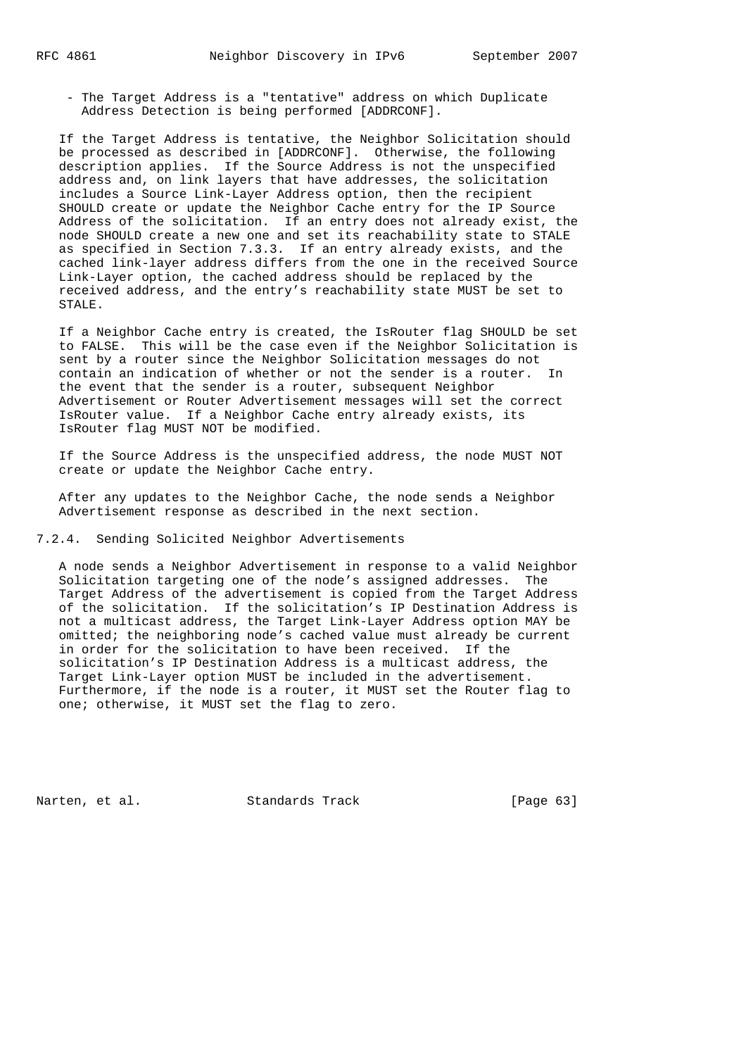- The Target Address is a "tentative" address on which Duplicate Address Detection is being performed [ADDRCONF].

If the Target Address is tentative, the Neighbor Solicitation should be processed as described in [ADDRCONF]. Otherwise, the following description applies. If the Source Address is not the unspecified address and, on link layers that have addresses, the solicitation includes a Source Link-Layer Address option, then the recipient SHOULD create or update the Neighbor Cache entry for the IP Source Address of the solicitation. If an entry does not already exist, the node SHOULD create a new one and set its reachability state to STALE as specified in Section 7.3.3. If an entry already exists, and the cached link-layer address differs from the one in the received Source Link-Layer option, the cached address should be replaced by the received address, and the entry's reachability state MUST be set to STALE.

If a Neighbor Cache entry is created, the IsRouter flag SHOULD be set to FALSE. This will be the case even if the Neighbor Solicitation is sent by a router since the Neighbor Solicitation messages do not contain an indication of whether or not the sender is a router. In the event that the sender is a router, subsequent Neighbor Advertisement or Router Advertisement messages will set the correct IsRouter value. If a Neighbor Cache entry already exists, its IsRouter flag MUST NOT be modified.

If the Source Address is the unspecified address, the node MUST NOT create or update the Neighbor Cache entry.

After any updates to the Neighbor Cache, the node sends a Neighbor Advertisement response as described in the next section.

### 7.2.4. Sending Solicited Neighbor Advertisements

A node sends a Neighbor Advertisement in response to a valid Neighbor Solicitation targeting one of the node's assigned addresses. The Target Address of the advertisement is copied from the Target Address of the solicitation. If the solicitation's IP Destination Address is not a multicast address, the Target Link-Layer Address option MAY be omitted; the neighboring node's cached value must already be current in order for the solicitation to have been received. If the solicitation's IP Destination Address is a multicast address, the Target Link-Layer option MUST be included in the advertisement. Furthermore, if the node is a router, it MUST set the Router flag to one; otherwise, it MUST set the flag to zero.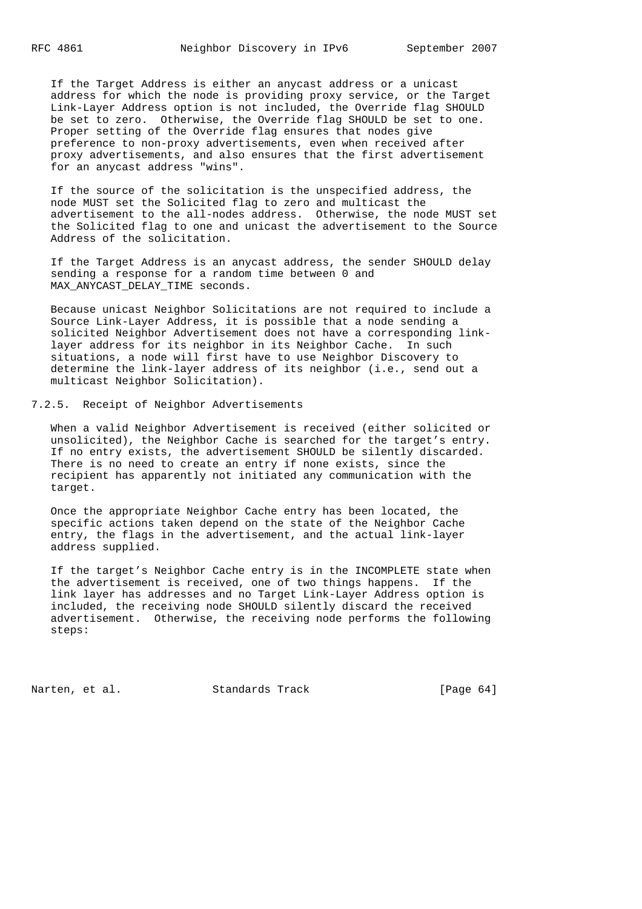If the Target Address is either an anycast address or a unicast address for which the node is providing proxy service, or the Target Link-Layer Address option is not included, the Override flag SHOULD be set to zero. Otherwise, the Override flag SHOULD be set to one. Proper setting of the Override flag ensures that nodes give preference to non-proxy advertisements, even when received after proxy advertisements, and also ensures that the first advertisement for an anycast address "wins".

If the source of the solicitation is the unspecified address, the node MUST set the Solicited flag to zero and multicast the advertisement to the all-nodes address. Otherwise, the node MUST set the Solicited flag to one and unicast the advertisement to the Source Address of the solicitation.

If the Target Address is an anycast address, the sender SHOULD delay sending a response for a random time between 0 and MAX_ANYCAST_DELAY_TIME seconds.

Because unicast Neighbor Solicitations are not required to include a Source Link-Layer Address, it is possible that a node sending a solicited Neighbor Advertisement does not have a corresponding link-layer address for its neighbor in its Neighbor Cache. In such situations, a node will first have to use Neighbor Discovery to determine the link-layer address of its neighbor (i.e., send out a multicast Neighbor Solicitation).

### 7.2.5. Receipt of Neighbor Advertisements

When a valid Neighbor Advertisement is received (either solicited or unsolicited), the Neighbor Cache is searched for the target's entry. If no entry exists, the advertisement SHOULD be silently discarded. There is no need to create an entry if none exists, since the recipient has apparently not initiated any communication with the target.

Once the appropriate Neighbor Cache entry has been located, the specific actions taken depend on the state of the Neighbor Cache entry, the flags in the advertisement, and the actual link-layer address supplied.

If the target's Neighbor Cache entry is in the INCOMPLETE state when the advertisement is received, one of two things happens. If the link layer has addresses and no Target Link-Layer Address option is included, the receiving node SHOULD silently discard the received advertisement. Otherwise, the receiving node performs the following steps: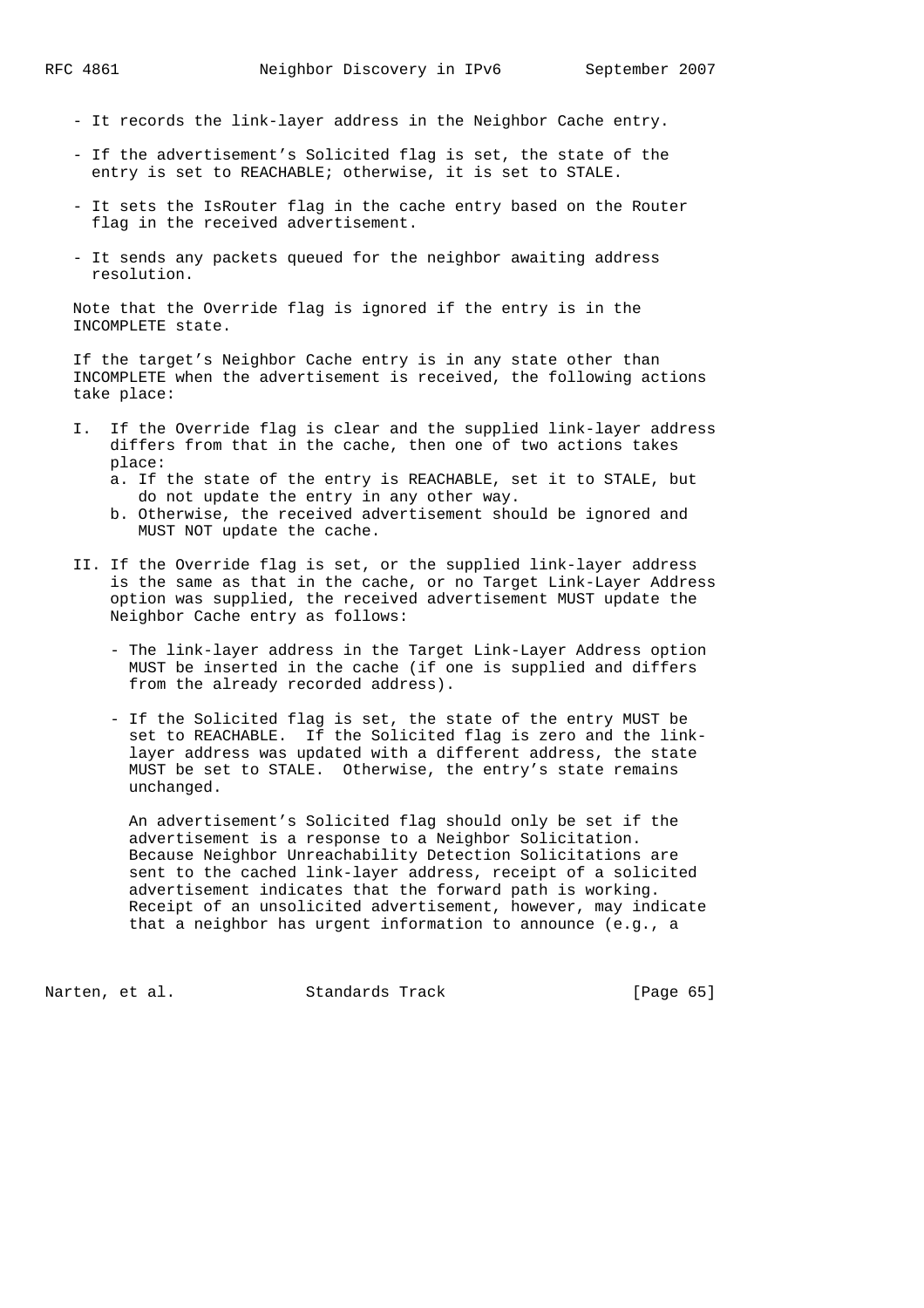- It records the link-layer address in the Neighbor Cache entry.

- If the advertisement's Solicited flag is set, the state of the entry is set to REACHABLE; otherwise, it is set to STALE.

- It sets the IsRouter flag in the cache entry based on the Router flag in the received advertisement.

- It sends any packets queued for the neighbor awaiting address resolution.

Note that the Override flag is ignored if the entry is in the INCOMPLETE state.

If the target's Neighbor Cache entry is in any state other than INCOMPLETE when the advertisement is received, the following actions take place:

I. If the Override flag is clear and the supplied link-layer address differs from that in the cache, then one of two actions takes place:
   a. If the state of the entry is REACHABLE, set it to STALE, but do not update the entry in any other way.
   b. Otherwise, the received advertisement should be ignored and MUST NOT update the cache.

II. If the Override flag is set, or the supplied link-layer address is the same as that in the cache, or no Target Link-Layer Address option was supplied, the received advertisement MUST update the Neighbor Cache entry as follows:

   - The link-layer address in the Target Link-Layer Address option MUST be inserted in the cache (if one is supplied and differs from the already recorded address).

   - If the Solicited flag is set, the state of the entry MUST be set to REACHABLE. If the Solicited flag is zero and the link-layer address was updated with a different address, the state MUST be set to STALE. Otherwise, the entry's state remains unchanged.

     An advertisement's Solicited flag should only be set if the advertisement is a response to a Neighbor Solicitation. Because Neighbor Unreachability Detection Solicitations are sent to the cached link-layer address, receipt of a solicited advertisement indicates that the forward path is working. Receipt of an unsolicited advertisement, however, may indicate that a neighbor has urgent information to announce (e.g., a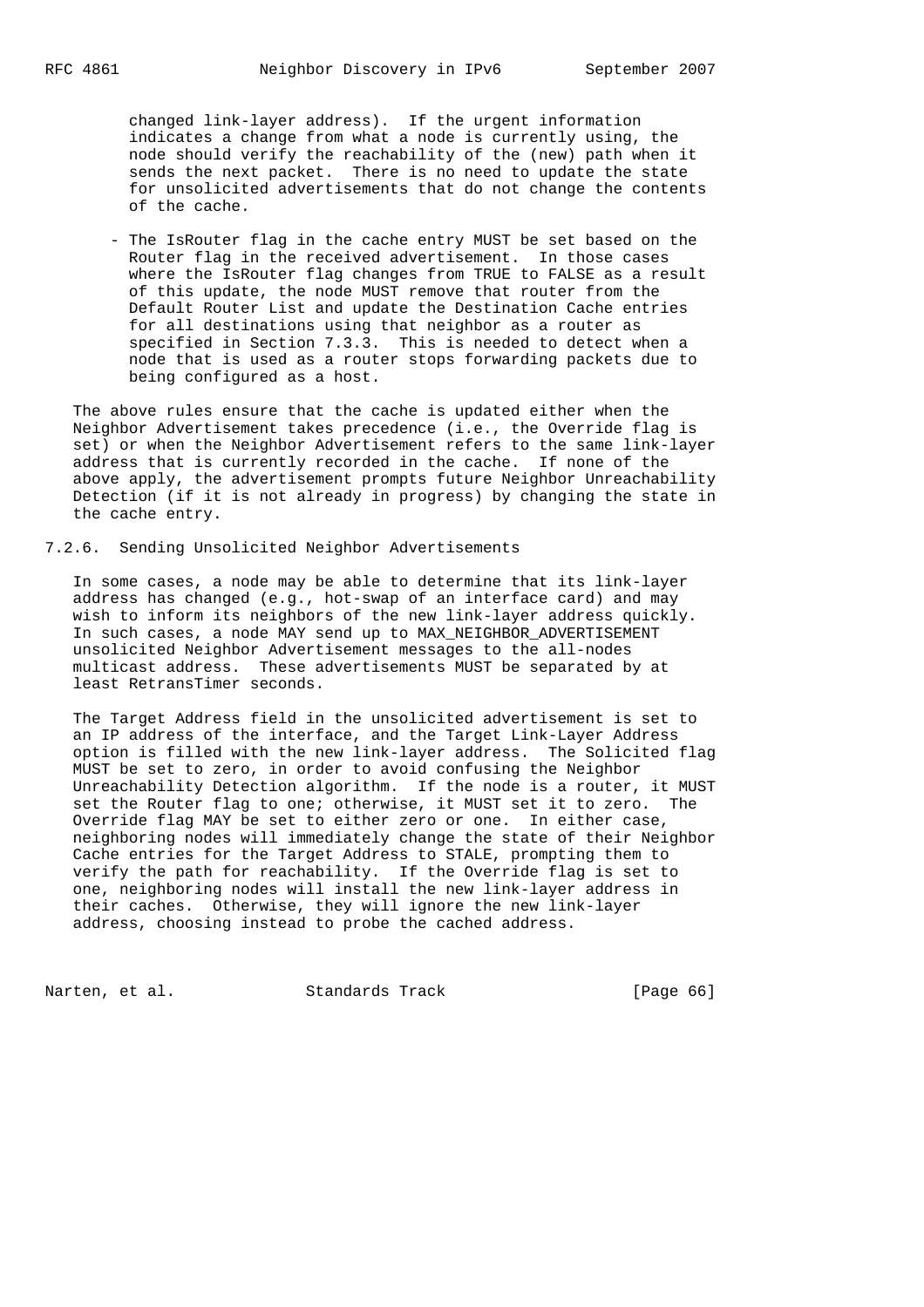changed link-layer address). If the urgent information indicates a change from what a node is currently using, the node should verify the reachability of the (new) path when it sends the next packet. There is no need to update the state for unsolicited advertisements that do not change the contents of the cache.

- The IsRouter flag in the cache entry MUST be set based on the Router flag in the received advertisement. In those cases where the IsRouter flag changes from TRUE to FALSE as a result of this update, the node MUST remove that router from the Default Router List and update the Destination Cache entries for all destinations using that neighbor as a router as specified in Section 7.3.3. This is needed to detect when a node that is used as a router stops forwarding packets due to being configured as a host.

The above rules ensure that the cache is updated either when the Neighbor Advertisement takes precedence (i.e., the Override flag is set) or when the Neighbor Advertisement refers to the same link-layer address that is currently recorded in the cache. If none of the above apply, the advertisement prompts future Neighbor Unreachability Detection (if it is not already in progress) by changing the state in the cache entry.

### 7.2.6. Sending Unsolicited Neighbor Advertisements

In some cases, a node may be able to determine that its link-layer address has changed (e.g., hot-swap of an interface card) and may wish to inform its neighbors of the new link-layer address quickly. In such cases, a node MAY send up to MAX_NEIGHBOR_ADVERTISEMENT unsolicited Neighbor Advertisement messages to the all-nodes multicast address. These advertisements MUST be separated by at least RetransTimer seconds.

The Target Address field in the unsolicited advertisement is set to an IP address of the interface, and the Target Link-Layer Address option is filled with the new link-layer address. The Solicited flag MUST be set to zero, in order to avoid confusing the Neighbor Unreachability Detection algorithm. If the node is a router, it MUST set the Router flag to one; otherwise, it MUST set it to zero. The Override flag MAY be set to either zero or one. In either case, neighboring nodes will immediately change the state of their Neighbor Cache entries for the Target Address to STALE, prompting them to verify the path for reachability. If the Override flag is set to one, neighboring nodes will install the new link-layer address in their caches. Otherwise, they will ignore the new link-layer address, choosing instead to probe the cached address.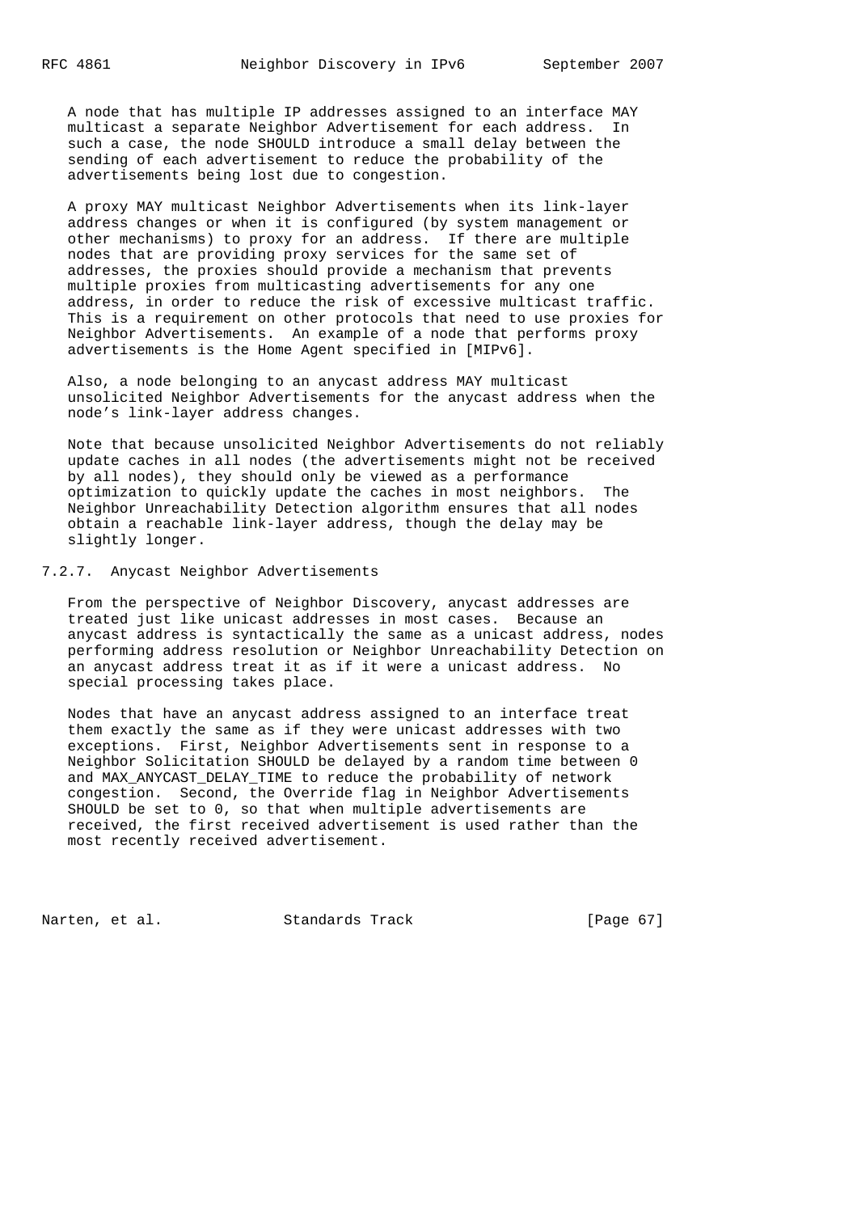A node that has multiple IP addresses assigned to an interface MAY multicast a separate Neighbor Advertisement for each address. In such a case, the node SHOULD introduce a small delay between the sending of each advertisement to reduce the probability of the advertisements being lost due to congestion.

A proxy MAY multicast Neighbor Advertisements when its link-layer address changes or when it is configured (by system management or other mechanisms) to proxy for an address. If there are multiple nodes that are providing proxy services for the same set of addresses, the proxies should provide a mechanism that prevents multiple proxies from multicasting advertisements for any one address, in order to reduce the risk of excessive multicast traffic. This is a requirement on other protocols that need to use proxies for Neighbor Advertisements. An example of a node that performs proxy advertisements is the Home Agent specified in [MIPv6].

Also, a node belonging to an anycast address MAY multicast unsolicited Neighbor Advertisements for the anycast address when the node's link-layer address changes.

Note that because unsolicited Neighbor Advertisements do not reliably update caches in all nodes (the advertisements might not be received by all nodes), they should only be viewed as a performance optimization to quickly update the caches in most neighbors. The Neighbor Unreachability Detection algorithm ensures that all nodes obtain a reachable link-layer address, though the delay may be slightly longer.

### 7.2.7. Anycast Neighbor Advertisements

From the perspective of Neighbor Discovery, anycast addresses are treated just like unicast addresses in most cases. Because an anycast address is syntactically the same as a unicast address, nodes performing address resolution or Neighbor Unreachability Detection on an anycast address treat it as if it were a unicast address. No special processing takes place.

Nodes that have an anycast address assigned to an interface treat them exactly the same as if they were unicast addresses with two exceptions. First, Neighbor Advertisements sent in response to a Neighbor Solicitation SHOULD be delayed by a random time between 0 and MAX_ANYCAST_DELAY_TIME to reduce the probability of network congestion. Second, the Override flag in Neighbor Advertisements SHOULD be set to 0, so that when multiple advertisements are received, the first received advertisement is used rather than the most recently received advertisement.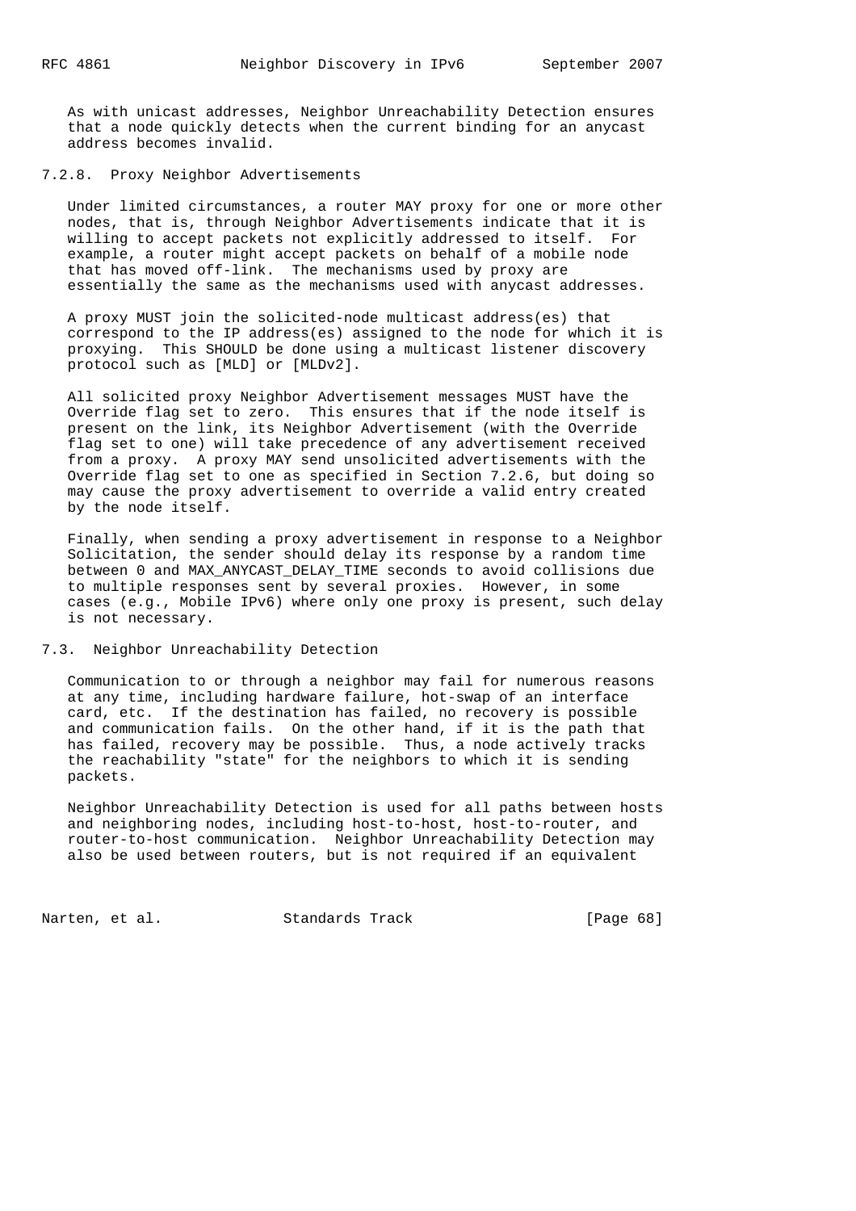As with unicast addresses, Neighbor Unreachability Detection ensures that a node quickly detects when the current binding for an anycast address becomes invalid.

### 7.2.8. Proxy Neighbor Advertisements

Under limited circumstances, a router MAY proxy for one or more other nodes, that is, through Neighbor Advertisements indicate that it is willing to accept packets not explicitly addressed to itself. For example, a router might accept packets on behalf of a mobile node that has moved off-link. The mechanisms used by proxy are essentially the same as the mechanisms used with anycast addresses.

A proxy MUST join the solicited-node multicast address(es) that correspond to the IP address(es) assigned to the node for which it is proxying. This SHOULD be done using a multicast listener discovery protocol such as [MLD] or [MLDv2].

All solicited proxy Neighbor Advertisement messages MUST have the Override flag set to zero. This ensures that if the node itself is present on the link, its Neighbor Advertisement (with the Override flag set to one) will take precedence of any advertisement received from a proxy. A proxy MAY send unsolicited advertisements with the Override flag set to one as specified in Section 7.2.6, but doing so may cause the proxy advertisement to override a valid entry created by the node itself.

Finally, when sending a proxy advertisement in response to a Neighbor Solicitation, the sender should delay its response by a random time between 0 and MAX_ANYCAST_DELAY_TIME seconds to avoid collisions due to multiple responses sent by several proxies. However, in some cases (e.g., Mobile IPv6) where only one proxy is present, such delay is not necessary.

## 7.3. Neighbor Unreachability Detection

Communication to or through a neighbor may fail for numerous reasons at any time, including hardware failure, hot-swap of an interface card, etc. If the destination has failed, no recovery is possible and communication fails. On the other hand, if it is the path that has failed, recovery may be possible. Thus, a node actively tracks the reachability "state" for the neighbors to which it is sending packets.

Neighbor Unreachability Detection is used for all paths between hosts and neighboring nodes, including host-to-host, host-to-router, and router-to-host communication. Neighbor Unreachability Detection may also be used between routers, but is not required if an equivalent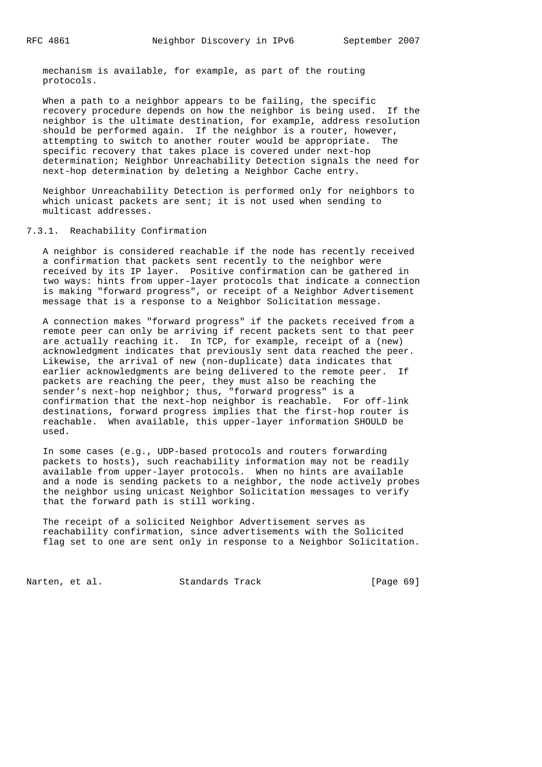mechanism is available, for example, as part of the routing protocols.

When a path to a neighbor appears to be failing, the specific recovery procedure depends on how the neighbor is being used. If the neighbor is the ultimate destination, for example, address resolution should be performed again. If the neighbor is a router, however, attempting to switch to another router would be appropriate. The specific recovery that takes place is covered under next-hop determination; Neighbor Unreachability Detection signals the need for next-hop determination by deleting a Neighbor Cache entry.

Neighbor Unreachability Detection is performed only for neighbors to which unicast packets are sent; it is not used when sending to multicast addresses.

### 7.3.1. Reachability Confirmation

A neighbor is considered reachable if the node has recently received a confirmation that packets sent recently to the neighbor were received by its IP layer. Positive confirmation can be gathered in two ways: hints from upper-layer protocols that indicate a connection is making "forward progress", or receipt of a Neighbor Advertisement message that is a response to a Neighbor Solicitation message.

A connection makes "forward progress" if the packets received from a remote peer can only be arriving if recent packets sent to that peer are actually reaching it. In TCP, for example, receipt of a (new) acknowledgment indicates that previously sent data reached the peer. Likewise, the arrival of new (non-duplicate) data indicates that earlier acknowledgments are being delivered to the remote peer. If packets are reaching the peer, they must also be reaching the sender's next-hop neighbor; thus, "forward progress" is a confirmation that the next-hop neighbor is reachable. For off-link destinations, forward progress implies that the first-hop router is reachable. When available, this upper-layer information SHOULD be used.

In some cases (e.g., UDP-based protocols and routers forwarding packets to hosts), such reachability information may not be readily available from upper-layer protocols. When no hints are available and a node is sending packets to a neighbor, the node actively probes the neighbor using unicast Neighbor Solicitation messages to verify that the forward path is still working.

The receipt of a solicited Neighbor Advertisement serves as reachability confirmation, since advertisements with the Solicited flag set to one are sent only in response to a Neighbor Solicitation.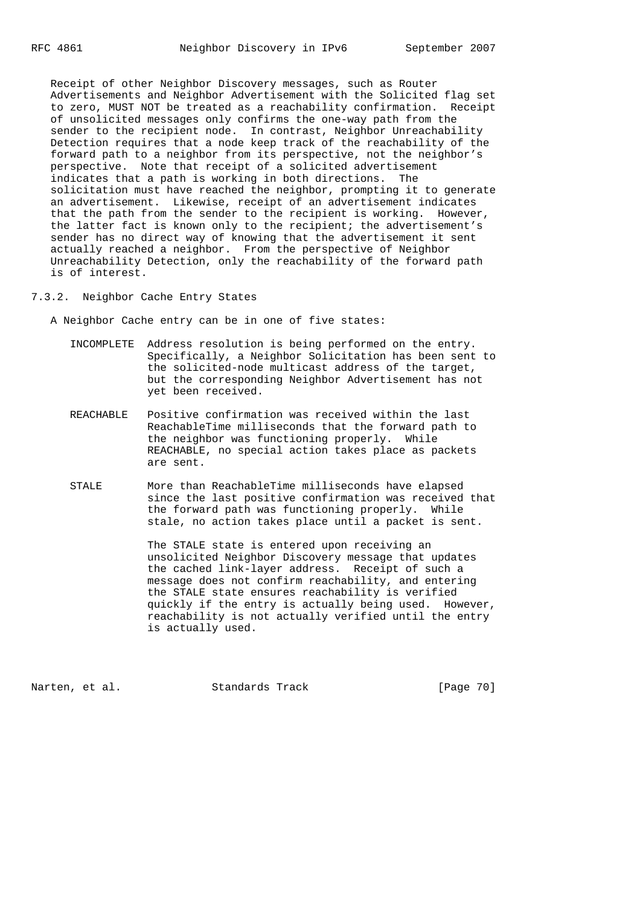Receipt of other Neighbor Discovery messages, such as Router Advertisements and Neighbor Advertisement with the Solicited flag set to zero, MUST NOT be treated as a reachability confirmation. Receipt of unsolicited messages only confirms the one-way path from the sender to the recipient node. In contrast, Neighbor Unreachability Detection requires that a node keep track of the reachability of the forward path to a neighbor from its perspective, not the neighbor's perspective. Note that receipt of a solicited advertisement indicates that a path is working in both directions. The solicitation must have reached the neighbor, prompting it to generate an advertisement. Likewise, receipt of an advertisement indicates that the path from the sender to the recipient is working. However, the latter fact is known only to the recipient; the advertisement's sender has no direct way of knowing that the advertisement it sent actually reached a neighbor. From the perspective of Neighbor Unreachability Detection, only the reachability of the forward path is of interest.

### 7.3.2. Neighbor Cache Entry States

A Neighbor Cache entry can be in one of five states:

INCOMPLETE  Address resolution is being performed on the entry. Specifically, a Neighbor Solicitation has been sent to the solicited-node multicast address of the target, but the corresponding Neighbor Advertisement has not yet been received.

REACHABLE  Positive confirmation was received within the last ReachableTime milliseconds that the forward path to the neighbor was functioning properly. While REACHABLE, no special action takes place as packets are sent.

STALE  More than ReachableTime milliseconds have elapsed since the last positive confirmation was received that the forward path was functioning properly. While stale, no action takes place until a packet is sent.

The STALE state is entered upon receiving an unsolicited Neighbor Discovery message that updates the cached link-layer address. Receipt of such a message does not confirm reachability, and entering the STALE state ensures reachability is verified quickly if the entry is actually being used. However, reachability is not actually verified until the entry is actually used.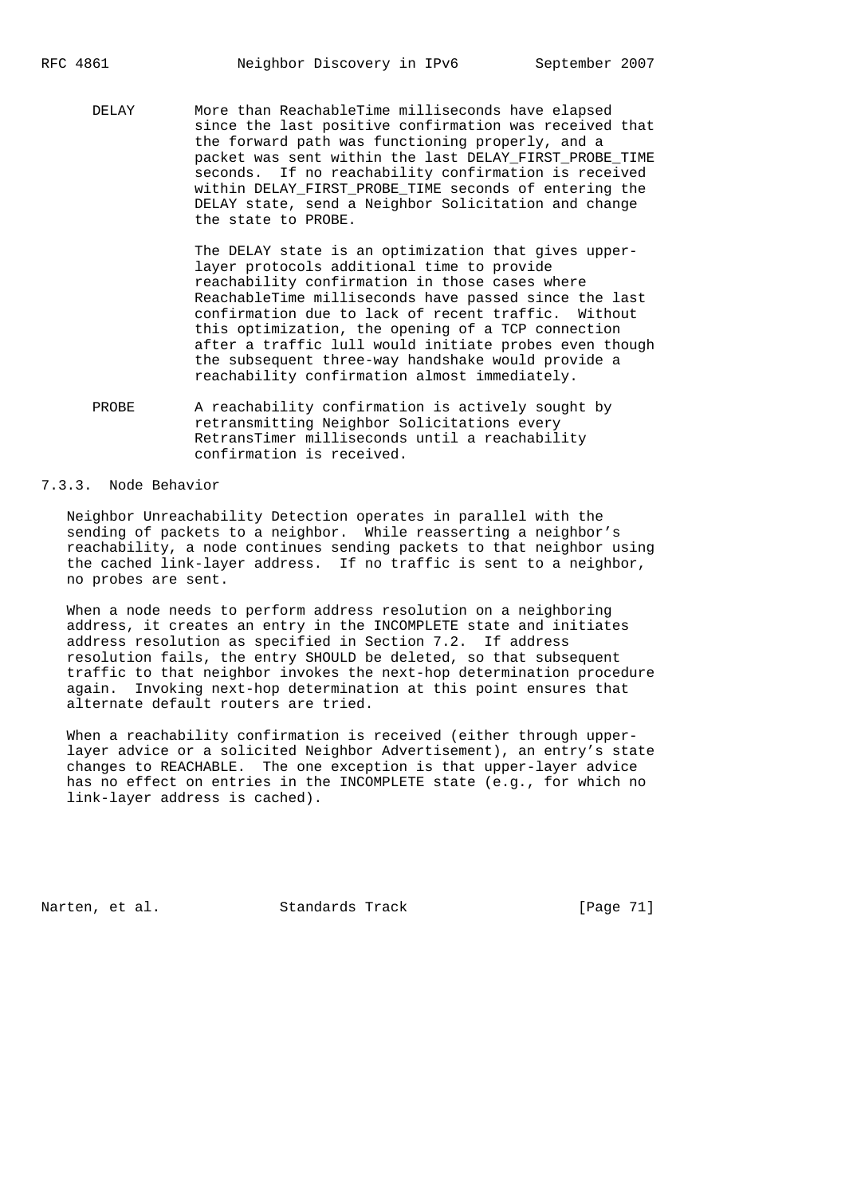DELAY More than ReachableTime milliseconds have elapsed since the last positive confirmation was received that the forward path was functioning properly, and a packet was sent within the last DELAY_FIRST_PROBE_TIME seconds. If no reachability confirmation is received within DELAY_FIRST_PROBE_TIME seconds of entering the DELAY state, send a Neighbor Solicitation and change the state to PROBE.

The DELAY state is an optimization that gives upper-layer protocols additional time to provide reachability confirmation in those cases where ReachableTime milliseconds have passed since the last confirmation due to lack of recent traffic. Without this optimization, the opening of a TCP connection after a traffic lull would initiate probes even though the subsequent three-way handshake would provide a reachability confirmation almost immediately.

PROBE A reachability confirmation is actively sought by retransmitting Neighbor Solicitations every RetransTimer milliseconds until a reachability confirmation is received.

### 7.3.3. Node Behavior

Neighbor Unreachability Detection operates in parallel with the sending of packets to a neighbor. While reasserting a neighbor's reachability, a node continues sending packets to that neighbor using the cached link-layer address. If no traffic is sent to a neighbor, no probes are sent.

When a node needs to perform address resolution on a neighboring address, it creates an entry in the INCOMPLETE state and initiates address resolution as specified in Section 7.2. If address resolution fails, the entry SHOULD be deleted, so that subsequent traffic to that neighbor invokes the next-hop determination procedure again. Invoking next-hop determination at this point ensures that alternate default routers are tried.

When a reachability confirmation is received (either through upper-layer advice or a solicited Neighbor Advertisement), an entry's state changes to REACHABLE. The one exception is that upper-layer advice has no effect on entries in the INCOMPLETE state (e.g., for which no link-layer address is cached).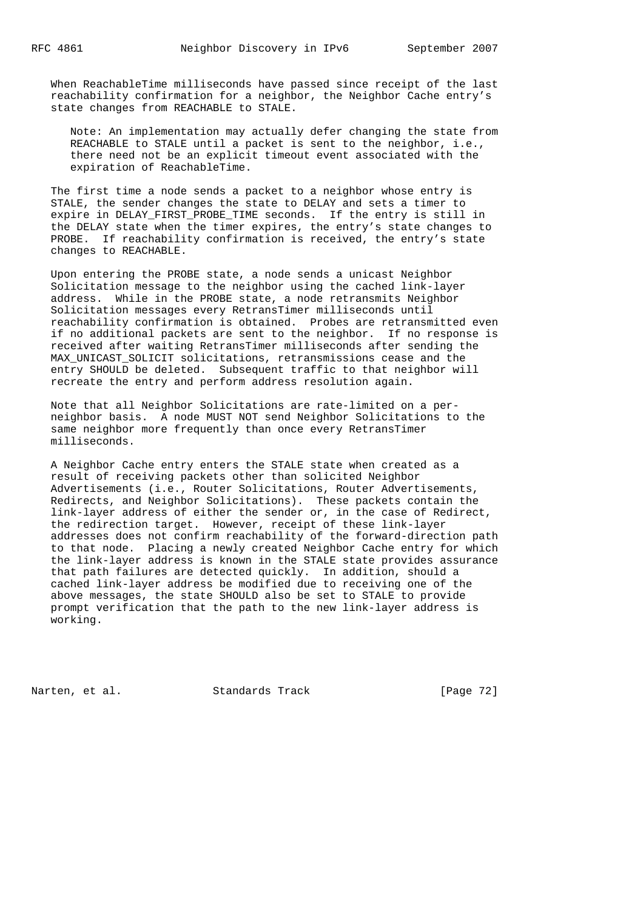When ReachableTime milliseconds have passed since receipt of the last reachability confirmation for a neighbor, the Neighbor Cache entry's state changes from REACHABLE to STALE.

> Note: An implementation may actually defer changing the state from REACHABLE to STALE until a packet is sent to the neighbor, i.e., there need not be an explicit timeout event associated with the expiration of ReachableTime.

The first time a node sends a packet to a neighbor whose entry is STALE, the sender changes the state to DELAY and sets a timer to expire in DELAY_FIRST_PROBE_TIME seconds. If the entry is still in the DELAY state when the timer expires, the entry's state changes to PROBE. If reachability confirmation is received, the entry's state changes to REACHABLE.

Upon entering the PROBE state, a node sends a unicast Neighbor Solicitation message to the neighbor using the cached link-layer address. While in the PROBE state, a node retransmits Neighbor Solicitation messages every RetransTimer milliseconds until reachability confirmation is obtained. Probes are retransmitted even if no additional packets are sent to the neighbor. If no response is received after waiting RetransTimer milliseconds after sending the MAX_UNICAST_SOLICIT solicitations, retransmissions cease and the entry SHOULD be deleted. Subsequent traffic to that neighbor will recreate the entry and perform address resolution again.

Note that all Neighbor Solicitations are rate-limited on a per-neighbor basis. A node MUST NOT send Neighbor Solicitations to the same neighbor more frequently than once every RetransTimer milliseconds.

A Neighbor Cache entry enters the STALE state when created as a result of receiving packets other than solicited Neighbor Advertisements (i.e., Router Solicitations, Router Advertisements, Redirects, and Neighbor Solicitations). These packets contain the link-layer address of either the sender or, in the case of Redirect, the redirection target. However, receipt of these link-layer addresses does not confirm reachability of the forward-direction path to that node. Placing a newly created Neighbor Cache entry for which the link-layer address is known in the STALE state provides assurance that path failures are detected quickly. In addition, should a cached link-layer address be modified due to receiving one of the above messages, the state SHOULD also be set to STALE to provide prompt verification that the path to the new link-layer address is working.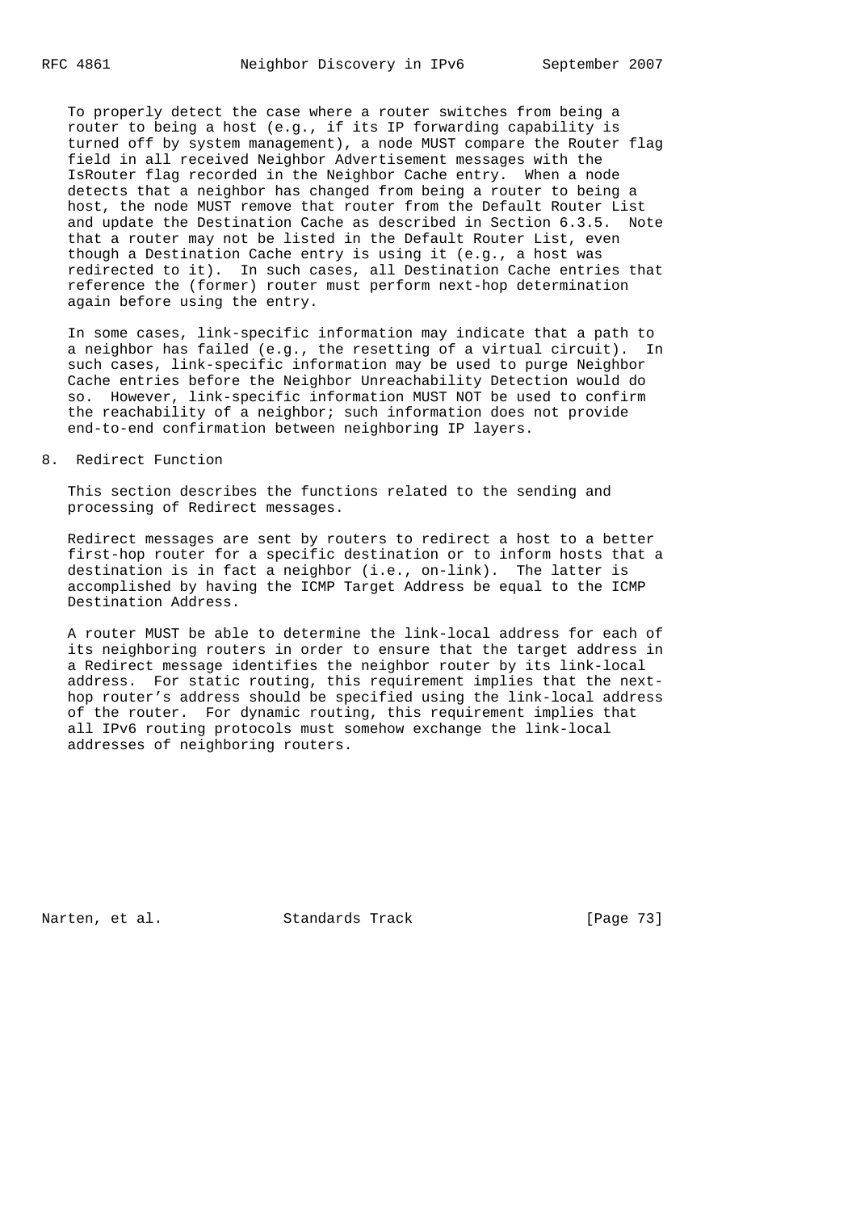To properly detect the case where a router switches from being a router to being a host (e.g., if its IP forwarding capability is turned off by system management), a node MUST compare the Router flag field in all received Neighbor Advertisement messages with the IsRouter flag recorded in the Neighbor Cache entry. When a node detects that a neighbor has changed from being a router to being a host, the node MUST remove that router from the Default Router List and update the Destination Cache as described in Section 6.3.5. Note that a router may not be listed in the Default Router List, even though a Destination Cache entry is using it (e.g., a host was redirected to it). In such cases, all Destination Cache entries that reference the (former) router must perform next-hop determination again before using the entry.

In some cases, link-specific information may indicate that a path to a neighbor has failed (e.g., the resetting of a virtual circuit). In such cases, link-specific information may be used to purge Neighbor Cache entries before the Neighbor Unreachability Detection would do so. However, link-specific information MUST NOT be used to confirm the reachability of a neighbor; such information does not provide end-to-end confirmation between neighboring IP layers.

# 8. Redirect Function

This section describes the functions related to the sending and processing of Redirect messages.

Redirect messages are sent by routers to redirect a host to a better first-hop router for a specific destination or to inform hosts that a destination is in fact a neighbor (i.e., on-link). The latter is accomplished by having the ICMP Target Address be equal to the ICMP Destination Address.

A router MUST be able to determine the link-local address for each of its neighboring routers in order to ensure that the target address in a Redirect message identifies the neighbor router by its link-local address. For static routing, this requirement implies that the next-hop router's address should be specified using the link-local address of the router. For dynamic routing, this requirement implies that all IPv6 routing protocols must somehow exchange the link-local addresses of neighboring routers.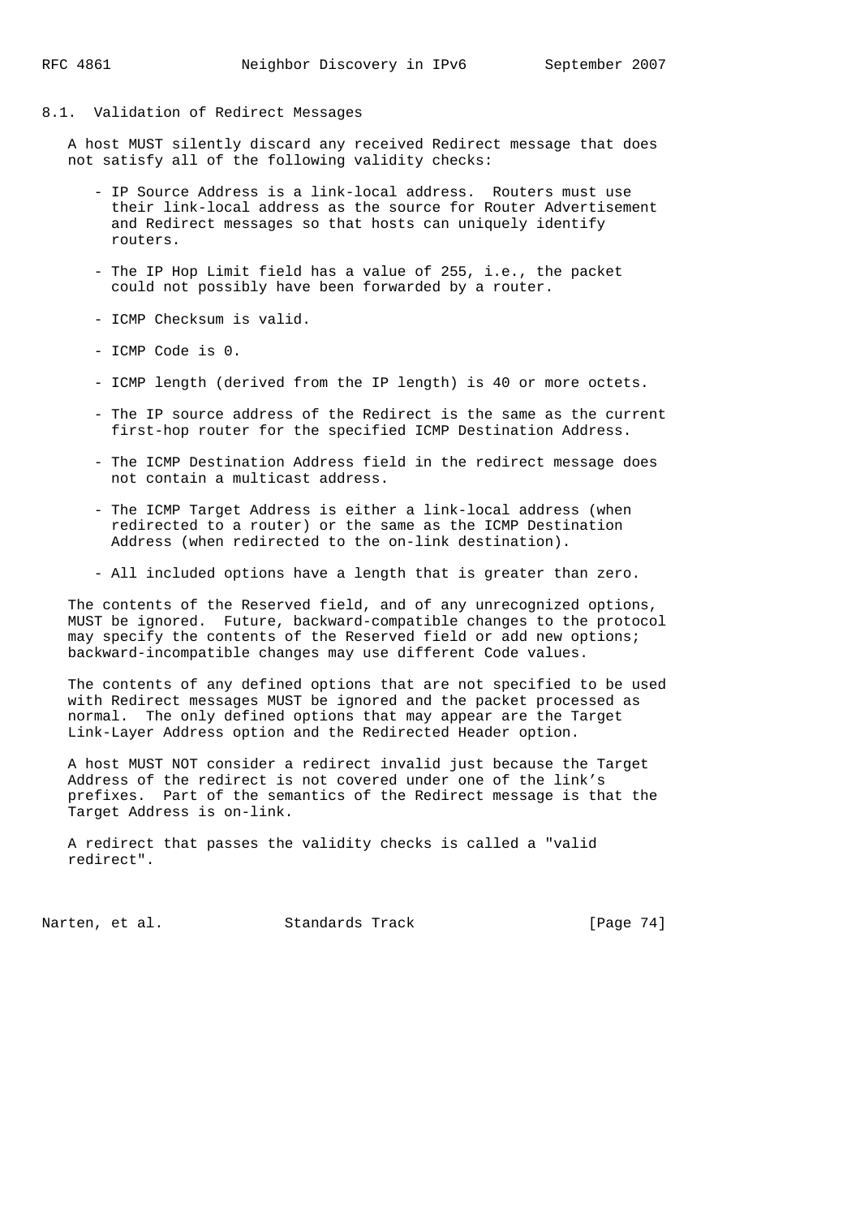## 8.1. Validation of Redirect Messages

A host MUST silently discard any received Redirect message that does not satisfy all of the following validity checks:

- IP Source Address is a link-local address. Routers must use their link-local address as the source for Router Advertisement and Redirect messages so that hosts can uniquely identify routers.

- The IP Hop Limit field has a value of 255, i.e., the packet could not possibly have been forwarded by a router.

- ICMP Checksum is valid.

- ICMP Code is 0.

- ICMP length (derived from the IP length) is 40 or more octets.

- The IP source address of the Redirect is the same as the current first-hop router for the specified ICMP Destination Address.

- The ICMP Destination Address field in the redirect message does not contain a multicast address.

- The ICMP Target Address is either a link-local address (when redirected to a router) or the same as the ICMP Destination Address (when redirected to the on-link destination).

- All included options have a length that is greater than zero.

The contents of the Reserved field, and of any unrecognized options, MUST be ignored. Future, backward-compatible changes to the protocol may specify the contents of the Reserved field or add new options; backward-incompatible changes may use different Code values.

The contents of any defined options that are not specified to be used with Redirect messages MUST be ignored and the packet processed as normal. The only defined options that may appear are the Target Link-Layer Address option and the Redirected Header option.

A host MUST NOT consider a redirect invalid just because the Target Address of the redirect is not covered under one of the link's prefixes. Part of the semantics of the Redirect message is that the Target Address is on-link.

A redirect that passes the validity checks is called a "valid redirect".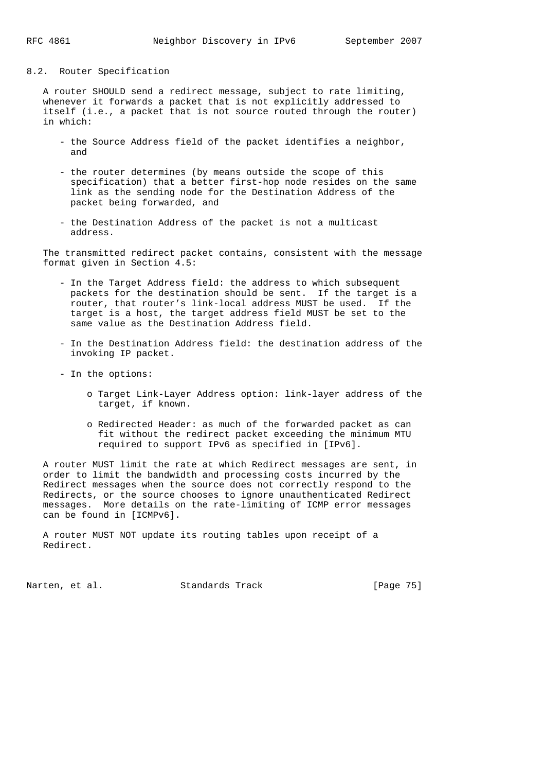## 8.2. Router Specification

A router SHOULD send a redirect message, subject to rate limiting, whenever it forwards a packet that is not explicitly addressed to itself (i.e., a packet that is not source routed through the router) in which:

- the Source Address field of the packet identifies a neighbor, and
- the router determines (by means outside the scope of this specification) that a better first-hop node resides on the same link as the sending node for the Destination Address of the packet being forwarded, and
- the Destination Address of the packet is not a multicast address.

The transmitted redirect packet contains, consistent with the message format given in Section 4.5:

- In the Target Address field: the address to which subsequent packets for the destination should be sent. If the target is a router, that router's link-local address MUST be used. If the target is a host, the target address field MUST be set to the same value as the Destination Address field.
- In the Destination Address field: the destination address of the invoking IP packet.
- In the options:
    - Target Link-Layer Address option: link-layer address of the target, if known.
    - Redirected Header: as much of the forwarded packet as can fit without the redirect packet exceeding the minimum MTU required to support IPv6 as specified in [IPv6].

A router MUST limit the rate at which Redirect messages are sent, in order to limit the bandwidth and processing costs incurred by the Redirect messages when the source does not correctly respond to the Redirects, or the source chooses to ignore unauthenticated Redirect messages. More details on the rate-limiting of ICMP error messages can be found in [ICMPv6].

A router MUST NOT update its routing tables upon receipt of a Redirect.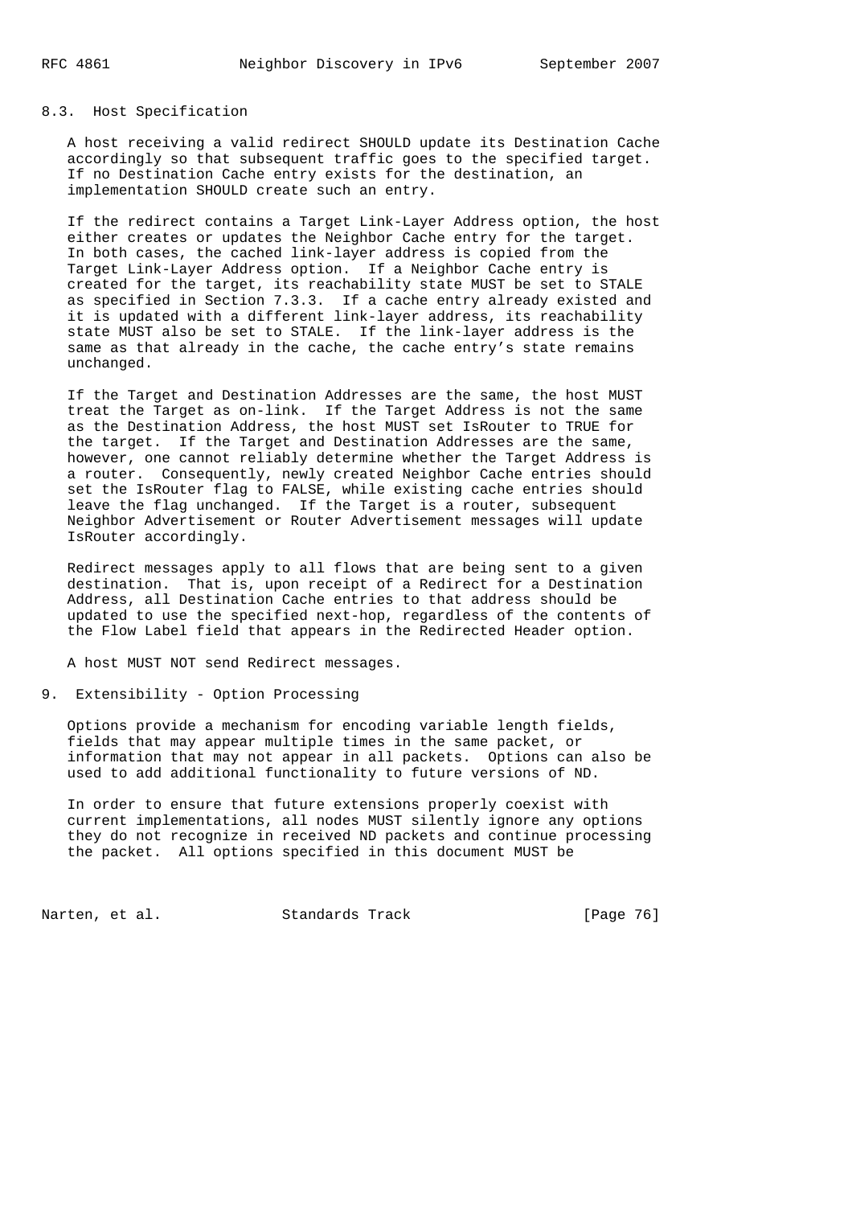## 8.3. Host Specification

A host receiving a valid redirect SHOULD update its Destination Cache accordingly so that subsequent traffic goes to the specified target. If no Destination Cache entry exists for the destination, an implementation SHOULD create such an entry.

If the redirect contains a Target Link-Layer Address option, the host either creates or updates the Neighbor Cache entry for the target. In both cases, the cached link-layer address is copied from the Target Link-Layer Address option. If a Neighbor Cache entry is created for the target, its reachability state MUST be set to STALE as specified in Section 7.3.3. If a cache entry already existed and it is updated with a different link-layer address, its reachability state MUST also be set to STALE. If the link-layer address is the same as that already in the cache, the cache entry's state remains unchanged.

If the Target and Destination Addresses are the same, the host MUST treat the Target as on-link. If the Target Address is not the same as the Destination Address, the host MUST set IsRouter to TRUE for the target. If the Target and Destination Addresses are the same, however, one cannot reliably determine whether the Target Address is a router. Consequently, newly created Neighbor Cache entries should set the IsRouter flag to FALSE, while existing cache entries should leave the flag unchanged. If the Target is a router, subsequent Neighbor Advertisement or Router Advertisement messages will update IsRouter accordingly.

Redirect messages apply to all flows that are being sent to a given destination. That is, upon receipt of a Redirect for a Destination Address, all Destination Cache entries to that address should be updated to use the specified next-hop, regardless of the contents of the Flow Label field that appears in the Redirected Header option.

A host MUST NOT send Redirect messages.

# 9. Extensibility - Option Processing

Options provide a mechanism for encoding variable length fields, fields that may appear multiple times in the same packet, or information that may not appear in all packets. Options can also be used to add additional functionality to future versions of ND.

In order to ensure that future extensions properly coexist with current implementations, all nodes MUST silently ignore any options they do not recognize in received ND packets and continue processing the packet. All options specified in this document MUST be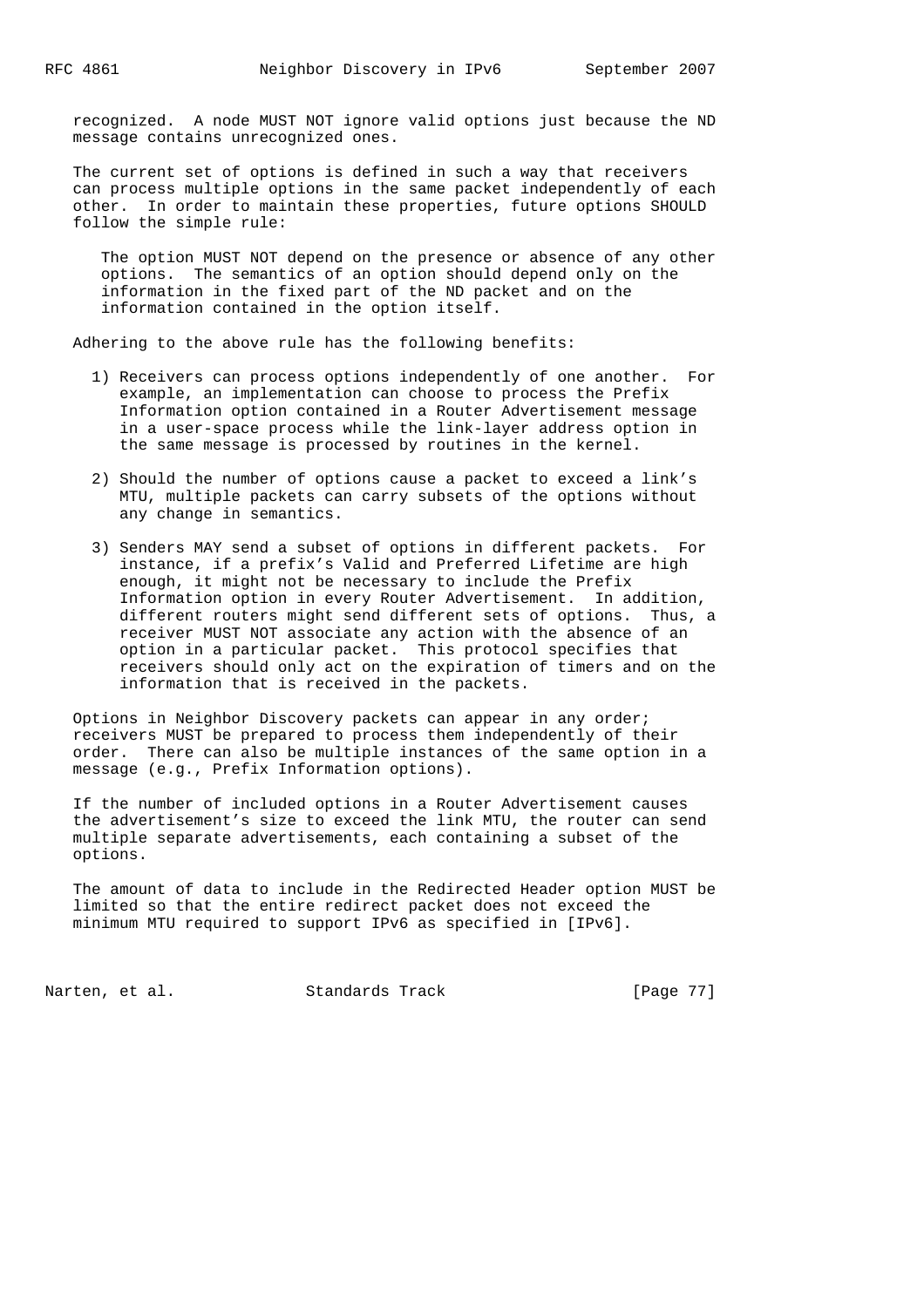recognized. A node MUST NOT ignore valid options just because the ND message contains unrecognized ones.

The current set of options is defined in such a way that receivers can process multiple options in the same packet independently of each other. In order to maintain these properties, future options SHOULD follow the simple rule:

> The option MUST NOT depend on the presence or absence of any other options. The semantics of an option should depend only on the information in the fixed part of the ND packet and on the information contained in the option itself.

Adhering to the above rule has the following benefits:

1) Receivers can process options independently of one another. For example, an implementation can choose to process the Prefix Information option contained in a Router Advertisement message in a user-space process while the link-layer address option in the same message is processed by routines in the kernel.

2) Should the number of options cause a packet to exceed a link's MTU, multiple packets can carry subsets of the options without any change in semantics.

3) Senders MAY send a subset of options in different packets. For instance, if a prefix's Valid and Preferred Lifetime are high enough, it might not be necessary to include the Prefix Information option in every Router Advertisement. In addition, different routers might send different sets of options. Thus, a receiver MUST NOT associate any action with the absence of an option in a particular packet. This protocol specifies that receivers should only act on the expiration of timers and on the information that is received in the packets.

Options in Neighbor Discovery packets can appear in any order; receivers MUST be prepared to process them independently of their order. There can also be multiple instances of the same option in a message (e.g., Prefix Information options).

If the number of included options in a Router Advertisement causes the advertisement's size to exceed the link MTU, the router can send multiple separate advertisements, each containing a subset of the options.

The amount of data to include in the Redirected Header option MUST be limited so that the entire redirect packet does not exceed the minimum MTU required to support IPv6 as specified in [IPv6].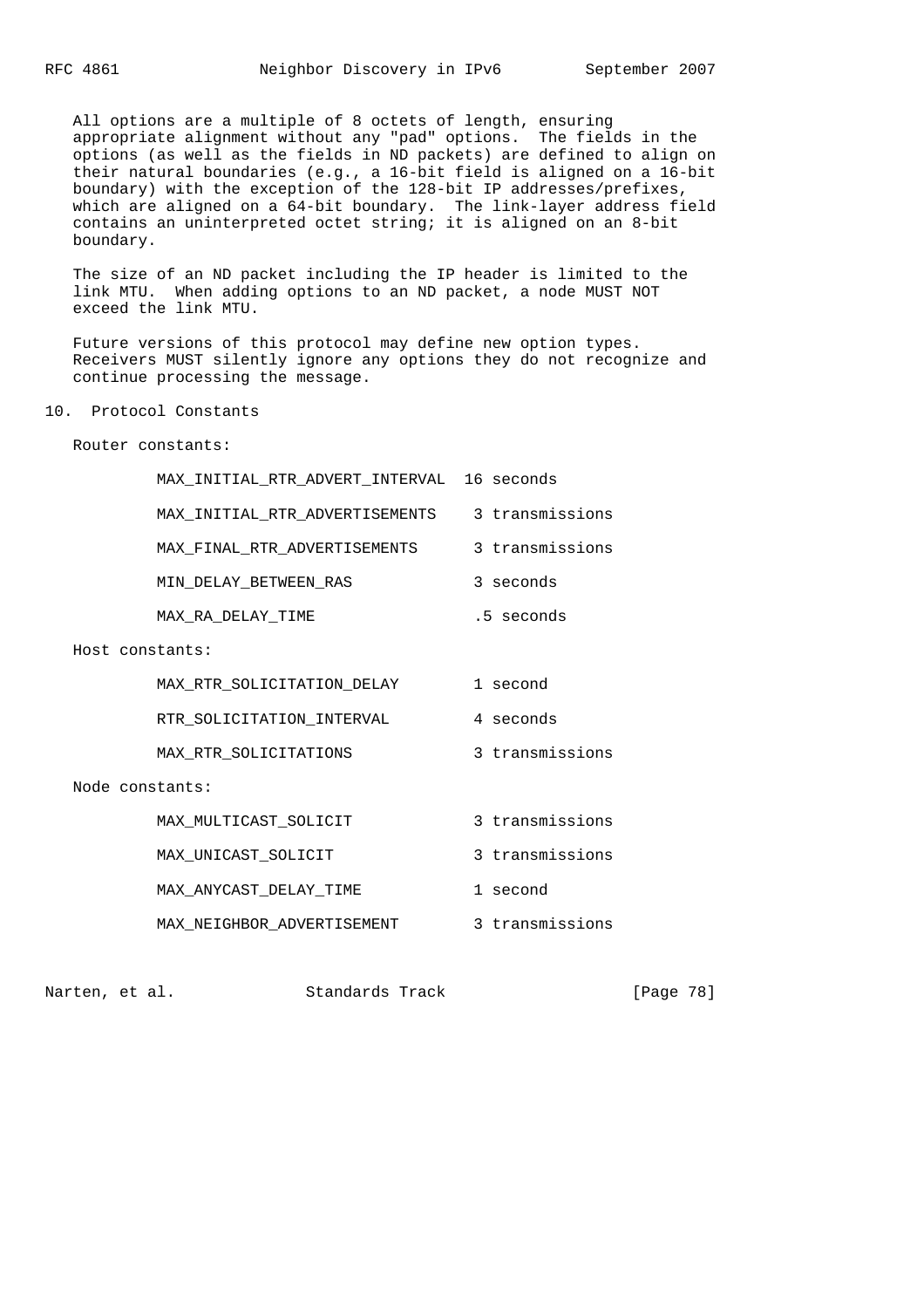All options are a multiple of 8 octets of length, ensuring appropriate alignment without any "pad" options. The fields in the options (as well as the fields in ND packets) are defined to align on their natural boundaries (e.g., a 16-bit field is aligned on a 16-bit boundary) with the exception of the 128-bit IP addresses/prefixes, which are aligned on a 64-bit boundary. The link-layer address field contains an uninterpreted octet string; it is aligned on an 8-bit boundary.

The size of an ND packet including the IP header is limited to the link MTU. When adding options to an ND packet, a node MUST NOT exceed the link MTU.

Future versions of this protocol may define new option types. Receivers MUST silently ignore any options they do not recognize and continue processing the message.

## 10. Protocol Constants

Router constants:

```
MAX_INITIAL_RTR_ADVERT_INTERVAL  16 seconds

MAX_INITIAL_RTR_ADVERTISEMENTS    3 transmissions

MAX_FINAL_RTR_ADVERTISEMENTS      3 transmissions

MIN_DELAY_BETWEEN_RAS             3 seconds

MAX_RA_DELAY_TIME                 .5 seconds
```

Host constants:

```
MAX_RTR_SOLICITATION_DELAY        1 second

RTR_SOLICITATION_INTERVAL         4 seconds

MAX_RTR_SOLICITATIONS             3 transmissions
```

Node constants:

```
MAX_MULTICAST_SOLICIT             3 transmissions

MAX_UNICAST_SOLICIT               3 transmissions

MAX_ANYCAST_DELAY_TIME            1 second

MAX_NEIGHBOR_ADVERTISEMENT        3 transmissions
```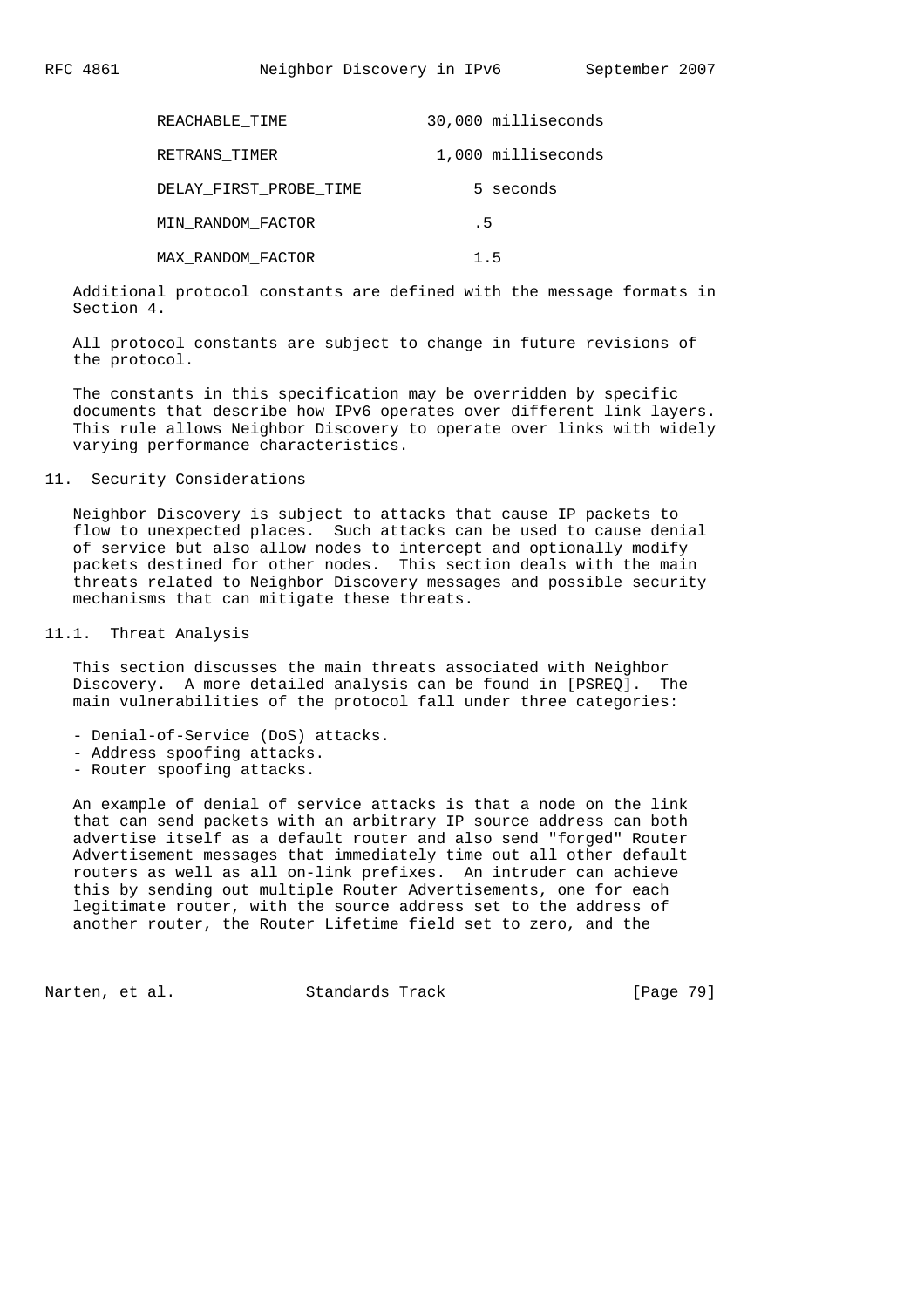| Constant | Value |
|---|---|
| REACHABLE_TIME | 30,000 milliseconds |
| RETRANS_TIMER | 1,000 milliseconds |
| DELAY_FIRST_PROBE_TIME | 5 seconds |
| MIN_RANDOM_FACTOR | .5 |
| MAX_RANDOM_FACTOR | 1.5 |

Additional protocol constants are defined with the message formats in Section 4.

All protocol constants are subject to change in future revisions of the protocol.

The constants in this specification may be overridden by specific documents that describe how IPv6 operates over different link layers. This rule allows Neighbor Discovery to operate over links with widely varying performance characteristics.

## 11. Security Considerations

Neighbor Discovery is subject to attacks that cause IP packets to flow to unexpected places. Such attacks can be used to cause denial of service but also allow nodes to intercept and optionally modify packets destined for other nodes. This section deals with the main threats related to Neighbor Discovery messages and possible security mechanisms that can mitigate these threats.

### 11.1. Threat Analysis

This section discusses the main threats associated with Neighbor Discovery. A more detailed analysis can be found in [PSREQ]. The main vulnerabilities of the protocol fall under three categories:

- Denial-of-Service (DoS) attacks.
- Address spoofing attacks.
- Router spoofing attacks.

An example of denial of service attacks is that a node on the link that can send packets with an arbitrary IP source address can both advertise itself as a default router and also send "forged" Router Advertisement messages that immediately time out all other default routers as well as all on-link prefixes. An intruder can achieve this by sending out multiple Router Advertisements, one for each legitimate router, with the source address set to the address of another router, the Router Lifetime field set to zero, and the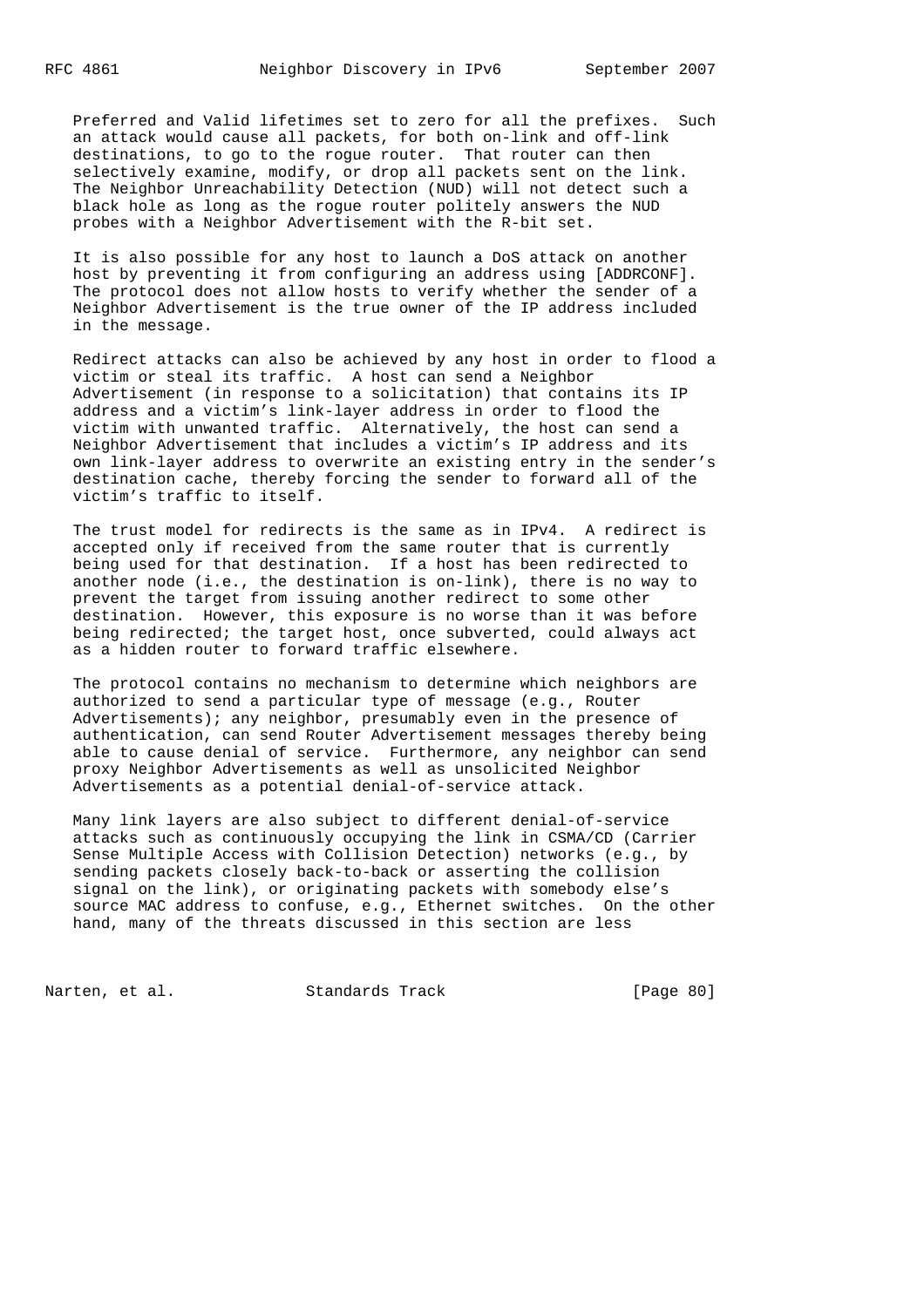Preferred and Valid lifetimes set to zero for all the prefixes. Such an attack would cause all packets, for both on-link and off-link destinations, to go to the rogue router. That router can then selectively examine, modify, or drop all packets sent on the link. The Neighbor Unreachability Detection (NUD) will not detect such a black hole as long as the rogue router politely answers the NUD probes with a Neighbor Advertisement with the R-bit set.

It is also possible for any host to launch a DoS attack on another host by preventing it from configuring an address using [ADDRCONF]. The protocol does not allow hosts to verify whether the sender of a Neighbor Advertisement is the true owner of the IP address included in the message.

Redirect attacks can also be achieved by any host in order to flood a victim or steal its traffic. A host can send a Neighbor Advertisement (in response to a solicitation) that contains its IP address and a victim's link-layer address in order to flood the victim with unwanted traffic. Alternatively, the host can send a Neighbor Advertisement that includes a victim's IP address and its own link-layer address to overwrite an existing entry in the sender's destination cache, thereby forcing the sender to forward all of the victim's traffic to itself.

The trust model for redirects is the same as in IPv4. A redirect is accepted only if received from the same router that is currently being used for that destination. If a host has been redirected to another node (i.e., the destination is on-link), there is no way to prevent the target from issuing another redirect to some other destination. However, this exposure is no worse than it was before being redirected; the target host, once subverted, could always act as a hidden router to forward traffic elsewhere.

The protocol contains no mechanism to determine which neighbors are authorized to send a particular type of message (e.g., Router Advertisements); any neighbor, presumably even in the presence of authentication, can send Router Advertisement messages thereby being able to cause denial of service. Furthermore, any neighbor can send proxy Neighbor Advertisements as well as unsolicited Neighbor Advertisements as a potential denial-of-service attack.

Many link layers are also subject to different denial-of-service attacks such as continuously occupying the link in CSMA/CD (Carrier Sense Multiple Access with Collision Detection) networks (e.g., by sending packets closely back-to-back or asserting the collision signal on the link), or originating packets with somebody else's source MAC address to confuse, e.g., Ethernet switches. On the other hand, many of the threats discussed in this section are less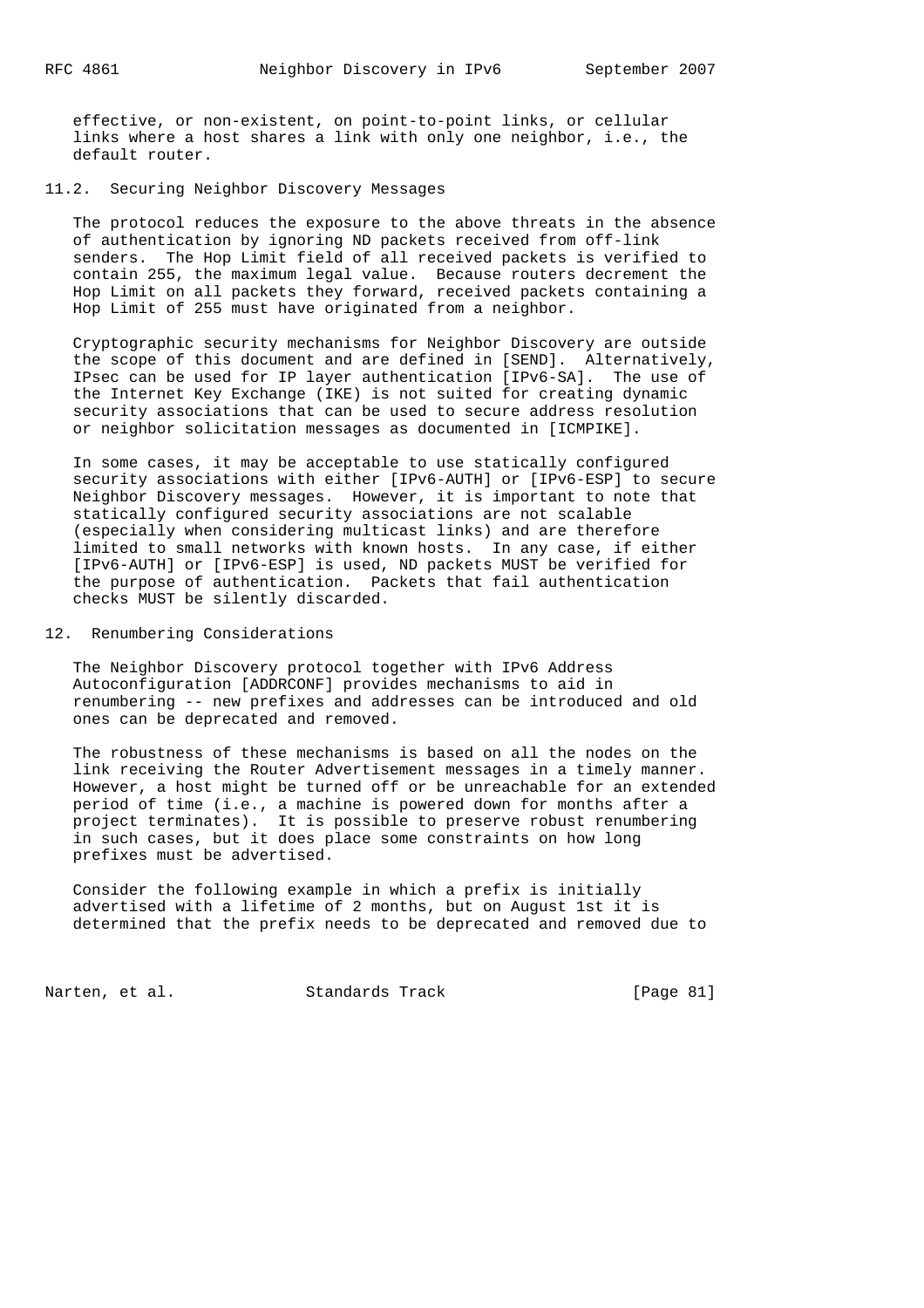effective, or non-existent, on point-to-point links, or cellular links where a host shares a link with only one neighbor, i.e., the default router.

## 11.2. Securing Neighbor Discovery Messages

The protocol reduces the exposure to the above threats in the absence of authentication by ignoring ND packets received from off-link senders. The Hop Limit field of all received packets is verified to contain 255, the maximum legal value. Because routers decrement the Hop Limit on all packets they forward, received packets containing a Hop Limit of 255 must have originated from a neighbor.

Cryptographic security mechanisms for Neighbor Discovery are outside the scope of this document and are defined in [SEND]. Alternatively, IPsec can be used for IP layer authentication [IPv6-SA]. The use of the Internet Key Exchange (IKE) is not suited for creating dynamic security associations that can be used to secure address resolution or neighbor solicitation messages as documented in [ICMPIKE].

In some cases, it may be acceptable to use statically configured security associations with either [IPv6-AUTH] or [IPv6-ESP] to secure Neighbor Discovery messages. However, it is important to note that statically configured security associations are not scalable (especially when considering multicast links) and are therefore limited to small networks with known hosts. In any case, if either [IPv6-AUTH] or [IPv6-ESP] is used, ND packets MUST be verified for the purpose of authentication. Packets that fail authentication checks MUST be silently discarded.

# 12. Renumbering Considerations

The Neighbor Discovery protocol together with IPv6 Address Autoconfiguration [ADDRCONF] provides mechanisms to aid in renumbering -- new prefixes and addresses can be introduced and old ones can be deprecated and removed.

The robustness of these mechanisms is based on all the nodes on the link receiving the Router Advertisement messages in a timely manner. However, a host might be turned off or be unreachable for an extended period of time (i.e., a machine is powered down for months after a project terminates). It is possible to preserve robust renumbering in such cases, but it does place some constraints on how long prefixes must be advertised.

Consider the following example in which a prefix is initially advertised with a lifetime of 2 months, but on August 1st it is determined that the prefix needs to be deprecated and removed due to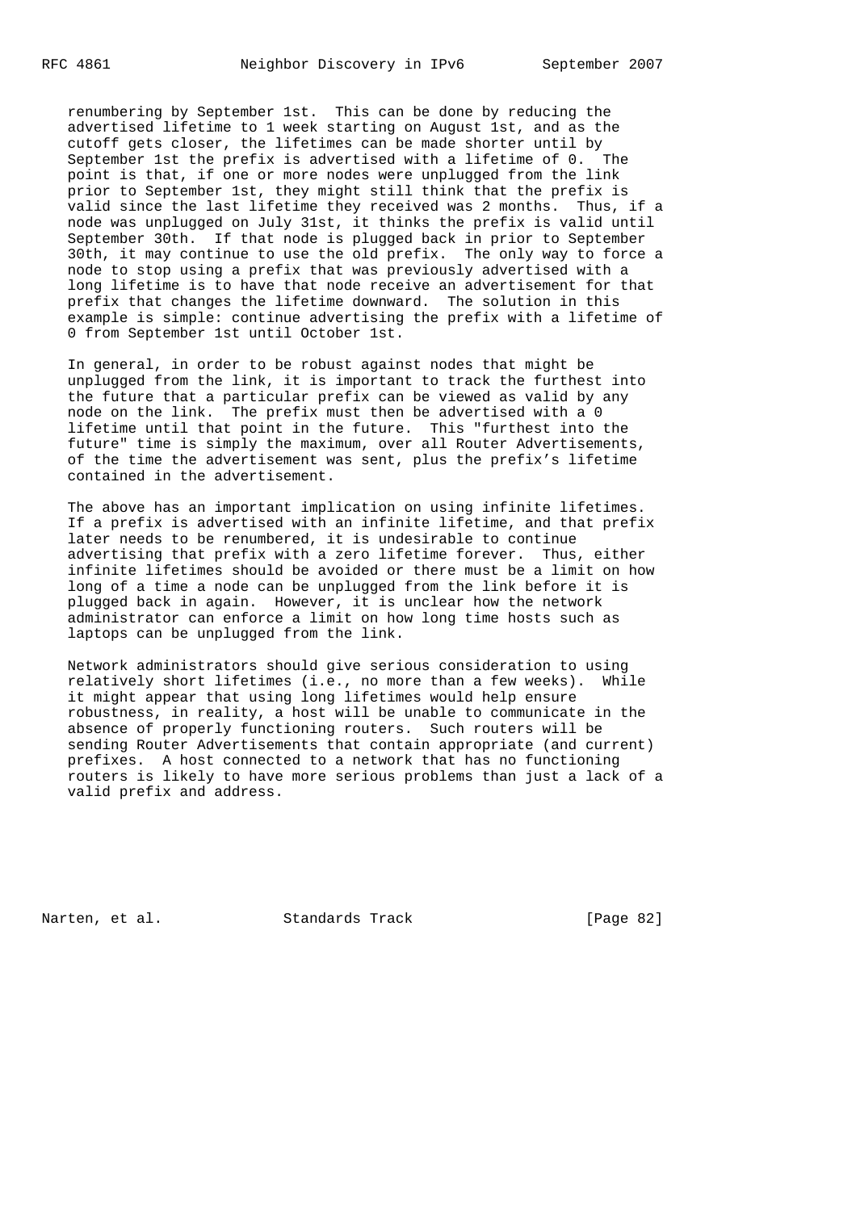renumbering by September 1st. This can be done by reducing the advertised lifetime to 1 week starting on August 1st, and as the cutoff gets closer, the lifetimes can be made shorter until by September 1st the prefix is advertised with a lifetime of 0. The point is that, if one or more nodes were unplugged from the link prior to September 1st, they might still think that the prefix is valid since the last lifetime they received was 2 months. Thus, if a node was unplugged on July 31st, it thinks the prefix is valid until September 30th. If that node is plugged back in prior to September 30th, it may continue to use the old prefix. The only way to force a node to stop using a prefix that was previously advertised with a long lifetime is to have that node receive an advertisement for that prefix that changes the lifetime downward. The solution in this example is simple: continue advertising the prefix with a lifetime of 0 from September 1st until October 1st.

In general, in order to be robust against nodes that might be unplugged from the link, it is important to track the furthest into the future that a particular prefix can be viewed as valid by any node on the link. The prefix must then be advertised with a 0 lifetime until that point in the future. This "furthest into the future" time is simply the maximum, over all Router Advertisements, of the time the advertisement was sent, plus the prefix's lifetime contained in the advertisement.

The above has an important implication on using infinite lifetimes. If a prefix is advertised with an infinite lifetime, and that prefix later needs to be renumbered, it is undesirable to continue advertising that prefix with a zero lifetime forever. Thus, either infinite lifetimes should be avoided or there must be a limit on how long of a time a node can be unplugged from the link before it is plugged back in again. However, it is unclear how the network administrator can enforce a limit on how long time hosts such as laptops can be unplugged from the link.

Network administrators should give serious consideration to using relatively short lifetimes (i.e., no more than a few weeks). While it might appear that using long lifetimes would help ensure robustness, in reality, a host will be unable to communicate in the absence of properly functioning routers. Such routers will be sending Router Advertisements that contain appropriate (and current) prefixes. A host connected to a network that has no functioning routers is likely to have more serious problems than just a lack of a valid prefix and address.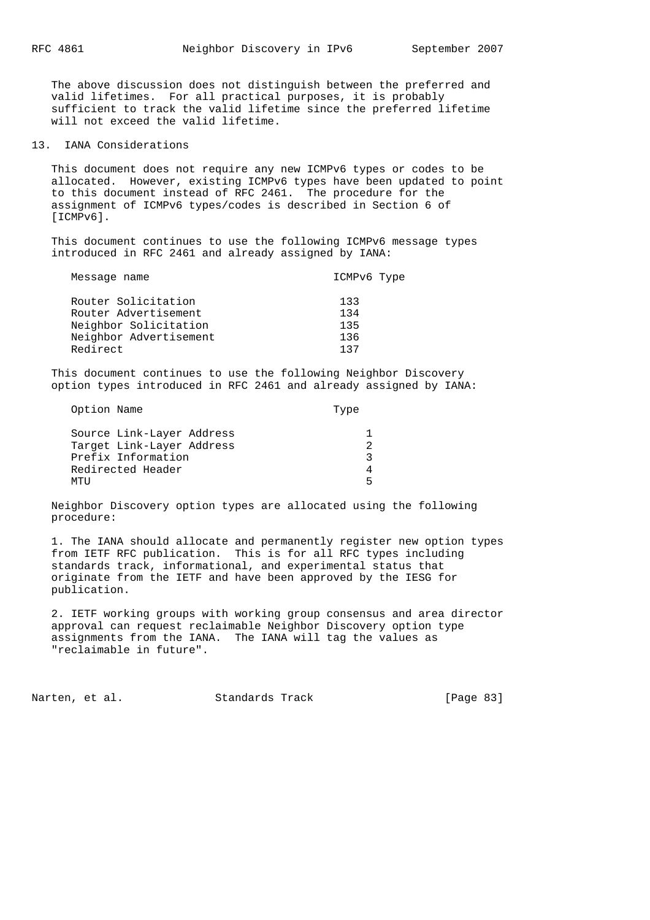The above discussion does not distinguish between the preferred and valid lifetimes. For all practical purposes, it is probably sufficient to track the valid lifetime since the preferred lifetime will not exceed the valid lifetime.

## 13. IANA Considerations

This document does not require any new ICMPv6 types or codes to be allocated. However, existing ICMPv6 types have been updated to point to this document instead of RFC 2461. The procedure for the assignment of ICMPv6 types/codes is described in Section 6 of [ICMPv6].

This document continues to use the following ICMPv6 message types introduced in RFC 2461 and already assigned by IANA:

| Message name | ICMPv6 Type |
| --- | --- |
| Router Solicitation | 133 |
| Router Advertisement | 134 |
| Neighbor Solicitation | 135 |
| Neighbor Advertisement | 136 |
| Redirect | 137 |

This document continues to use the following Neighbor Discovery option types introduced in RFC 2461 and already assigned by IANA:

| Option Name | Type |
| --- | --- |
| Source Link-Layer Address | 1 |
| Target Link-Layer Address | 2 |
| Prefix Information | 3 |
| Redirected Header | 4 |
| MTU | 5 |

Neighbor Discovery option types are allocated using the following procedure:

1. The IANA should allocate and permanently register new option types from IETF RFC publication. This is for all RFC types including standards track, informational, and experimental status that originate from the IETF and have been approved by the IESG for publication.

2. IETF working groups with working group consensus and area director approval can request reclaimable Neighbor Discovery option type assignments from the IANA. The IANA will tag the values as "reclaimable in future".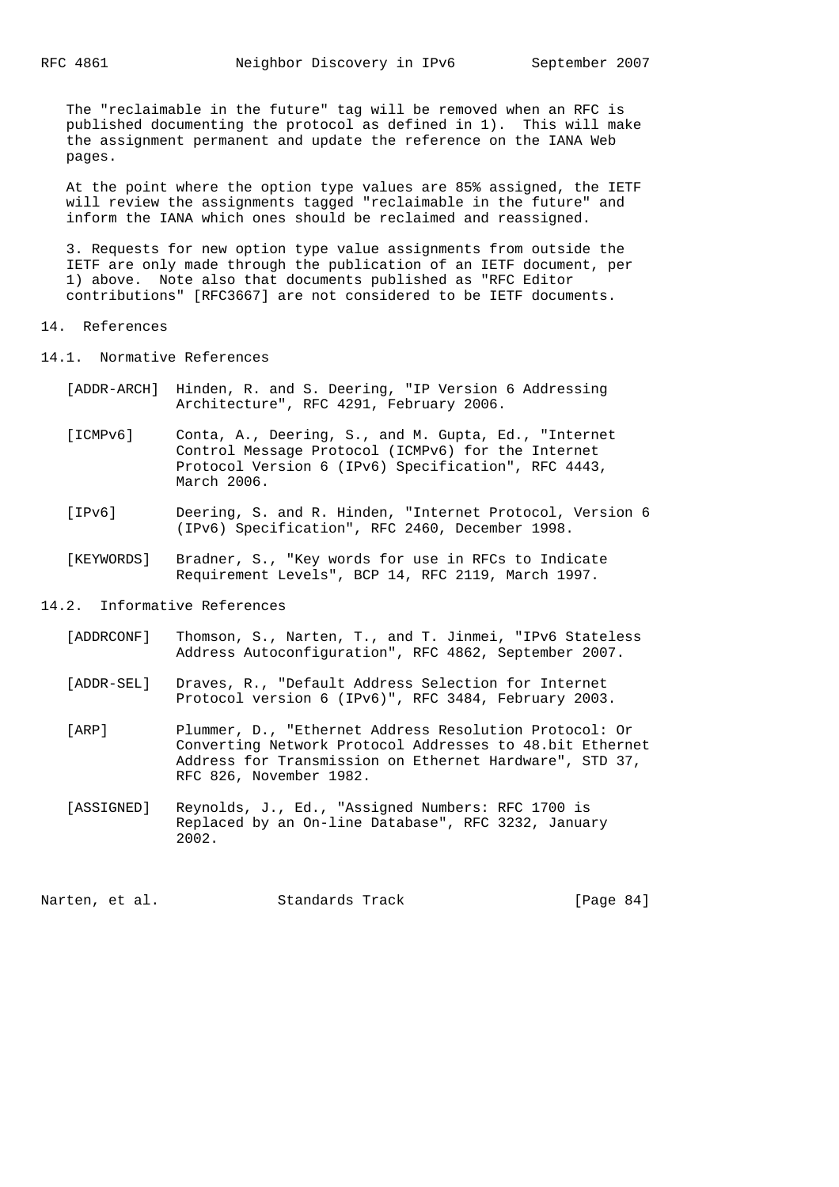The "reclaimable in the future" tag will be removed when an RFC is published documenting the protocol as defined in 1). This will make the assignment permanent and update the reference on the IANA Web pages.

At the point where the option type values are 85% assigned, the IETF will review the assignments tagged "reclaimable in the future" and inform the IANA which ones should be reclaimed and reassigned.

3. Requests for new option type value assignments from outside the IETF are only made through the publication of an IETF document, per 1) above. Note also that documents published as "RFC Editor contributions" [RFC3667] are not considered to be IETF documents.

## 14. References

### 14.1. Normative References

[ADDR-ARCH] Hinden, R. and S. Deering, "IP Version 6 Addressing Architecture", RFC 4291, February 2006.

[ICMPv6] Conta, A., Deering, S., and M. Gupta, Ed., "Internet Control Message Protocol (ICMPv6) for the Internet Protocol Version 6 (IPv6) Specification", RFC 4443, March 2006.

[IPv6] Deering, S. and R. Hinden, "Internet Protocol, Version 6 (IPv6) Specification", RFC 2460, December 1998.

[KEYWORDS] Bradner, S., "Key words for use in RFCs to Indicate Requirement Levels", BCP 14, RFC 2119, March 1997.

### 14.2. Informative References

[ADDRCONF] Thomson, S., Narten, T., and T. Jinmei, "IPv6 Stateless Address Autoconfiguration", RFC 4862, September 2007.

[ADDR-SEL] Draves, R., "Default Address Selection for Internet Protocol version 6 (IPv6)", RFC 3484, February 2003.

[ARP] Plummer, D., "Ethernet Address Resolution Protocol: Or Converting Network Protocol Addresses to 48.bit Ethernet Address for Transmission on Ethernet Hardware", STD 37, RFC 826, November 1982.

[ASSIGNED] Reynolds, J., Ed., "Assigned Numbers: RFC 1700 is Replaced by an On-line Database", RFC 3232, January 2002.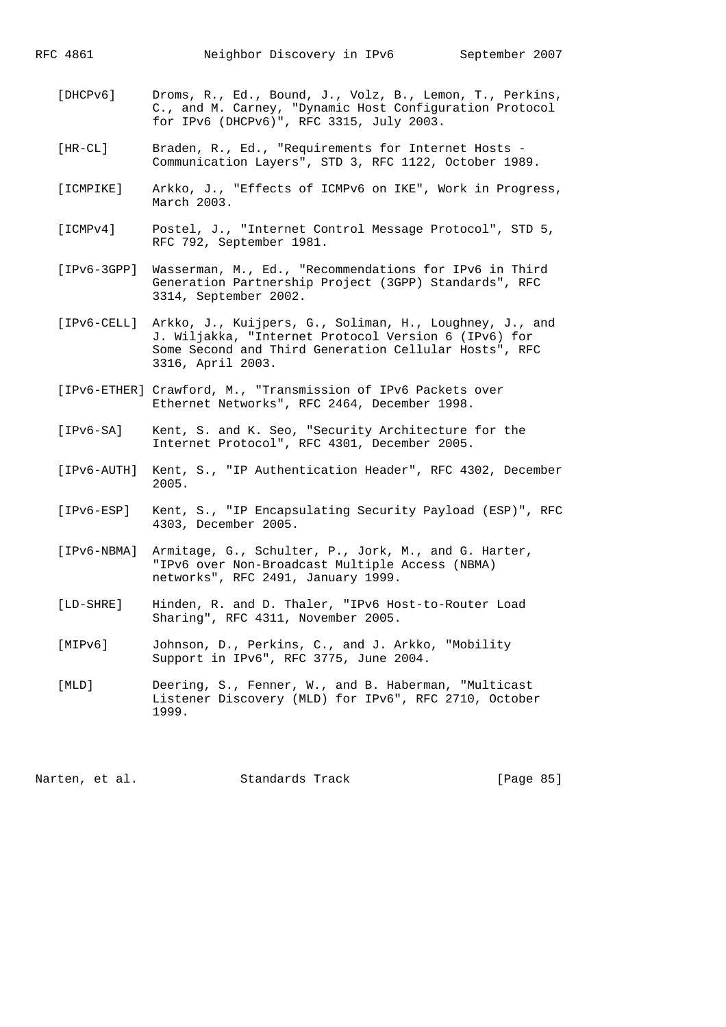[DHCPv6] Droms, R., Ed., Bound, J., Volz, B., Lemon, T., Perkins, C., and M. Carney, "Dynamic Host Configuration Protocol for IPv6 (DHCPv6)", RFC 3315, July 2003.

[HR-CL] Braden, R., Ed., "Requirements for Internet Hosts - Communication Layers", STD 3, RFC 1122, October 1989.

[ICMPIKE] Arkko, J., "Effects of ICMPv6 on IKE", Work in Progress, March 2003.

[ICMPv4] Postel, J., "Internet Control Message Protocol", STD 5, RFC 792, September 1981.

[IPv6-3GPP] Wasserman, M., Ed., "Recommendations for IPv6 in Third Generation Partnership Project (3GPP) Standards", RFC 3314, September 2002.

[IPv6-CELL] Arkko, J., Kuijpers, G., Soliman, H., Loughney, J., and J. Wiljakka, "Internet Protocol Version 6 (IPv6) for Some Second and Third Generation Cellular Hosts", RFC 3316, April 2003.

[IPv6-ETHER] Crawford, M., "Transmission of IPv6 Packets over Ethernet Networks", RFC 2464, December 1998.

[IPv6-SA] Kent, S. and K. Seo, "Security Architecture for the Internet Protocol", RFC 4301, December 2005.

[IPv6-AUTH] Kent, S., "IP Authentication Header", RFC 4302, December 2005.

[IPv6-ESP] Kent, S., "IP Encapsulating Security Payload (ESP)", RFC 4303, December 2005.

[IPv6-NBMA] Armitage, G., Schulter, P., Jork, M., and G. Harter, "IPv6 over Non-Broadcast Multiple Access (NBMA) networks", RFC 2491, January 1999.

[LD-SHRE] Hinden, R. and D. Thaler, "IPv6 Host-to-Router Load Sharing", RFC 4311, November 2005.

[MIPv6] Johnson, D., Perkins, C., and J. Arkko, "Mobility Support in IPv6", RFC 3775, June 2004.

[MLD] Deering, S., Fenner, W., and B. Haberman, "Multicast Listener Discovery (MLD) for IPv6", RFC 2710, October 1999.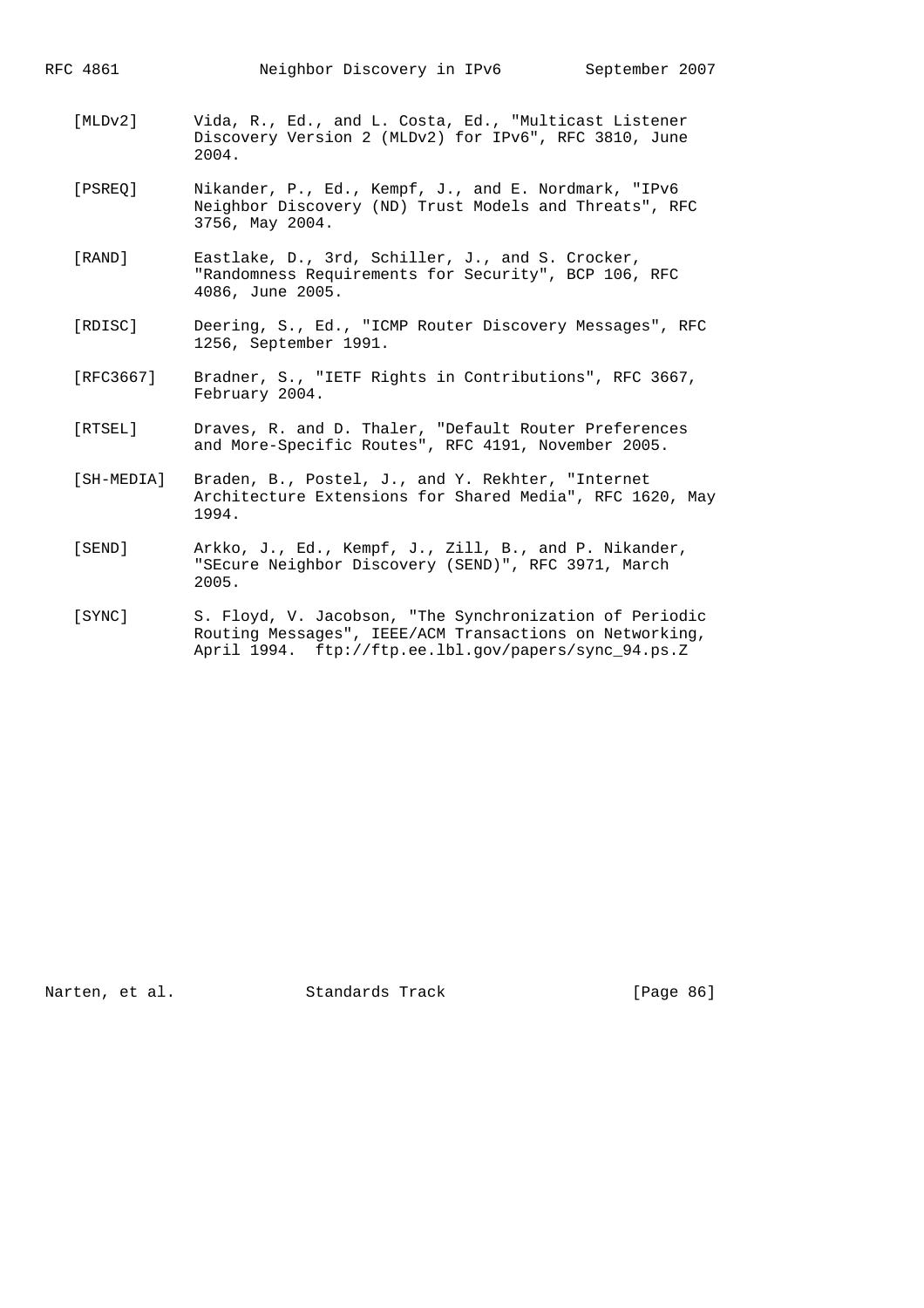[MLDv2] Vida, R., Ed., and L. Costa, Ed., "Multicast Listener Discovery Version 2 (MLDv2) for IPv6", RFC 3810, June 2004.

[PSREQ] Nikander, P., Ed., Kempf, J., and E. Nordmark, "IPv6 Neighbor Discovery (ND) Trust Models and Threats", RFC 3756, May 2004.

[RAND] Eastlake, D., 3rd, Schiller, J., and S. Crocker, "Randomness Requirements for Security", BCP 106, RFC 4086, June 2005.

[RDISC] Deering, S., Ed., "ICMP Router Discovery Messages", RFC 1256, September 1991.

[RFC3667] Bradner, S., "IETF Rights in Contributions", RFC 3667, February 2004.

[RTSEL] Draves, R. and D. Thaler, "Default Router Preferences and More-Specific Routes", RFC 4191, November 2005.

[SH-MEDIA] Braden, B., Postel, J., and Y. Rekhter, "Internet Architecture Extensions for Shared Media", RFC 1620, May 1994.

[SEND] Arkko, J., Ed., Kempf, J., Zill, B., and P. Nikander, "SEcure Neighbor Discovery (SEND)", RFC 3971, March 2005.

[SYNC] S. Floyd, V. Jacobson, "The Synchronization of Periodic Routing Messages", IEEE/ACM Transactions on Networking, April 1994. ftp://ftp.ee.lbl.gov/papers/sync_94.ps.Z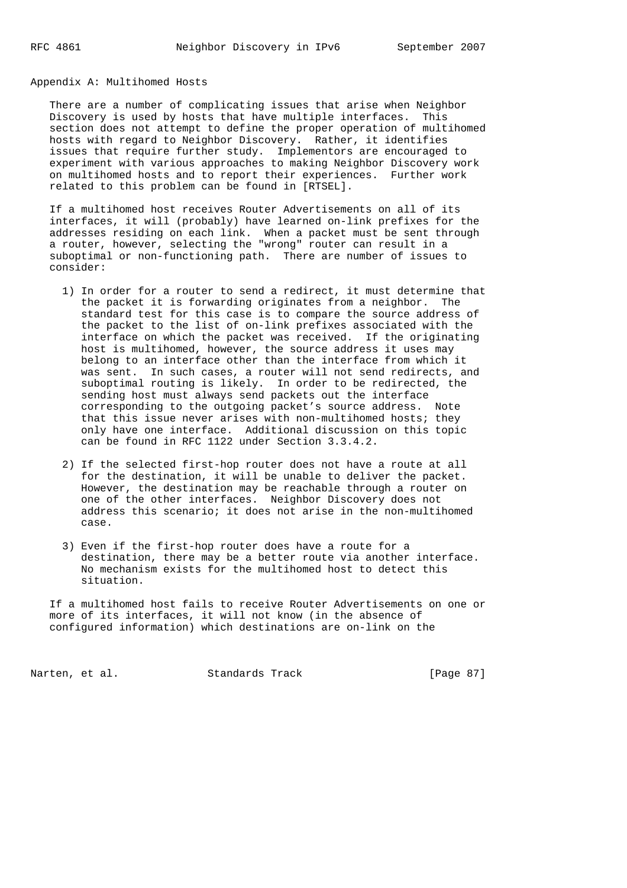## Appendix A: Multihomed Hosts

There are a number of complicating issues that arise when Neighbor Discovery is used by hosts that have multiple interfaces. This section does not attempt to define the proper operation of multihomed hosts with regard to Neighbor Discovery. Rather, it identifies issues that require further study. Implementors are encouraged to experiment with various approaches to making Neighbor Discovery work on multihomed hosts and to report their experiences. Further work related to this problem can be found in [RTSEL].

If a multihomed host receives Router Advertisements on all of its interfaces, it will (probably) have learned on-link prefixes for the addresses residing on each link. When a packet must be sent through a router, however, selecting the "wrong" router can result in a suboptimal or non-functioning path. There are number of issues to consider:

1) In order for a router to send a redirect, it must determine that the packet it is forwarding originates from a neighbor. The standard test for this case is to compare the source address of the packet to the list of on-link prefixes associated with the interface on which the packet was received. If the originating host is multihomed, however, the source address it uses may belong to an interface other than the interface from which it was sent. In such cases, a router will not send redirects, and suboptimal routing is likely. In order to be redirected, the sending host must always send packets out the interface corresponding to the outgoing packet's source address. Note that this issue never arises with non-multihomed hosts; they only have one interface. Additional discussion on this topic can be found in RFC 1122 under Section 3.3.4.2.

2) If the selected first-hop router does not have a route at all for the destination, it will be unable to deliver the packet. However, the destination may be reachable through a router on one of the other interfaces. Neighbor Discovery does not address this scenario; it does not arise in the non-multihomed case.

3) Even if the first-hop router does have a route for a destination, there may be a better route via another interface. No mechanism exists for the multihomed host to detect this situation.

If a multihomed host fails to receive Router Advertisements on one or more of its interfaces, it will not know (in the absence of configured information) which destinations are on-link on the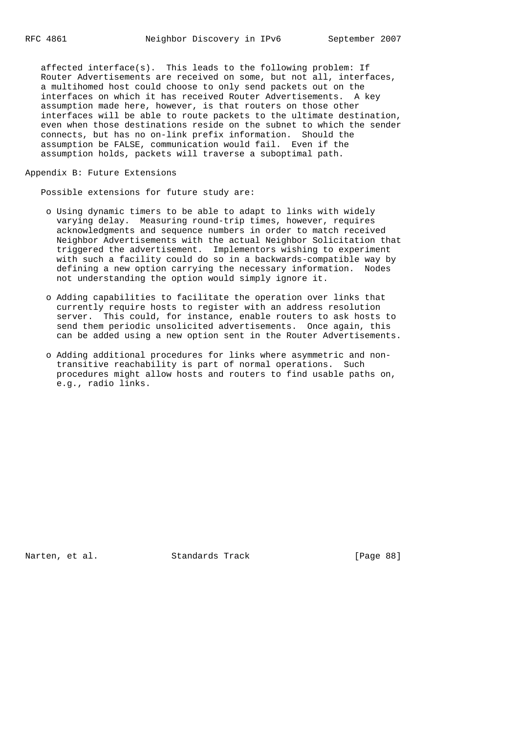affected interface(s). This leads to the following problem: If Router Advertisements are received on some, but not all, interfaces, a multihomed host could choose to only send packets out on the interfaces on which it has received Router Advertisements. A key assumption made here, however, is that routers on those other interfaces will be able to route packets to the ultimate destination, even when those destinations reside on the subnet to which the sender connects, but has no on-link prefix information. Should the assumption be FALSE, communication would fail. Even if the assumption holds, packets will traverse a suboptimal path.

## Appendix B: Future Extensions

Possible extensions for future study are:

- Using dynamic timers to be able to adapt to links with widely varying delay. Measuring round-trip times, however, requires acknowledgments and sequence numbers in order to match received Neighbor Advertisements with the actual Neighbor Solicitation that triggered the advertisement. Implementors wishing to experiment with such a facility could do so in a backwards-compatible way by defining a new option carrying the necessary information. Nodes not understanding the option would simply ignore it.

- Adding capabilities to facilitate the operation over links that currently require hosts to register with an address resolution server. This could, for instance, enable routers to ask hosts to send them periodic unsolicited advertisements. Once again, this can be added using a new option sent in the Router Advertisements.

- Adding additional procedures for links where asymmetric and non-transitive reachability is part of normal operations. Such procedures might allow hosts and routers to find usable paths on, e.g., radio links.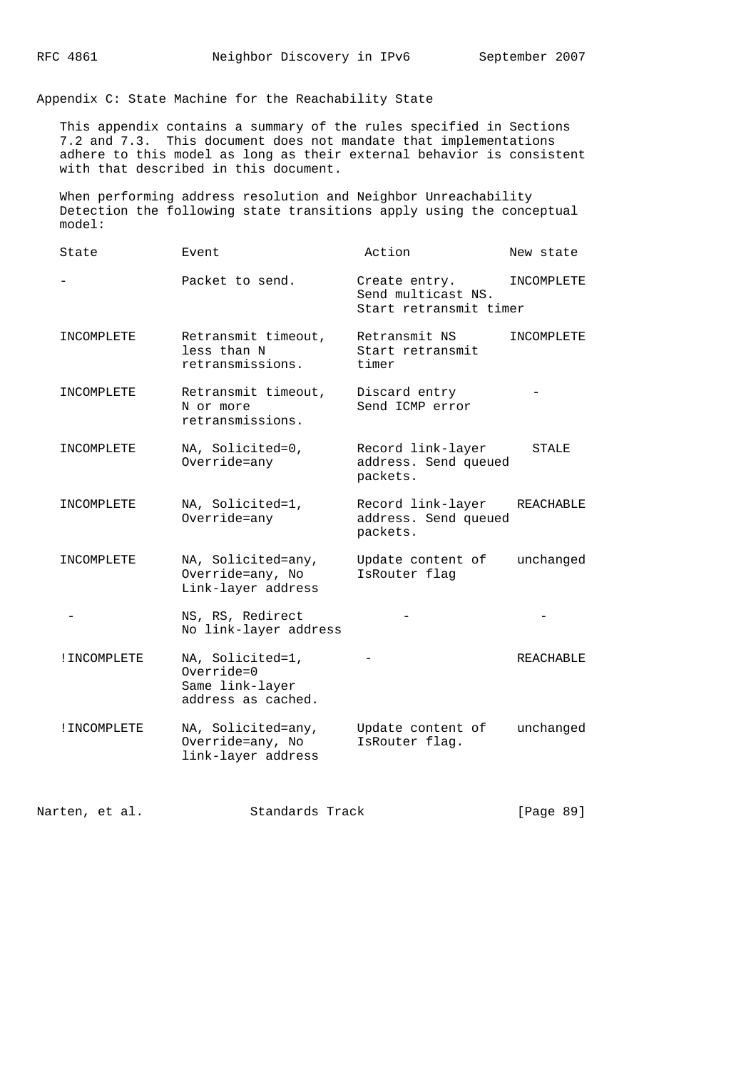## Appendix C: State Machine for the Reachability State

This appendix contains a summary of the rules specified in Sections 7.2 and 7.3. This document does not mandate that implementations adhere to this model as long as their external behavior is consistent with that described in this document.

When performing address resolution and Neighbor Unreachability Detection the following state transitions apply using the conceptual model:

| State | Event | Action | New state |
|---|---|---|---|
| - | Packet to send. | Create entry. Send multicast NS. Start retransmit timer | INCOMPLETE |
| INCOMPLETE | Retransmit timeout, less than N retransmissions. | Retransmit NS Start retransmit timer | INCOMPLETE |
| INCOMPLETE | Retransmit timeout, N or more retransmissions. | Discard entry Send ICMP error | - |
| INCOMPLETE | NA, Solicited=0, Override=any | Record link-layer address. Send queued packets. | STALE |
| INCOMPLETE | NA, Solicited=1, Override=any | Record link-layer address. Send queued packets. | REACHABLE |
| INCOMPLETE | NA, Solicited=any, Override=any, No Link-layer address | Update content of IsRouter flag | unchanged |
| - | NS, RS, Redirect No link-layer address | - | - |
| !INCOMPLETE | NA, Solicited=1, Override=0 Same link-layer address as cached. | - | REACHABLE |
| !INCOMPLETE | NA, Solicited=any, Override=any, No link-layer address | Update content of IsRouter flag. | unchanged |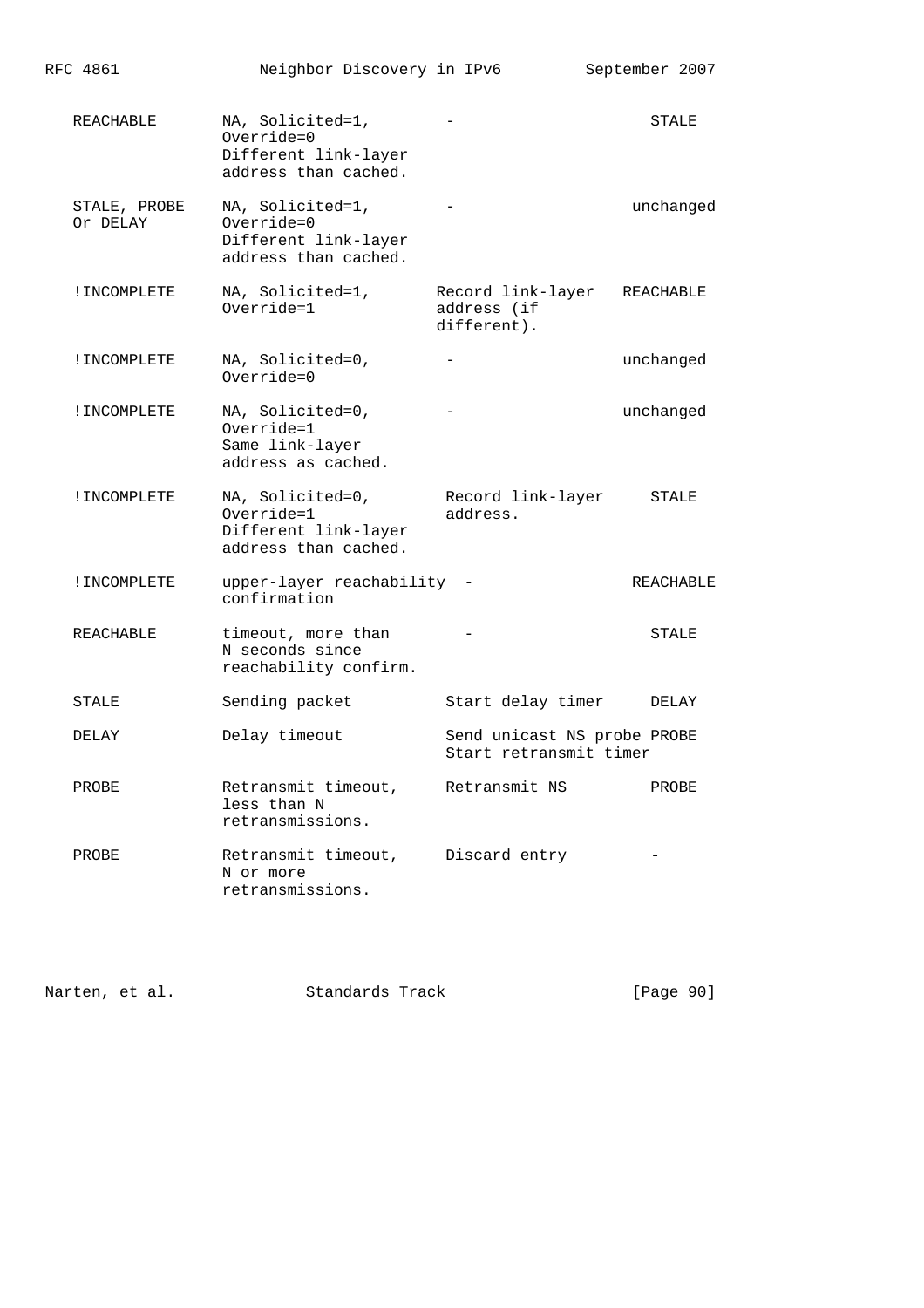| State | Event | Action | New state |
|---|---|---|---|
| REACHABLE | NA, Solicited=1, Override=0 Different link-layer address than cached. | - | STALE |
| STALE, PROBE Or DELAY | NA, Solicited=1, Override=0 Different link-layer address than cached. | - | unchanged |
| !INCOMPLETE | NA, Solicited=1, Override=1 | Record link-layer address (if different). | REACHABLE |
| !INCOMPLETE | NA, Solicited=0, Override=0 | - | unchanged |
| !INCOMPLETE | NA, Solicited=0, Override=1 Same link-layer address as cached. | - | unchanged |
| !INCOMPLETE | NA, Solicited=0, Override=1 Different link-layer address than cached. | Record link-layer address. | STALE |
| !INCOMPLETE | upper-layer reachability confirmation | - | REACHABLE |
| REACHABLE | timeout, more than N seconds since reachability confirm. | - | STALE |
| STALE | Sending packet | Start delay timer | DELAY |
| DELAY | Delay timeout | Send unicast NS probe Start retransmit timer | PROBE |
| PROBE | Retransmit timeout, less than N retransmissions. | Retransmit NS | PROBE |
| PROBE | Retransmit timeout, N or more retransmissions. | Discard entry | - |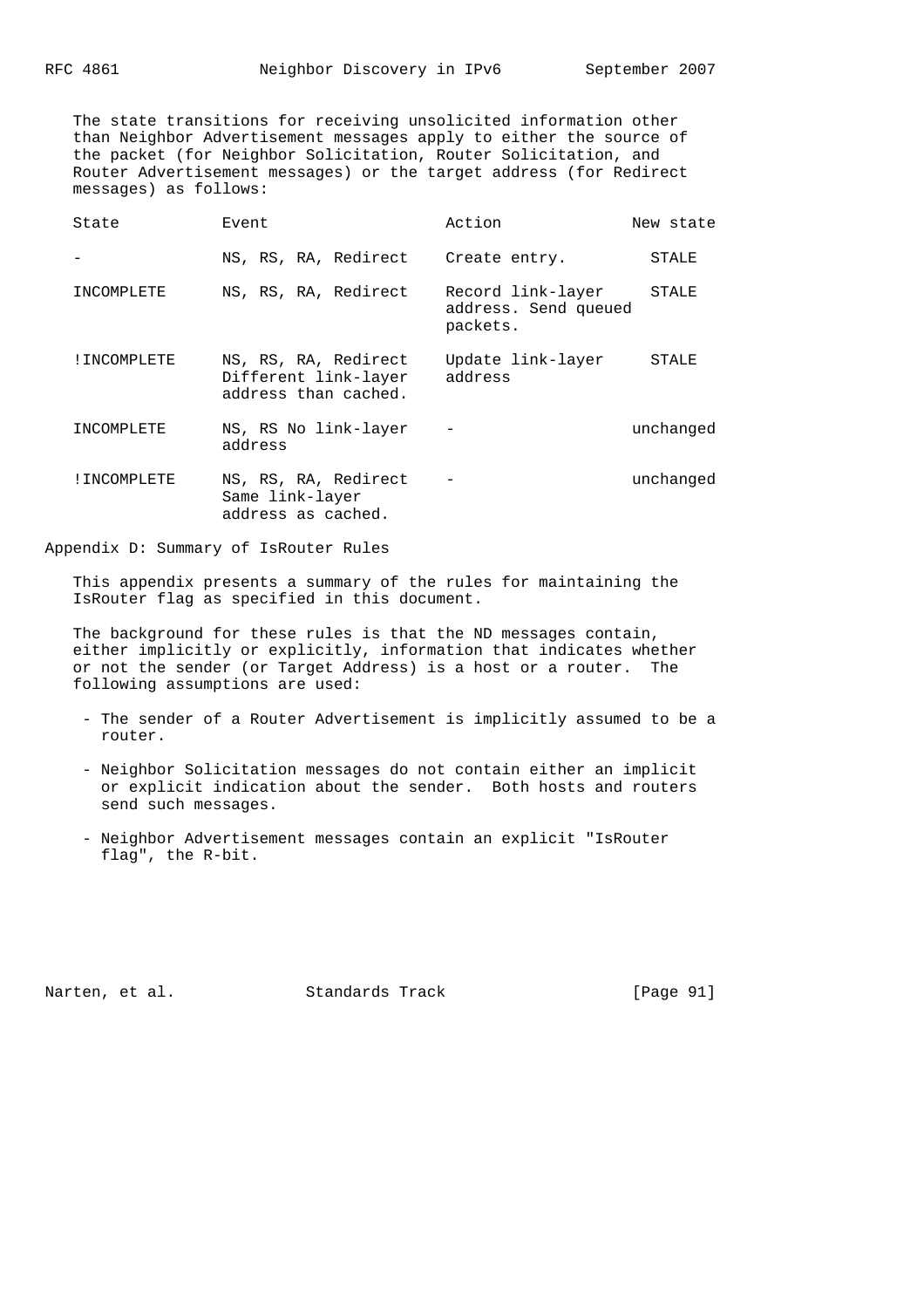The state transitions for receiving unsolicited information other than Neighbor Advertisement messages apply to either the source of the packet (for Neighbor Solicitation, Router Solicitation, and Router Advertisement messages) or the target address (for Redirect messages) as follows:

| State | Event | Action | New state |
|---|---|---|---|
| - | NS, RS, RA, Redirect | Create entry. | STALE |
| INCOMPLETE | NS, RS, RA, Redirect | Record link-layer address. Send queued packets. | STALE |
| !INCOMPLETE | NS, RS, RA, Redirect Different link-layer address than cached. | Update link-layer address | STALE |
| INCOMPLETE | NS, RS No link-layer address | - | unchanged |
| !INCOMPLETE | NS, RS, RA, Redirect Same link-layer address as cached. | - | unchanged |

## Appendix D: Summary of IsRouter Rules

This appendix presents a summary of the rules for maintaining the IsRouter flag as specified in this document.

The background for these rules is that the ND messages contain, either implicitly or explicitly, information that indicates whether or not the sender (or Target Address) is a host or a router. The following assumptions are used:

- The sender of a Router Advertisement is implicitly assumed to be a router.
- Neighbor Solicitation messages do not contain either an implicit or explicit indication about the sender. Both hosts and routers send such messages.
- Neighbor Advertisement messages contain an explicit "IsRouter flag", the R-bit.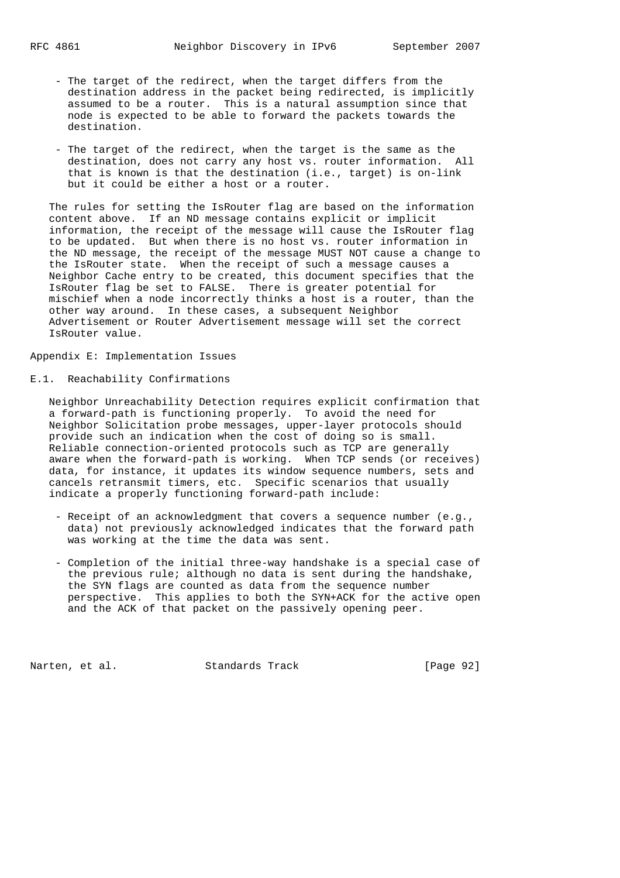- The target of the redirect, when the target differs from the destination address in the packet being redirected, is implicitly assumed to be a router. This is a natural assumption since that node is expected to be able to forward the packets towards the destination.

- The target of the redirect, when the target is the same as the destination, does not carry any host vs. router information. All that is known is that the destination (i.e., target) is on-link but it could be either a host or a router.

The rules for setting the IsRouter flag are based on the information content above. If an ND message contains explicit or implicit information, the receipt of the message will cause the IsRouter flag to be updated. But when there is no host vs. router information in the ND message, the receipt of the message MUST NOT cause a change to the IsRouter state. When the receipt of such a message causes a Neighbor Cache entry to be created, this document specifies that the IsRouter flag be set to FALSE. There is greater potential for mischief when a node incorrectly thinks a host is a router, than the other way around. In these cases, a subsequent Neighbor Advertisement or Router Advertisement message will set the correct IsRouter value.

# Appendix E: Implementation Issues

## E.1. Reachability Confirmations

Neighbor Unreachability Detection requires explicit confirmation that a forward-path is functioning properly. To avoid the need for Neighbor Solicitation probe messages, upper-layer protocols should provide such an indication when the cost of doing so is small. Reliable connection-oriented protocols such as TCP are generally aware when the forward-path is working. When TCP sends (or receives) data, for instance, it updates its window sequence numbers, sets and cancels retransmit timers, etc. Specific scenarios that usually indicate a properly functioning forward-path include:

- Receipt of an acknowledgment that covers a sequence number (e.g., data) not previously acknowledged indicates that the forward path was working at the time the data was sent.

- Completion of the initial three-way handshake is a special case of the previous rule; although no data is sent during the handshake, the SYN flags are counted as data from the sequence number perspective. This applies to both the SYN+ACK for the active open and the ACK of that packet on the passively opening peer.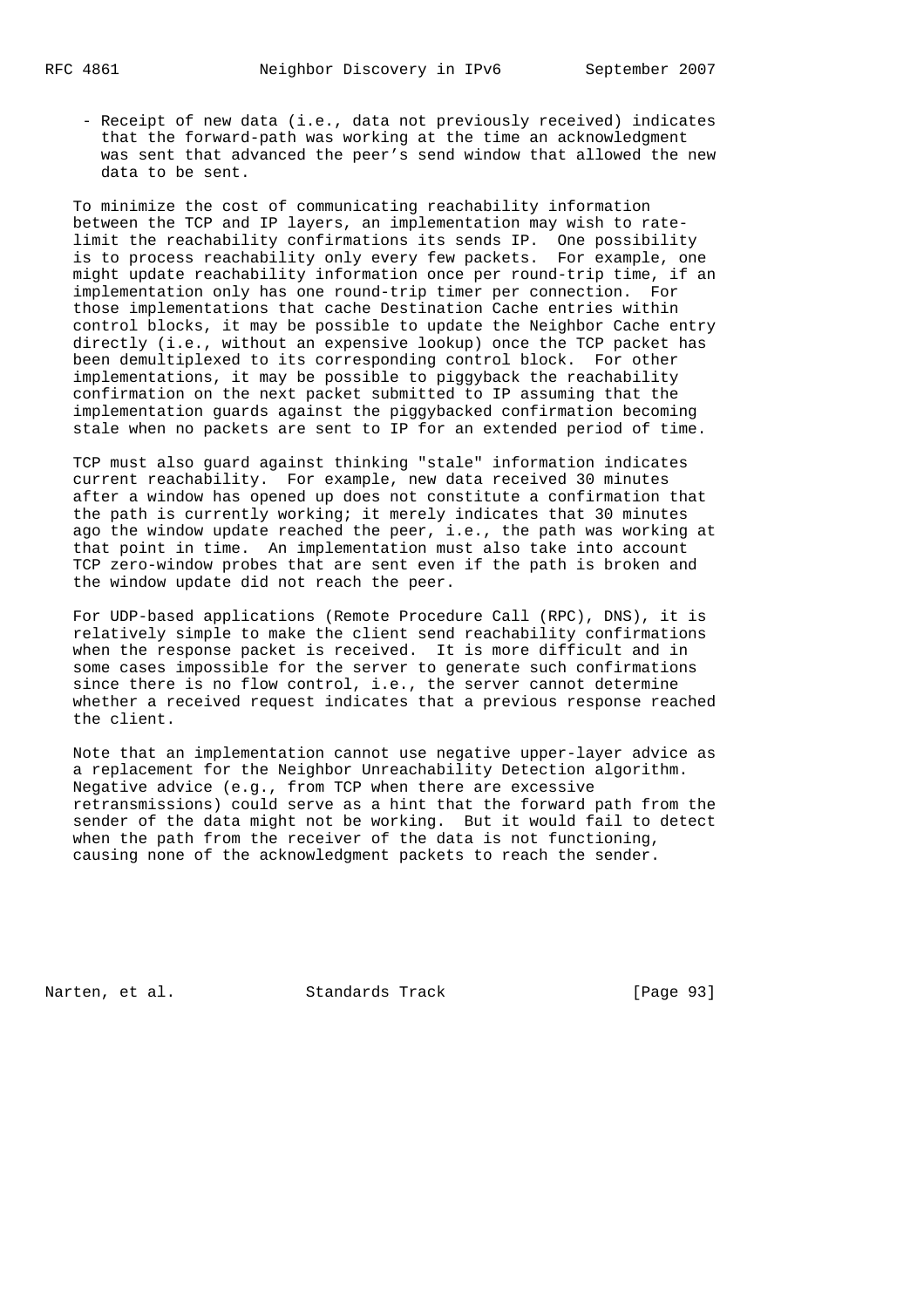- Receipt of new data (i.e., data not previously received) indicates that the forward-path was working at the time an acknowledgment was sent that advanced the peer's send window that allowed the new data to be sent.

To minimize the cost of communicating reachability information between the TCP and IP layers, an implementation may wish to rate-limit the reachability confirmations its sends IP. One possibility is to process reachability only every few packets. For example, one might update reachability information once per round-trip time, if an implementation only has one round-trip timer per connection. For those implementations that cache Destination Cache entries within control blocks, it may be possible to update the Neighbor Cache entry directly (i.e., without an expensive lookup) once the TCP packet has been demultiplexed to its corresponding control block. For other implementations, it may be possible to piggyback the reachability confirmation on the next packet submitted to IP assuming that the implementation guards against the piggybacked confirmation becoming stale when no packets are sent to IP for an extended period of time.

TCP must also guard against thinking "stale" information indicates current reachability. For example, new data received 30 minutes after a window has opened up does not constitute a confirmation that the path is currently working; it merely indicates that 30 minutes ago the window update reached the peer, i.e., the path was working at that point in time. An implementation must also take into account TCP zero-window probes that are sent even if the path is broken and the window update did not reach the peer.

For UDP-based applications (Remote Procedure Call (RPC), DNS), it is relatively simple to make the client send reachability confirmations when the response packet is received. It is more difficult and in some cases impossible for the server to generate such confirmations since there is no flow control, i.e., the server cannot determine whether a received request indicates that a previous response reached the client.

Note that an implementation cannot use negative upper-layer advice as a replacement for the Neighbor Unreachability Detection algorithm. Negative advice (e.g., from TCP when there are excessive retransmissions) could serve as a hint that the forward path from the sender of the data might not be working. But it would fail to detect when the path from the receiver of the data is not functioning, causing none of the acknowledgment packets to reach the sender.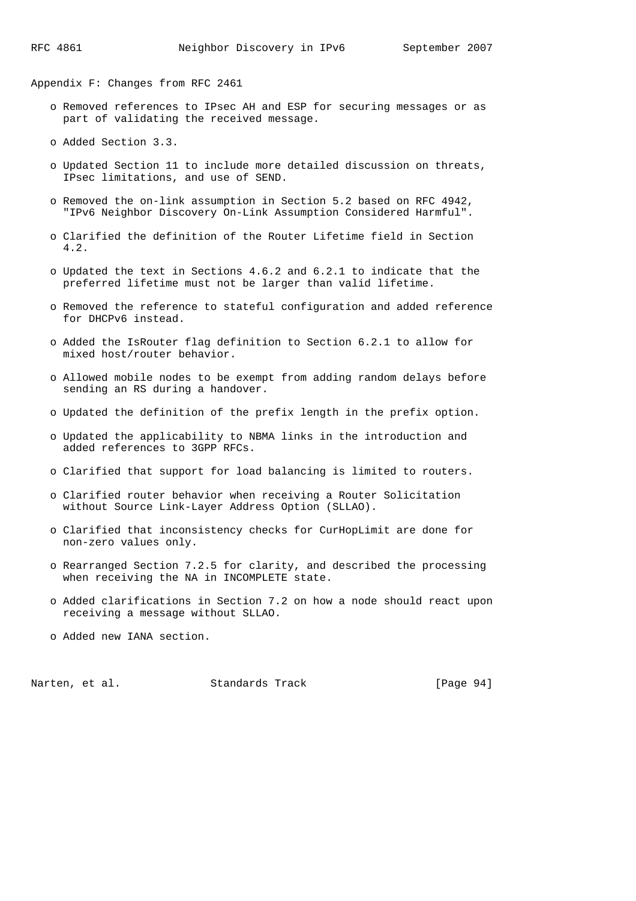## Appendix F: Changes from RFC 2461

- Removed references to IPsec AH and ESP for securing messages or as part of validating the received message.
- Added Section 3.3.
- Updated Section 11 to include more detailed discussion on threats, IPsec limitations, and use of SEND.
- Removed the on-link assumption in Section 5.2 based on RFC 4942, "IPv6 Neighbor Discovery On-Link Assumption Considered Harmful".
- Clarified the definition of the Router Lifetime field in Section 4.2.
- Updated the text in Sections 4.6.2 and 6.2.1 to indicate that the preferred lifetime must not be larger than valid lifetime.
- Removed the reference to stateful configuration and added reference for DHCPv6 instead.
- Added the IsRouter flag definition to Section 6.2.1 to allow for mixed host/router behavior.
- Allowed mobile nodes to be exempt from adding random delays before sending an RS during a handover.
- Updated the definition of the prefix length in the prefix option.
- Updated the applicability to NBMA links in the introduction and added references to 3GPP RFCs.
- Clarified that support for load balancing is limited to routers.
- Clarified router behavior when receiving a Router Solicitation without Source Link-Layer Address Option (SLLAO).
- Clarified that inconsistency checks for CurHopLimit are done for non-zero values only.
- Rearranged Section 7.2.5 for clarity, and described the processing when receiving the NA in INCOMPLETE state.
- Added clarifications in Section 7.2 on how a node should react upon receiving a message without SLLAO.
- Added new IANA section.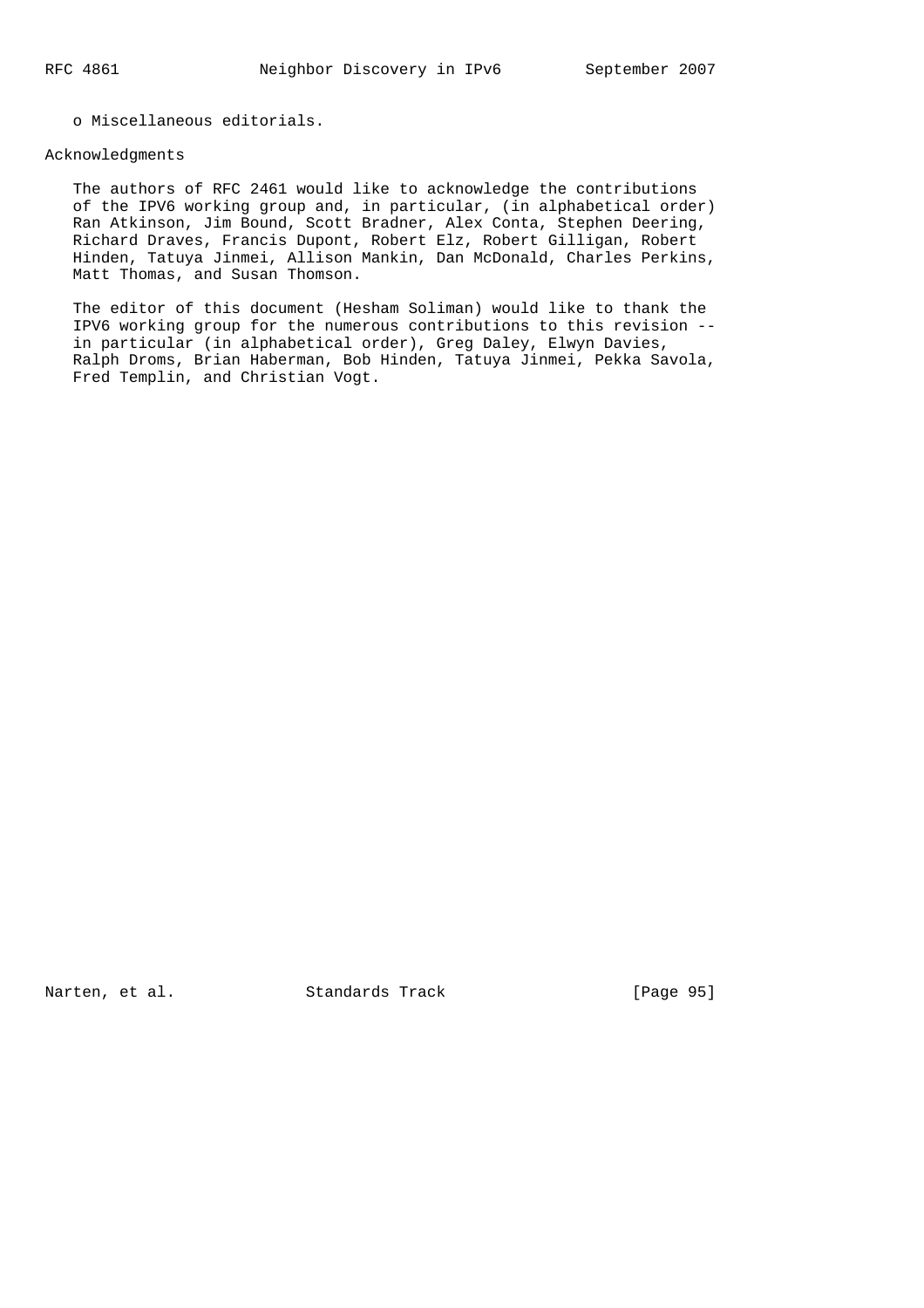- Miscellaneous editorials.

## Acknowledgments

The authors of RFC 2461 would like to acknowledge the contributions of the IPV6 working group and, in particular, (in alphabetical order) Ran Atkinson, Jim Bound, Scott Bradner, Alex Conta, Stephen Deering, Richard Draves, Francis Dupont, Robert Elz, Robert Gilligan, Robert Hinden, Tatuya Jinmei, Allison Mankin, Dan McDonald, Charles Perkins, Matt Thomas, and Susan Thomson.

The editor of this document (Hesham Soliman) would like to thank the IPV6 working group for the numerous contributions to this revision -- in particular (in alphabetical order), Greg Daley, Elwyn Davies, Ralph Droms, Brian Haberman, Bob Hinden, Tatuya Jinmei, Pekka Savola, Fred Templin, and Christian Vogt.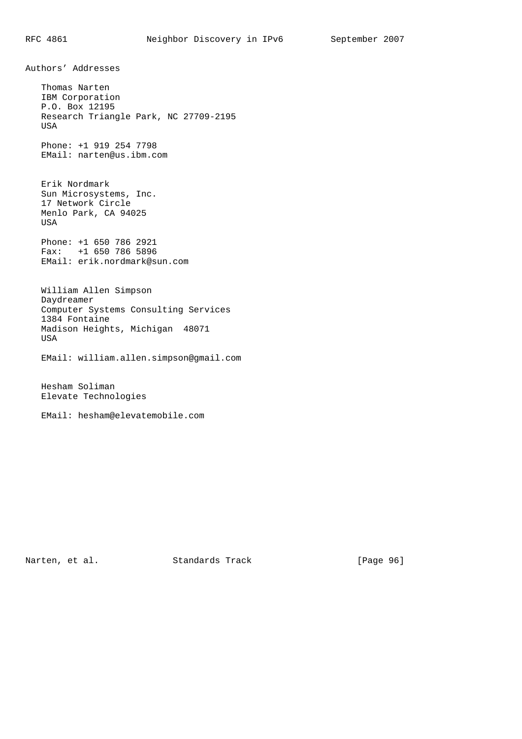## Authors' Addresses

Thomas Narten
IBM Corporation
P.O. Box 12195
Research Triangle Park, NC 27709-2195
USA

Phone: +1 919 254 7798
EMail: narten@us.ibm.com

Erik Nordmark
Sun Microsystems, Inc.
17 Network Circle
Menlo Park, CA 94025
USA

Phone: +1 650 786 2921
Fax: +1 650 786 5896
EMail: erik.nordmark@sun.com

William Allen Simpson
Daydreamer
Computer Systems Consulting Services
1384 Fontaine
Madison Heights, Michigan 48071
USA

EMail: william.allen.simpson@gmail.com

Hesham Soliman
Elevate Technologies

EMail: hesham@elevatemobile.com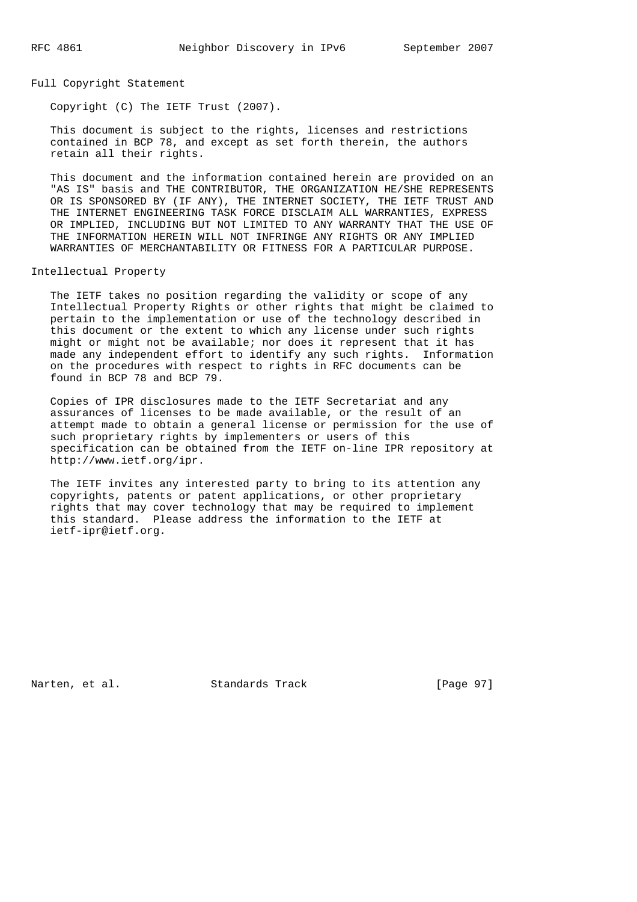## Full Copyright Statement

Copyright (C) The IETF Trust (2007).

This document is subject to the rights, licenses and restrictions contained in BCP 78, and except as set forth therein, the authors retain all their rights.

This document and the information contained herein are provided on an "AS IS" basis and THE CONTRIBUTOR, THE ORGANIZATION HE/SHE REPRESENTS OR IS SPONSORED BY (IF ANY), THE INTERNET SOCIETY, THE IETF TRUST AND THE INTERNET ENGINEERING TASK FORCE DISCLAIM ALL WARRANTIES, EXPRESS OR IMPLIED, INCLUDING BUT NOT LIMITED TO ANY WARRANTY THAT THE USE OF THE INFORMATION HEREIN WILL NOT INFRINGE ANY RIGHTS OR ANY IMPLIED WARRANTIES OF MERCHANTABILITY OR FITNESS FOR A PARTICULAR PURPOSE.

## Intellectual Property

The IETF takes no position regarding the validity or scope of any Intellectual Property Rights or other rights that might be claimed to pertain to the implementation or use of the technology described in this document or the extent to which any license under such rights might or might not be available; nor does it represent that it has made any independent effort to identify any such rights. Information on the procedures with respect to rights in RFC documents can be found in BCP 78 and BCP 79.

Copies of IPR disclosures made to the IETF Secretariat and any assurances of licenses to be made available, or the result of an attempt made to obtain a general license or permission for the use of such proprietary rights by implementers or users of this specification can be obtained from the IETF on-line IPR repository at http://www.ietf.org/ipr.

The IETF invites any interested party to bring to its attention any copyrights, patents or patent applications, or other proprietary rights that may cover technology that may be required to implement this standard. Please address the information to the IETF at ietf-ipr@ietf.org.